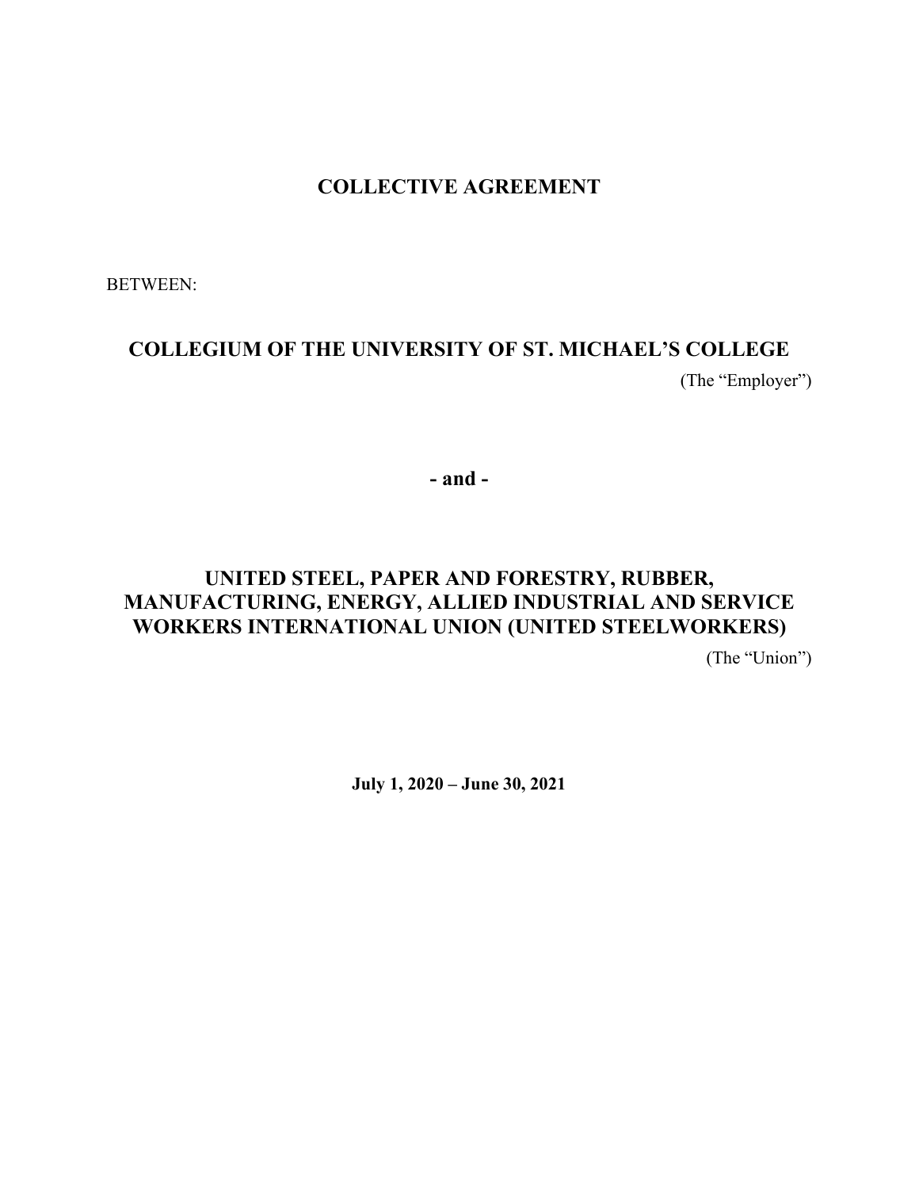# COLLECTIVE AGREEMENT

BETWEEN:

**COLLEGIUM OF THE UNIVERSITY OF ST. MICHAEL'S COLLEGE**

(The "Employer")

**- and -**

**UNITED STEEL, PAPER AND FORESTRY, RUBBER, MANUFACTURING, ENERGY, ALLIED INDUSTRIAL AND SERVICE WORKERS INTERNATIONAL UNION (UNITED STEELWORKERS)**

(The "Union")

**July 1, 2020 – June 30, 2021**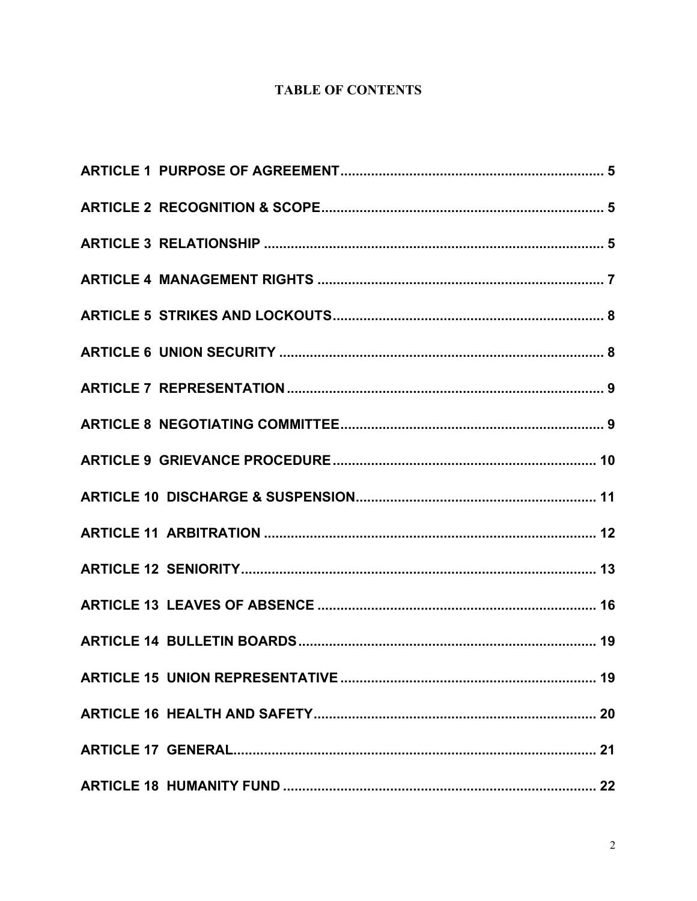# TABLE OF CONTENTS

**ARTICLE 1 PURPOSE OF AGREEMENT** .................................................................... **5**

**ARTICLE 2 RECOGNITION & SCOPE** ......................................................................... **5**

**ARTICLE 3 RELATIONSHIP** ........................................................................................ **5**

**ARTICLE 4 MANAGEMENT RIGHTS** .......................................................................... **7**

**ARTICLE 5 STRIKES AND LOCKOUTS** ...................................................................... **8**

**ARTICLE 6 UNION SECURITY** .................................................................................... **8**

**ARTICLE 7 REPRESENTATION** .................................................................................. **9**

**ARTICLE 8 NEGOTIATING COMMITTEE** .................................................................... **9**

**ARTICLE 9 GRIEVANCE PROCEDURE** .................................................................... **10**

**ARTICLE 10 DISCHARGE & SUSPENSION** ............................................................. **11**

**ARTICLE 11 ARBITRATION** ...................................................................................... **12**

**ARTICLE 12 SENIORITY** ............................................................................................ **13**

**ARTICLE 13 LEAVES OF ABSENCE** ........................................................................ **16**

**ARTICLE 14 BULLETIN BOARDS** ............................................................................. **19**

**ARTICLE 15 UNION REPRESENTATIVE** .................................................................. **19**

**ARTICLE 16 HEALTH AND SAFETY** ......................................................................... **20**

**ARTICLE 17 GENERAL** .............................................................................................. **21**

**ARTICLE 18 HUMANITY FUND** ................................................................................. **22**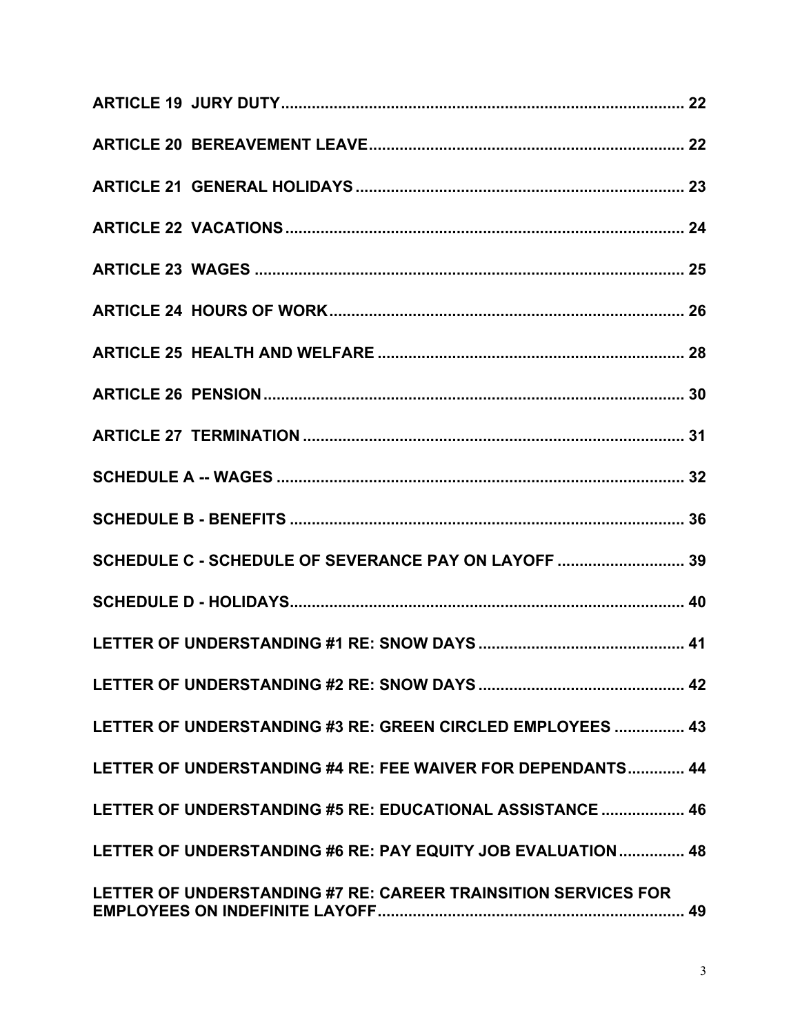**ARTICLE 19 JURY DUTY** ........................................................................................... 22

**ARTICLE 20 BEREAVEMENT LEAVE** ..................................................................... 22

**ARTICLE 21 GENERAL HOLIDAYS** ........................................................................ 23

**ARTICLE 22 VACATIONS** ........................................................................................ 24

**ARTICLE 23 WAGES** ................................................................................................ 25

**ARTICLE 24 HOURS OF WORK** .............................................................................. 26

**ARTICLE 25 HEALTH AND WELFARE** .................................................................... 28

**ARTICLE 26 PENSION** ............................................................................................. 30

**ARTICLE 27 TERMINATION** .................................................................................... 31

**SCHEDULE A -- WAGES** .......................................................................................... 32

**SCHEDULE B - BENEFITS** ........................................................................................ 36

**SCHEDULE C - SCHEDULE OF SEVERANCE PAY ON LAYOFF** ............................ 39

**SCHEDULE D - HOLIDAYS** ........................................................................................ 40

**LETTER OF UNDERSTANDING #1 RE: SNOW DAYS** .............................................. 41

**LETTER OF UNDERSTANDING #2 RE: SNOW DAYS** .............................................. 42

**LETTER OF UNDERSTANDING #3 RE: GREEN CIRCLED EMPLOYEES** ................ 43

**LETTER OF UNDERSTANDING #4 RE: FEE WAIVER FOR DEPENDANTS** ............. 44

**LETTER OF UNDERSTANDING #5 RE: EDUCATIONAL ASSISTANCE** .................. 46

**LETTER OF UNDERSTANDING #6 RE: PAY EQUITY JOB EVALUATION** ............... 48

**LETTER OF UNDERSTANDING #7 RE: CAREER TRAINSITION SERVICES FOR EMPLOYEES ON INDEFINITE LAYOFF** ..................................................................... 49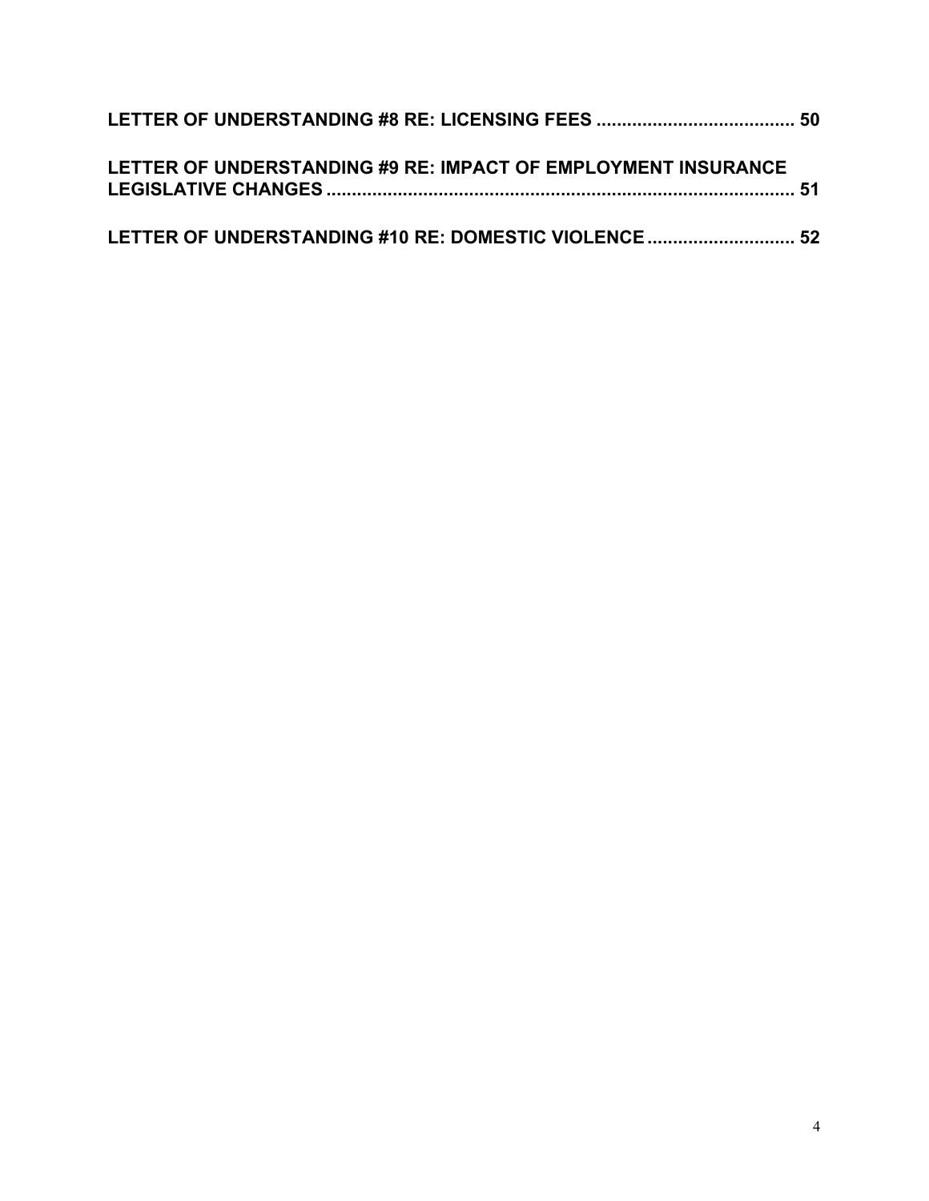**LETTER OF UNDERSTANDING #8 RE: LICENSING FEES ...................................... 50**

**LETTER OF UNDERSTANDING #9 RE: IMPACT OF EMPLOYMENT INSURANCE LEGISLATIVE CHANGES .......................................................................................... 51**

**LETTER OF UNDERSTANDING #10 RE: DOMESTIC VIOLENCE ............................ 52**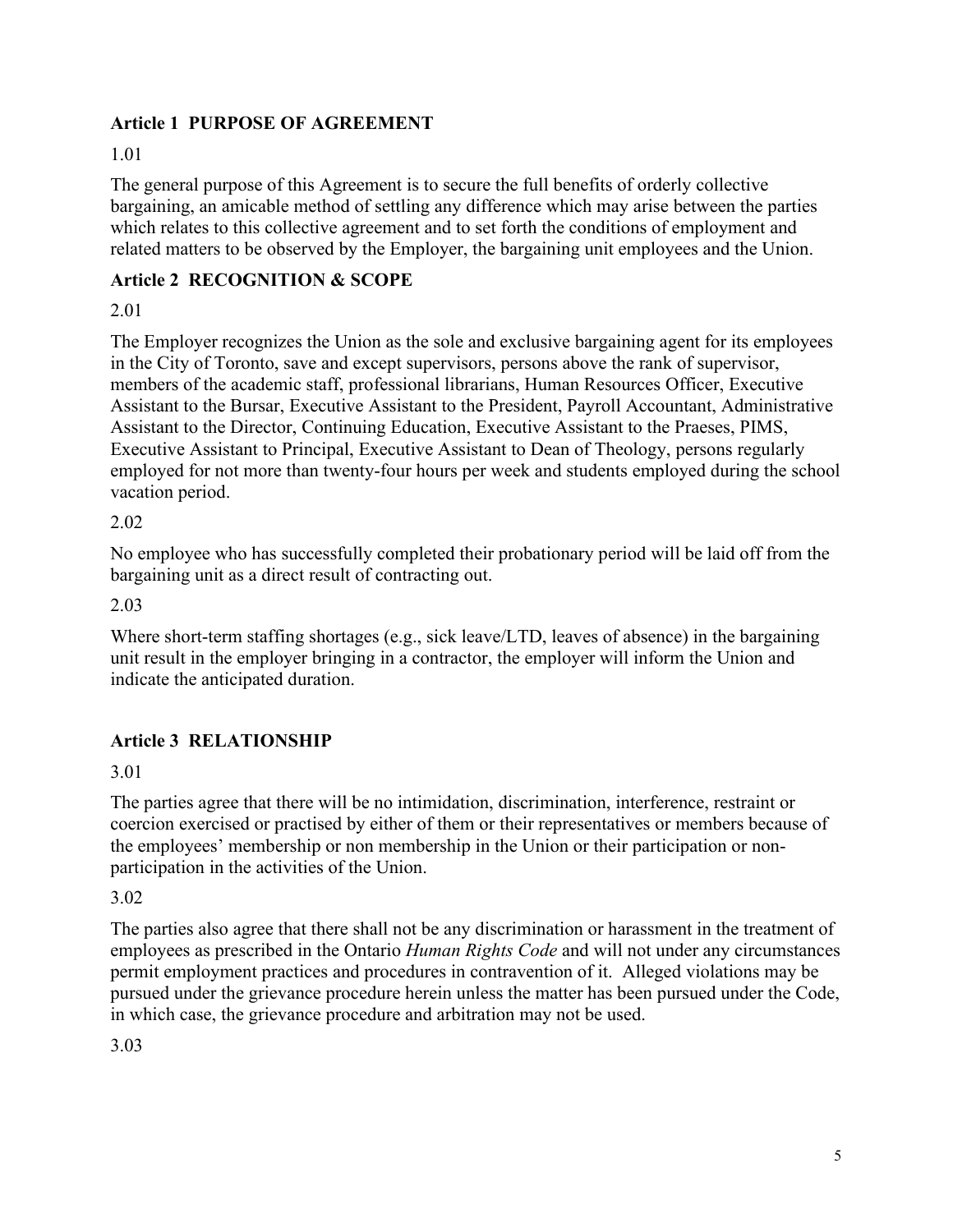## Article 1 PURPOSE OF AGREEMENT

1.01

The general purpose of this Agreement is to secure the full benefits of orderly collective bargaining, an amicable method of settling any difference which may arise between the parties which relates to this collective agreement and to set forth the conditions of employment and related matters to be observed by the Employer, the bargaining unit employees and the Union.

## Article 2 RECOGNITION & SCOPE

2.01

The Employer recognizes the Union as the sole and exclusive bargaining agent for its employees in the City of Toronto, save and except supervisors, persons above the rank of supervisor, members of the academic staff, professional librarians, Human Resources Officer, Executive Assistant to the Bursar, Executive Assistant to the President, Payroll Accountant, Administrative Assistant to the Director, Continuing Education, Executive Assistant to the Praeses, PIMS, Executive Assistant to Principal, Executive Assistant to Dean of Theology, persons regularly employed for not more than twenty-four hours per week and students employed during the school vacation period.

2.02

No employee who has successfully completed their probationary period will be laid off from the bargaining unit as a direct result of contracting out.

2.03

Where short-term staffing shortages (e.g., sick leave/LTD, leaves of absence) in the bargaining unit result in the employer bringing in a contractor, the employer will inform the Union and indicate the anticipated duration.

## Article 3 RELATIONSHIP

3.01

The parties agree that there will be no intimidation, discrimination, interference, restraint or coercion exercised or practised by either of them or their representatives or members because of the employees' membership or non membership in the Union or their participation or non-participation in the activities of the Union.

3.02

The parties also agree that there shall not be any discrimination or harassment in the treatment of employees as prescribed in the Ontario *Human Rights Code* and will not under any circumstances permit employment practices and procedures in contravention of it. Alleged violations may be pursued under the grievance procedure herein unless the matter has been pursued under the Code, in which case, the grievance procedure and arbitration may not be used.

3.03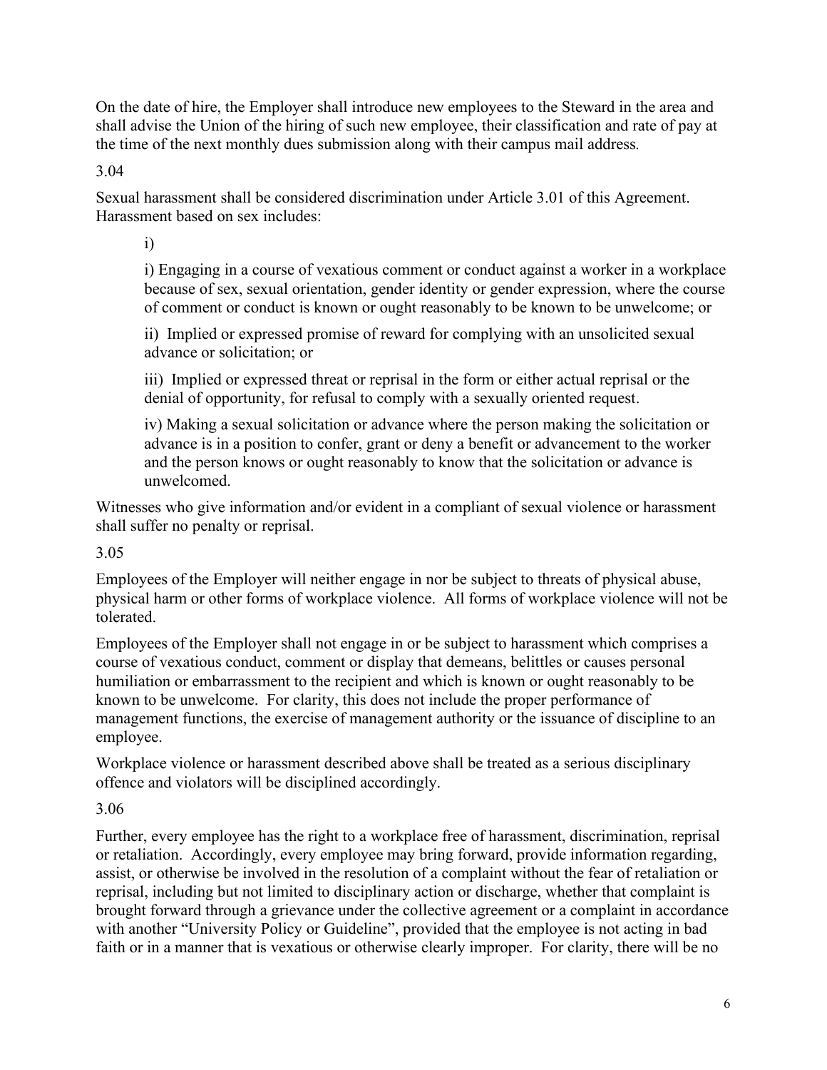On the date of hire, the Employer shall introduce new employees to the Steward in the area and shall advise the Union of the hiring of such new employee, their classification and rate of pay at the time of the next monthly dues submission along with their campus mail address.

3.04

Sexual harassment shall be considered discrimination under Article 3.01 of this Agreement. Harassment based on sex includes:

i)

i) Engaging in a course of vexatious comment or conduct against a worker in a workplace because of sex, sexual orientation, gender identity or gender expression, where the course of comment or conduct is known or ought reasonably to be known to be unwelcome; or

ii) Implied or expressed promise of reward for complying with an unsolicited sexual advance or solicitation; or

iii) Implied or expressed threat or reprisal in the form or either actual reprisal or the denial of opportunity, for refusal to comply with a sexually oriented request.

iv) Making a sexual solicitation or advance where the person making the solicitation or advance is in a position to confer, grant or deny a benefit or advancement to the worker and the person knows or ought reasonably to know that the solicitation or advance is unwelcomed.

Witnesses who give information and/or evident in a compliant of sexual violence or harassment shall suffer no penalty or reprisal.

3.05

Employees of the Employer will neither engage in nor be subject to threats of physical abuse, physical harm or other forms of workplace violence. All forms of workplace violence will not be tolerated.

Employees of the Employer shall not engage in or be subject to harassment which comprises a course of vexatious conduct, comment or display that demeans, belittles or causes personal humiliation or embarrassment to the recipient and which is known or ought reasonably to be known to be unwelcome. For clarity, this does not include the proper performance of management functions, the exercise of management authority or the issuance of discipline to an employee.

Workplace violence or harassment described above shall be treated as a serious disciplinary offence and violators will be disciplined accordingly.

3.06

Further, every employee has the right to a workplace free of harassment, discrimination, reprisal or retaliation. Accordingly, every employee may bring forward, provide information regarding, assist, or otherwise be involved in the resolution of a complaint without the fear of retaliation or reprisal, including but not limited to disciplinary action or discharge, whether that complaint is brought forward through a grievance under the collective agreement or a complaint in accordance with another "University Policy or Guideline", provided that the employee is not acting in bad faith or in a manner that is vexatious or otherwise clearly improper. For clarity, there will be no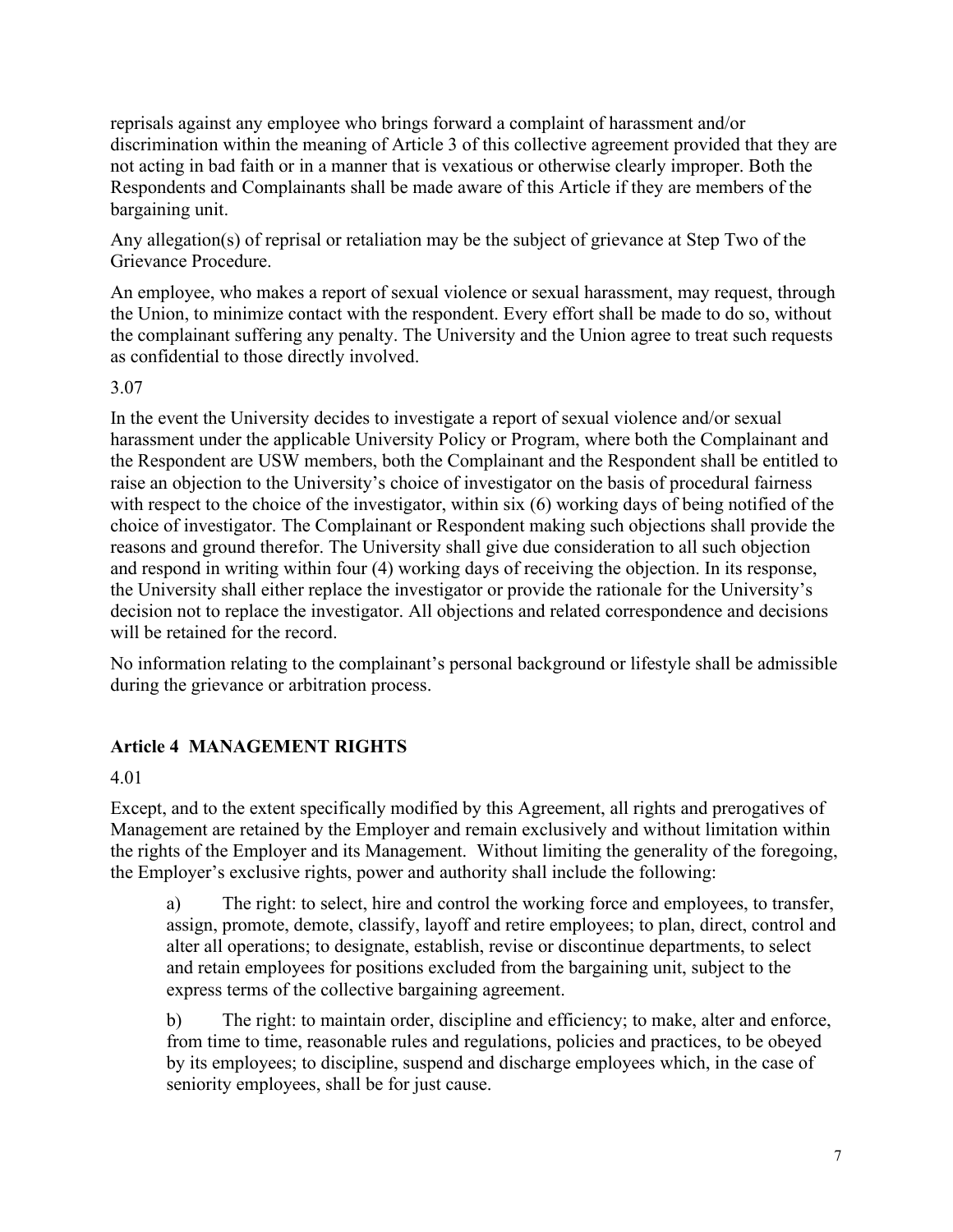reprisals against any employee who brings forward a complaint of harassment and/or discrimination within the meaning of Article 3 of this collective agreement provided that they are not acting in bad faith or in a manner that is vexatious or otherwise clearly improper. Both the Respondents and Complainants shall be made aware of this Article if they are members of the bargaining unit.

Any allegation(s) of reprisal or retaliation may be the subject of grievance at Step Two of the Grievance Procedure.

An employee, who makes a report of sexual violence or sexual harassment, may request, through the Union, to minimize contact with the respondent. Every effort shall be made to do so, without the complainant suffering any penalty. The University and the Union agree to treat such requests as confidential to those directly involved.

3.07

In the event the University decides to investigate a report of sexual violence and/or sexual harassment under the applicable University Policy or Program, where both the Complainant and the Respondent are USW members, both the Complainant and the Respondent shall be entitled to raise an objection to the University's choice of investigator on the basis of procedural fairness with respect to the choice of the investigator, within six (6) working days of being notified of the choice of investigator. The Complainant or Respondent making such objections shall provide the reasons and ground therefor. The University shall give due consideration to all such objection and respond in writing within four (4) working days of receiving the objection. In its response, the University shall either replace the investigator or provide the rationale for the University's decision not to replace the investigator. All objections and related correspondence and decisions will be retained for the record.

No information relating to the complainant's personal background or lifestyle shall be admissible during the grievance or arbitration process.

## Article 4 MANAGEMENT RIGHTS

4.01

Except, and to the extent specifically modified by this Agreement, all rights and prerogatives of Management are retained by the Employer and remain exclusively and without limitation within the rights of the Employer and its Management. Without limiting the generality of the foregoing, the Employer's exclusive rights, power and authority shall include the following:

a) The right: to select, hire and control the working force and employees, to transfer, assign, promote, demote, classify, layoff and retire employees; to plan, direct, control and alter all operations; to designate, establish, revise or discontinue departments, to select and retain employees for positions excluded from the bargaining unit, subject to the express terms of the collective bargaining agreement.

b) The right: to maintain order, discipline and efficiency; to make, alter and enforce, from time to time, reasonable rules and regulations, policies and practices, to be obeyed by its employees; to discipline, suspend and discharge employees which, in the case of seniority employees, shall be for just cause.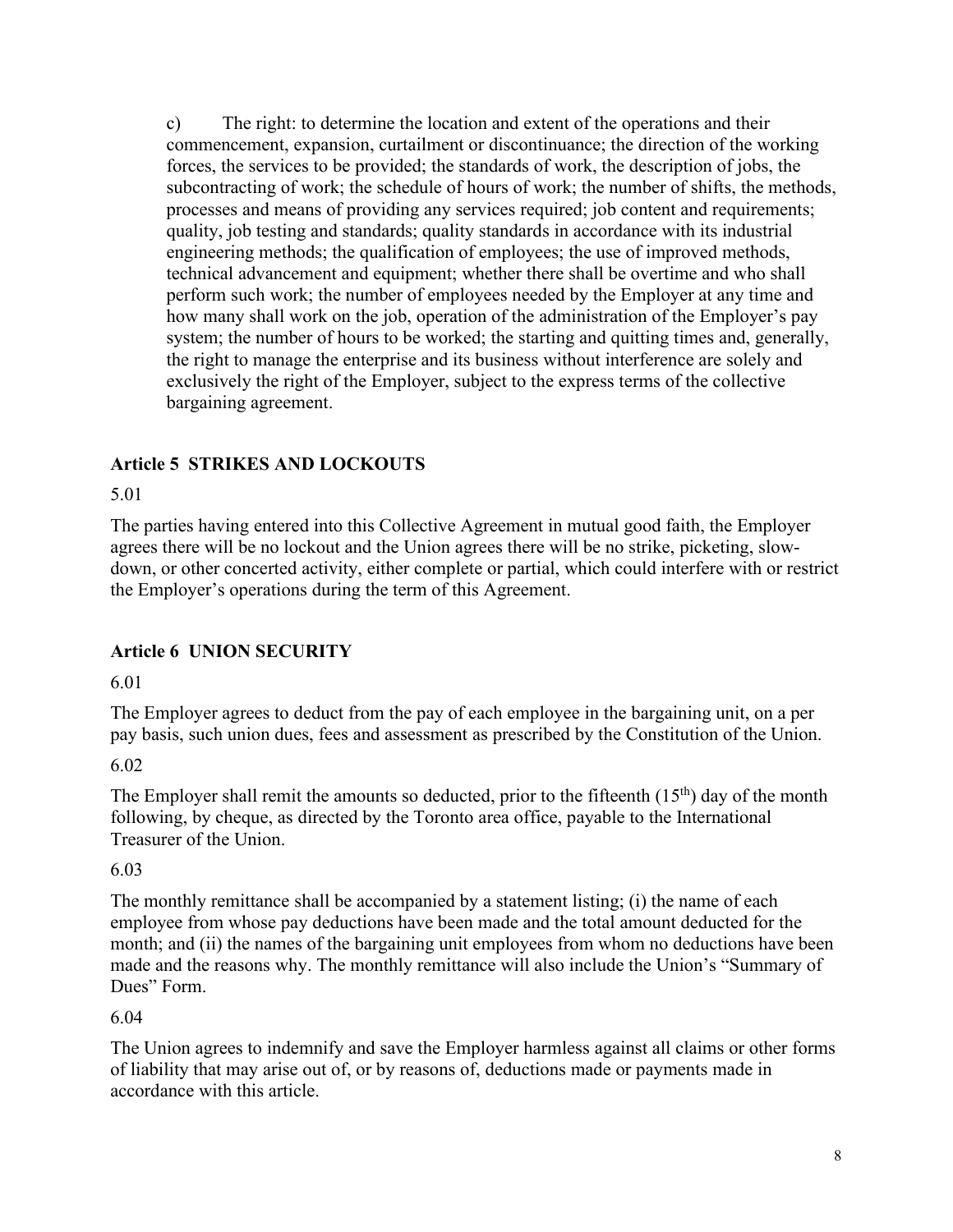c) The right: to determine the location and extent of the operations and their commencement, expansion, curtailment or discontinuance; the direction of the working forces, the services to be provided; the standards of work, the description of jobs, the subcontracting of work; the schedule of hours of work; the number of shifts, the methods, processes and means of providing any services required; job content and requirements; quality, job testing and standards; quality standards in accordance with its industrial engineering methods; the qualification of employees; the use of improved methods, technical advancement and equipment; whether there shall be overtime and who shall perform such work; the number of employees needed by the Employer at any time and how many shall work on the job, operation of the administration of the Employer's pay system; the number of hours to be worked; the starting and quitting times and, generally, the right to manage the enterprise and its business without interference are solely and exclusively the right of the Employer, subject to the express terms of the collective bargaining agreement.

## Article 5 STRIKES AND LOCKOUTS

5.01

The parties having entered into this Collective Agreement in mutual good faith, the Employer agrees there will be no lockout and the Union agrees there will be no strike, picketing, slow-down, or other concerted activity, either complete or partial, which could interfere with or restrict the Employer's operations during the term of this Agreement.

## Article 6 UNION SECURITY

6.01

The Employer agrees to deduct from the pay of each employee in the bargaining unit, on a per pay basis, such union dues, fees and assessment as prescribed by the Constitution of the Union.

6.02

The Employer shall remit the amounts so deducted, prior to the fifteenth (15th) day of the month following, by cheque, as directed by the Toronto area office, payable to the International Treasurer of the Union.

6.03

The monthly remittance shall be accompanied by a statement listing; (i) the name of each employee from whose pay deductions have been made and the total amount deducted for the month; and (ii) the names of the bargaining unit employees from whom no deductions have been made and the reasons why. The monthly remittance will also include the Union's "Summary of Dues" Form.

6.04

The Union agrees to indemnify and save the Employer harmless against all claims or other forms of liability that may arise out of, or by reasons of, deductions made or payments made in accordance with this article.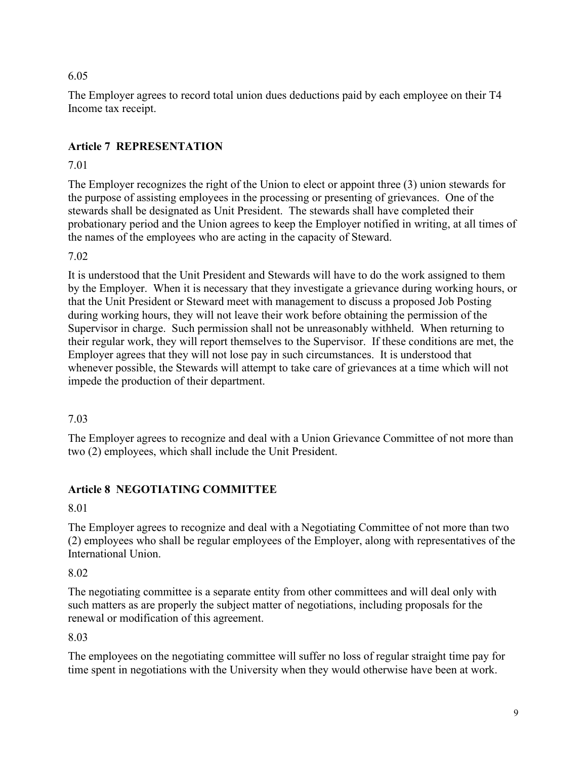6.05

The Employer agrees to record total union dues deductions paid by each employee on their T4 Income tax receipt.

## Article 7 REPRESENTATION

7.01

The Employer recognizes the right of the Union to elect or appoint three (3) union stewards for the purpose of assisting employees in the processing or presenting of grievances. One of the stewards shall be designated as Unit President. The stewards shall have completed their probationary period and the Union agrees to keep the Employer notified in writing, at all times of the names of the employees who are acting in the capacity of Steward.

7.02

It is understood that the Unit President and Stewards will have to do the work assigned to them by the Employer. When it is necessary that they investigate a grievance during working hours, or that the Unit President or Steward meet with management to discuss a proposed Job Posting during working hours, they will not leave their work before obtaining the permission of the Supervisor in charge. Such permission shall not be unreasonably withheld. When returning to their regular work, they will report themselves to the Supervisor. If these conditions are met, the Employer agrees that they will not lose pay in such circumstances. It is understood that whenever possible, the Stewards will attempt to take care of grievances at a time which will not impede the production of their department.

7.03

The Employer agrees to recognize and deal with a Union Grievance Committee of not more than two (2) employees, which shall include the Unit President.

## Article 8 NEGOTIATING COMMITTEE

8.01

The Employer agrees to recognize and deal with a Negotiating Committee of not more than two (2) employees who shall be regular employees of the Employer, along with representatives of the International Union.

8.02

The negotiating committee is a separate entity from other committees and will deal only with such matters as are properly the subject matter of negotiations, including proposals for the renewal or modification of this agreement.

8.03

The employees on the negotiating committee will suffer no loss of regular straight time pay for time spent in negotiations with the University when they would otherwise have been at work.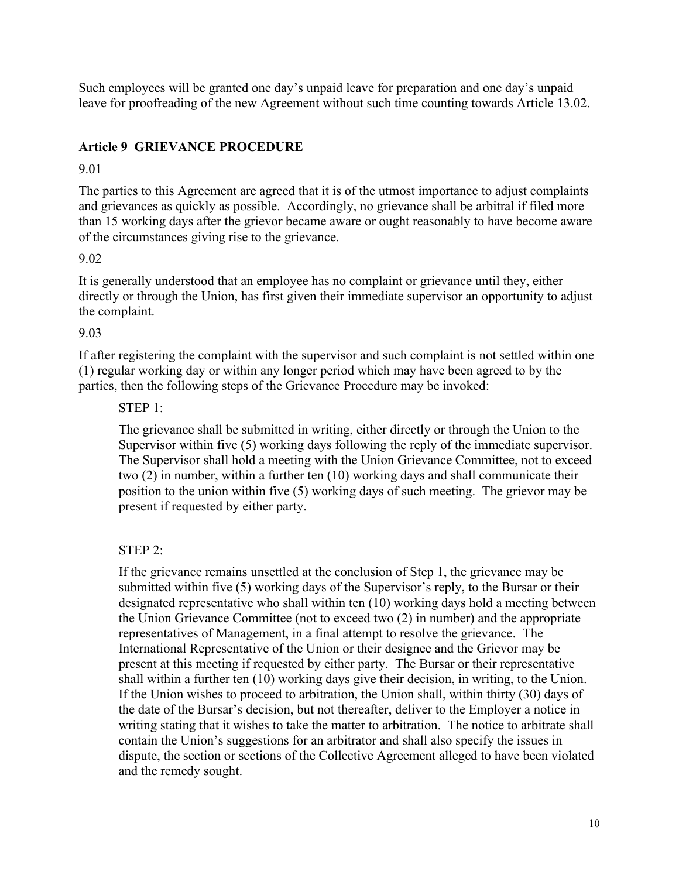Such employees will be granted one day's unpaid leave for preparation and one day's unpaid leave for proofreading of the new Agreement without such time counting towards Article 13.02.

### Article 9 GRIEVANCE PROCEDURE

9.01

The parties to this Agreement are agreed that it is of the utmost importance to adjust complaints and grievances as quickly as possible. Accordingly, no grievance shall be arbitral if filed more than 15 working days after the grievor became aware or ought reasonably to have become aware of the circumstances giving rise to the grievance.

9.02

It is generally understood that an employee has no complaint or grievance until they, either directly or through the Union, has first given their immediate supervisor an opportunity to adjust the complaint.

9.03

If after registering the complaint with the supervisor and such complaint is not settled within one (1) regular working day or within any longer period which may have been agreed to by the parties, then the following steps of the Grievance Procedure may be invoked:

STEP 1:

The grievance shall be submitted in writing, either directly or through the Union to the Supervisor within five (5) working days following the reply of the immediate supervisor. The Supervisor shall hold a meeting with the Union Grievance Committee, not to exceed two (2) in number, within a further ten (10) working days and shall communicate their position to the union within five (5) working days of such meeting. The grievor may be present if requested by either party.

STEP 2:

If the grievance remains unsettled at the conclusion of Step 1, the grievance may be submitted within five (5) working days of the Supervisor's reply, to the Bursar or their designated representative who shall within ten (10) working days hold a meeting between the Union Grievance Committee (not to exceed two (2) in number) and the appropriate representatives of Management, in a final attempt to resolve the grievance. The International Representative of the Union or their designee and the Grievor may be present at this meeting if requested by either party. The Bursar or their representative shall within a further ten (10) working days give their decision, in writing, to the Union. If the Union wishes to proceed to arbitration, the Union shall, within thirty (30) days of the date of the Bursar's decision, but not thereafter, deliver to the Employer a notice in writing stating that it wishes to take the matter to arbitration. The notice to arbitrate shall contain the Union's suggestions for an arbitrator and shall also specify the issues in dispute, the section or sections of the Collective Agreement alleged to have been violated and the remedy sought.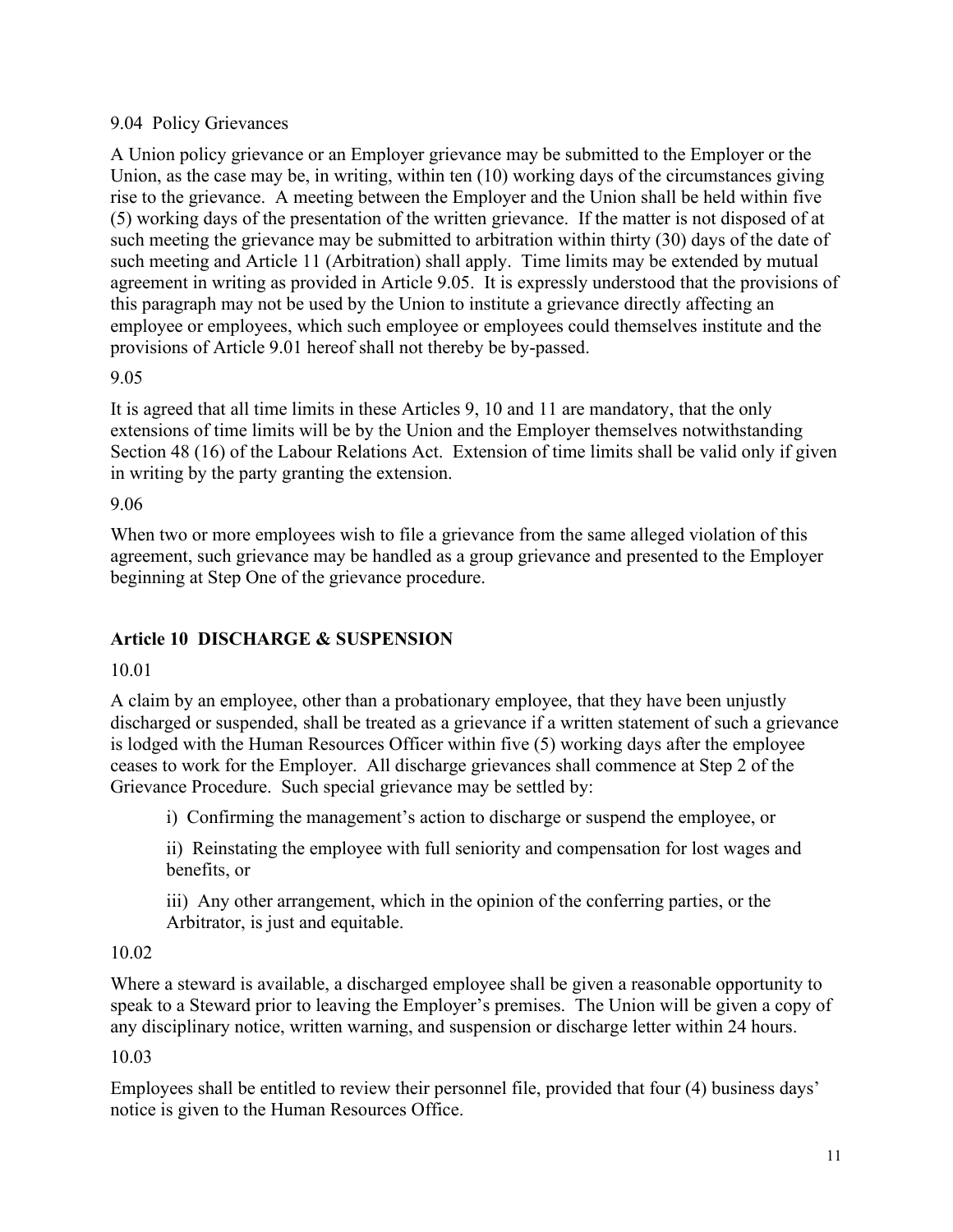9.04 Policy Grievances

A Union policy grievance or an Employer grievance may be submitted to the Employer or the Union, as the case may be, in writing, within ten (10) working days of the circumstances giving rise to the grievance. A meeting between the Employer and the Union shall be held within five (5) working days of the presentation of the written grievance. If the matter is not disposed of at such meeting the grievance may be submitted to arbitration within thirty (30) days of the date of such meeting and Article 11 (Arbitration) shall apply. Time limits may be extended by mutual agreement in writing as provided in Article 9.05. It is expressly understood that the provisions of this paragraph may not be used by the Union to institute a grievance directly affecting an employee or employees, which such employee or employees could themselves institute and the provisions of Article 9.01 hereof shall not thereby be by-passed.

9.05

It is agreed that all time limits in these Articles 9, 10 and 11 are mandatory, that the only extensions of time limits will be by the Union and the Employer themselves notwithstanding Section 48 (16) of the Labour Relations Act. Extension of time limits shall be valid only if given in writing by the party granting the extension.

9.06

When two or more employees wish to file a grievance from the same alleged violation of this agreement, such grievance may be handled as a group grievance and presented to the Employer beginning at Step One of the grievance procedure.

## Article 10 DISCHARGE & SUSPENSION

10.01

A claim by an employee, other than a probationary employee, that they have been unjustly discharged or suspended, shall be treated as a grievance if a written statement of such a grievance is lodged with the Human Resources Officer within five (5) working days after the employee ceases to work for the Employer. All discharge grievances shall commence at Step 2 of the Grievance Procedure. Such special grievance may be settled by:

i) Confirming the management's action to discharge or suspend the employee, or

ii) Reinstating the employee with full seniority and compensation for lost wages and benefits, or

iii) Any other arrangement, which in the opinion of the conferring parties, or the Arbitrator, is just and equitable.

10.02

Where a steward is available, a discharged employee shall be given a reasonable opportunity to speak to a Steward prior to leaving the Employer's premises. The Union will be given a copy of any disciplinary notice, written warning, and suspension or discharge letter within 24 hours.

10.03

Employees shall be entitled to review their personnel file, provided that four (4) business days' notice is given to the Human Resources Office.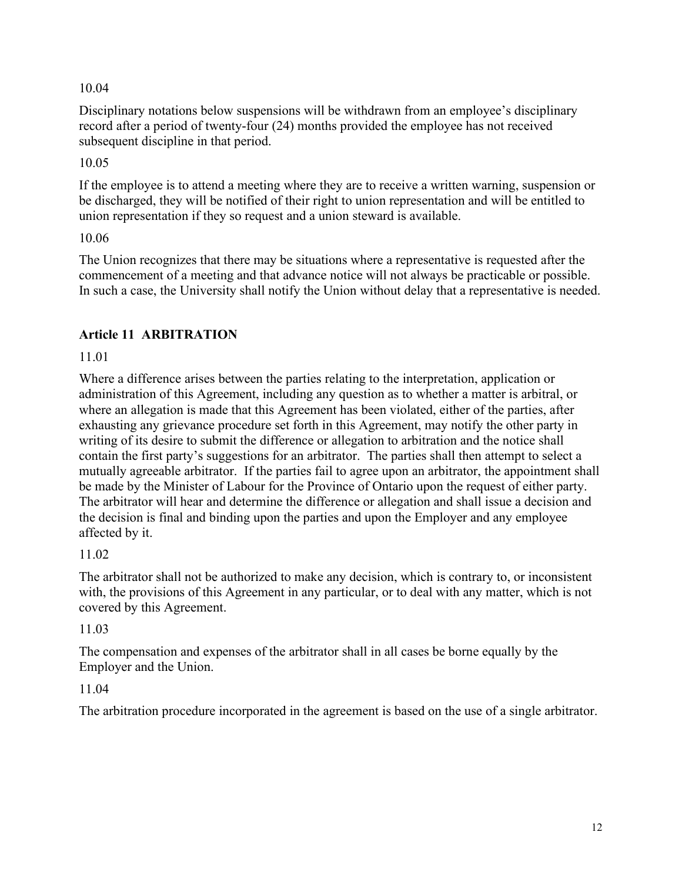10.04

Disciplinary notations below suspensions will be withdrawn from an employee's disciplinary record after a period of twenty-four (24) months provided the employee has not received subsequent discipline in that period.

10.05

If the employee is to attend a meeting where they are to receive a written warning, suspension or be discharged, they will be notified of their right to union representation and will be entitled to union representation if they so request and a union steward is available.

10.06

The Union recognizes that there may be situations where a representative is requested after the commencement of a meeting and that advance notice will not always be practicable or possible. In such a case, the University shall notify the Union without delay that a representative is needed.

## Article 11 ARBITRATION

11.01

Where a difference arises between the parties relating to the interpretation, application or administration of this Agreement, including any question as to whether a matter is arbitral, or where an allegation is made that this Agreement has been violated, either of the parties, after exhausting any grievance procedure set forth in this Agreement, may notify the other party in writing of its desire to submit the difference or allegation to arbitration and the notice shall contain the first party's suggestions for an arbitrator. The parties shall then attempt to select a mutually agreeable arbitrator. If the parties fail to agree upon an arbitrator, the appointment shall be made by the Minister of Labour for the Province of Ontario upon the request of either party. The arbitrator will hear and determine the difference or allegation and shall issue a decision and the decision is final and binding upon the parties and upon the Employer and any employee affected by it.

11.02

The arbitrator shall not be authorized to make any decision, which is contrary to, or inconsistent with, the provisions of this Agreement in any particular, or to deal with any matter, which is not covered by this Agreement.

11.03

The compensation and expenses of the arbitrator shall in all cases be borne equally by the Employer and the Union.

11.04

The arbitration procedure incorporated in the agreement is based on the use of a single arbitrator.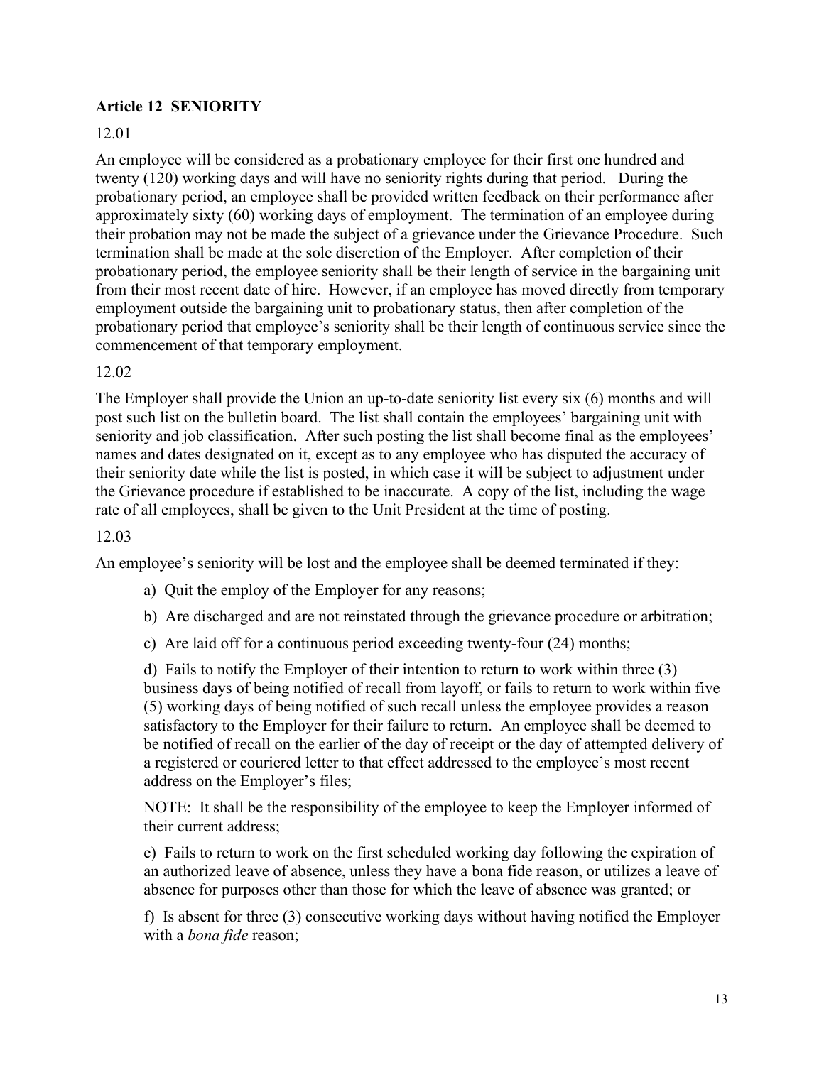## Article 12 SENIORITY

12.01

An employee will be considered as a probationary employee for their first one hundred and twenty (120) working days and will have no seniority rights during that period. During the probationary period, an employee shall be provided written feedback on their performance after approximately sixty (60) working days of employment. The termination of an employee during their probation may not be made the subject of a grievance under the Grievance Procedure. Such termination shall be made at the sole discretion of the Employer. After completion of their probationary period, the employee seniority shall be their length of service in the bargaining unit from their most recent date of hire. However, if an employee has moved directly from temporary employment outside the bargaining unit to probationary status, then after completion of the probationary period that employee's seniority shall be their length of continuous service since the commencement of that temporary employment.

12.02

The Employer shall provide the Union an up-to-date seniority list every six (6) months and will post such list on the bulletin board. The list shall contain the employees' bargaining unit with seniority and job classification. After such posting the list shall become final as the employees' names and dates designated on it, except as to any employee who has disputed the accuracy of their seniority date while the list is posted, in which case it will be subject to adjustment under the Grievance procedure if established to be inaccurate. A copy of the list, including the wage rate of all employees, shall be given to the Unit President at the time of posting.

12.03

An employee's seniority will be lost and the employee shall be deemed terminated if they:

a) Quit the employ of the Employer for any reasons;

b) Are discharged and are not reinstated through the grievance procedure or arbitration;

c) Are laid off for a continuous period exceeding twenty-four (24) months;

d) Fails to notify the Employer of their intention to return to work within three (3) business days of being notified of recall from layoff, or fails to return to work within five (5) working days of being notified of such recall unless the employee provides a reason satisfactory to the Employer for their failure to return. An employee shall be deemed to be notified of recall on the earlier of the day of receipt or the day of attempted delivery of a registered or couriered letter to that effect addressed to the employee's most recent address on the Employer's files;

NOTE: It shall be the responsibility of the employee to keep the Employer informed of their current address;

e) Fails to return to work on the first scheduled working day following the expiration of an authorized leave of absence, unless they have a bona fide reason, or utilizes a leave of absence for purposes other than those for which the leave of absence was granted; or

f) Is absent for three (3) consecutive working days without having notified the Employer with a *bona fide* reason;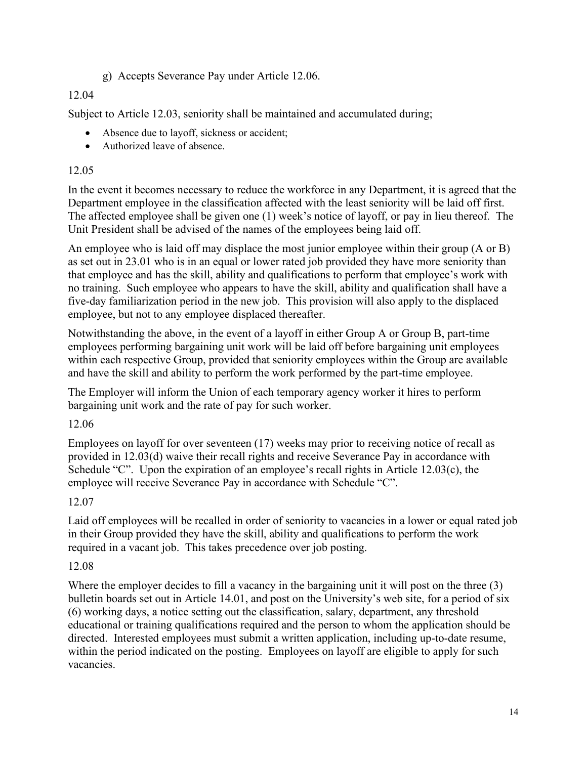g) Accepts Severance Pay under Article 12.06.

12.04

Subject to Article 12.03, seniority shall be maintained and accumulated during;

- Absence due to layoff, sickness or accident;
- Authorized leave of absence.

12.05

In the event it becomes necessary to reduce the workforce in any Department, it is agreed that the Department employee in the classification affected with the least seniority will be laid off first. The affected employee shall be given one (1) week's notice of layoff, or pay in lieu thereof. The Unit President shall be advised of the names of the employees being laid off.

An employee who is laid off may displace the most junior employee within their group (A or B) as set out in 23.01 who is in an equal or lower rated job provided they have more seniority than that employee and has the skill, ability and qualifications to perform that employee's work with no training. Such employee who appears to have the skill, ability and qualification shall have a five-day familiarization period in the new job. This provision will also apply to the displaced employee, but not to any employee displaced thereafter.

Notwithstanding the above, in the event of a layoff in either Group A or Group B, part-time employees performing bargaining unit work will be laid off before bargaining unit employees within each respective Group, provided that seniority employees within the Group are available and have the skill and ability to perform the work performed by the part-time employee.

The Employer will inform the Union of each temporary agency worker it hires to perform bargaining unit work and the rate of pay for such worker.

12.06

Employees on layoff for over seventeen (17) weeks may prior to receiving notice of recall as provided in 12.03(d) waive their recall rights and receive Severance Pay in accordance with Schedule "C". Upon the expiration of an employee's recall rights in Article 12.03(c), the employee will receive Severance Pay in accordance with Schedule "C".

12.07

Laid off employees will be recalled in order of seniority to vacancies in a lower or equal rated job in their Group provided they have the skill, ability and qualifications to perform the work required in a vacant job. This takes precedence over job posting.

12.08

Where the employer decides to fill a vacancy in the bargaining unit it will post on the three (3) bulletin boards set out in Article 14.01, and post on the University's web site, for a period of six (6) working days, a notice setting out the classification, salary, department, any threshold educational or training qualifications required and the person to whom the application should be directed. Interested employees must submit a written application, including up-to-date resume, within the period indicated on the posting. Employees on layoff are eligible to apply for such vacancies.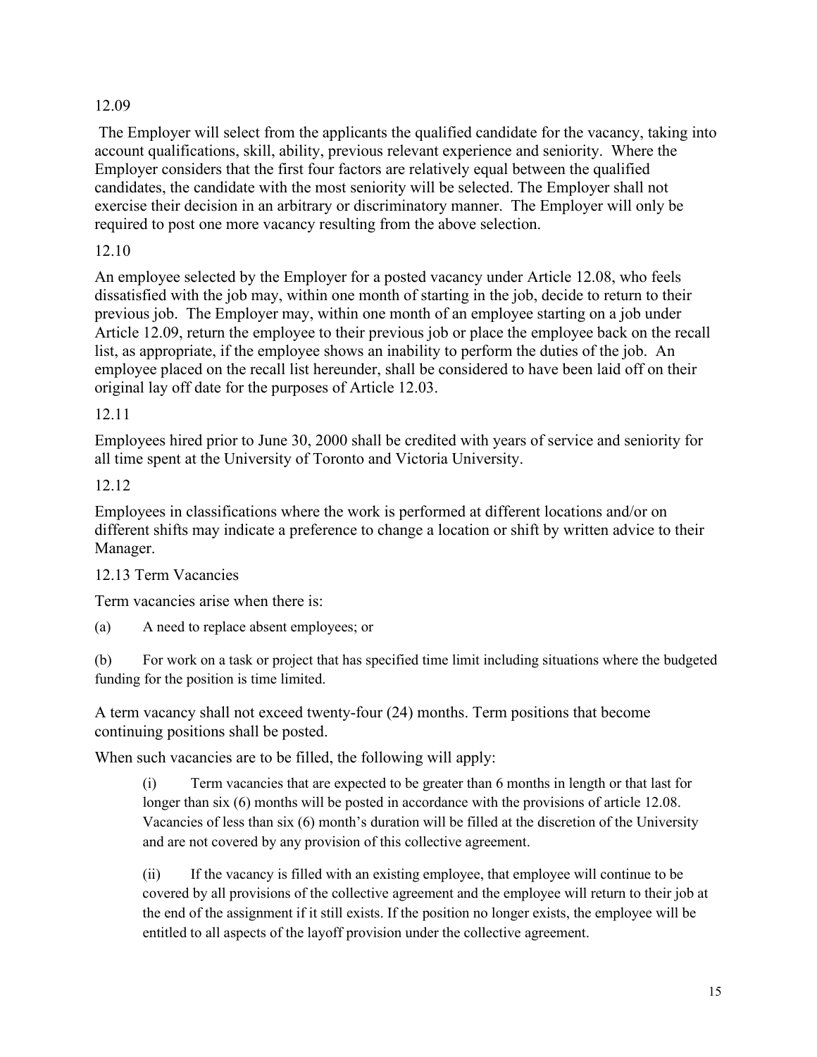12.09

The Employer will select from the applicants the qualified candidate for the vacancy, taking into account qualifications, skill, ability, previous relevant experience and seniority. Where the Employer considers that the first four factors are relatively equal between the qualified candidates, the candidate with the most seniority will be selected. The Employer shall not exercise their decision in an arbitrary or discriminatory manner. The Employer will only be required to post one more vacancy resulting from the above selection.

12.10

An employee selected by the Employer for a posted vacancy under Article 12.08, who feels dissatisfied with the job may, within one month of starting in the job, decide to return to their previous job. The Employer may, within one month of an employee starting on a job under Article 12.09, return the employee to their previous job or place the employee back on the recall list, as appropriate, if the employee shows an inability to perform the duties of the job. An employee placed on the recall list hereunder, shall be considered to have been laid off on their original lay off date for the purposes of Article 12.03.

12.11

Employees hired prior to June 30, 2000 shall be credited with years of service and seniority for all time spent at the University of Toronto and Victoria University.

12.12

Employees in classifications where the work is performed at different locations and/or on different shifts may indicate a preference to change a location or shift by written advice to their Manager.

12.13 Term Vacancies

Term vacancies arise when there is:

(a) A need to replace absent employees; or

(b) For work on a task or project that has specified time limit including situations where the budgeted funding for the position is time limited.

A term vacancy shall not exceed twenty-four (24) months. Term positions that become continuing positions shall be posted.

When such vacancies are to be filled, the following will apply:

(i) Term vacancies that are expected to be greater than 6 months in length or that last for longer than six (6) months will be posted in accordance with the provisions of article 12.08. Vacancies of less than six (6) month's duration will be filled at the discretion of the University and are not covered by any provision of this collective agreement.

(ii) If the vacancy is filled with an existing employee, that employee will continue to be covered by all provisions of the collective agreement and the employee will return to their job at the end of the assignment if it still exists. If the position no longer exists, the employee will be entitled to all aspects of the layoff provision under the collective agreement.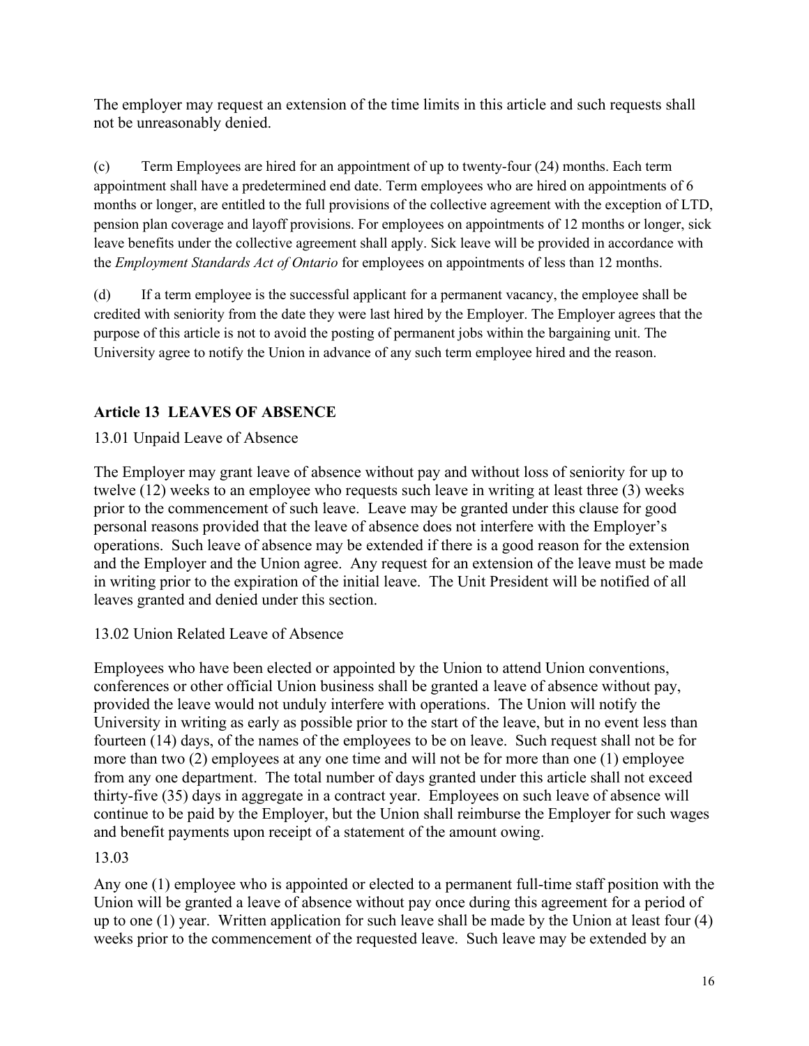The employer may request an extension of the time limits in this article and such requests shall not be unreasonably denied.

(c) Term Employees are hired for an appointment of up to twenty-four (24) months. Each term appointment shall have a predetermined end date. Term employees who are hired on appointments of 6 months or longer, are entitled to the full provisions of the collective agreement with the exception of LTD, pension plan coverage and layoff provisions. For employees on appointments of 12 months or longer, sick leave benefits under the collective agreement shall apply. Sick leave will be provided in accordance with the *Employment Standards Act of Ontario* for employees on appointments of less than 12 months.

(d) If a term employee is the successful applicant for a permanent vacancy, the employee shall be credited with seniority from the date they were last hired by the Employer. The Employer agrees that the purpose of this article is not to avoid the posting of permanent jobs within the bargaining unit. The University agree to notify the Union in advance of any such term employee hired and the reason.

## Article 13 LEAVES OF ABSENCE

13.01 Unpaid Leave of Absence

The Employer may grant leave of absence without pay and without loss of seniority for up to twelve (12) weeks to an employee who requests such leave in writing at least three (3) weeks prior to the commencement of such leave. Leave may be granted under this clause for good personal reasons provided that the leave of absence does not interfere with the Employer's operations. Such leave of absence may be extended if there is a good reason for the extension and the Employer and the Union agree. Any request for an extension of the leave must be made in writing prior to the expiration of the initial leave. The Unit President will be notified of all leaves granted and denied under this section.

13.02 Union Related Leave of Absence

Employees who have been elected or appointed by the Union to attend Union conventions, conferences or other official Union business shall be granted a leave of absence without pay, provided the leave would not unduly interfere with operations. The Union will notify the University in writing as early as possible prior to the start of the leave, but in no event less than fourteen (14) days, of the names of the employees to be on leave. Such request shall not be for more than two (2) employees at any one time and will not be for more than one (1) employee from any one department. The total number of days granted under this article shall not exceed thirty-five (35) days in aggregate in a contract year. Employees on such leave of absence will continue to be paid by the Employer, but the Union shall reimburse the Employer for such wages and benefit payments upon receipt of a statement of the amount owing.

13.03

Any one (1) employee who is appointed or elected to a permanent full-time staff position with the Union will be granted a leave of absence without pay once during this agreement for a period of up to one (1) year. Written application for such leave shall be made by the Union at least four (4) weeks prior to the commencement of the requested leave. Such leave may be extended by an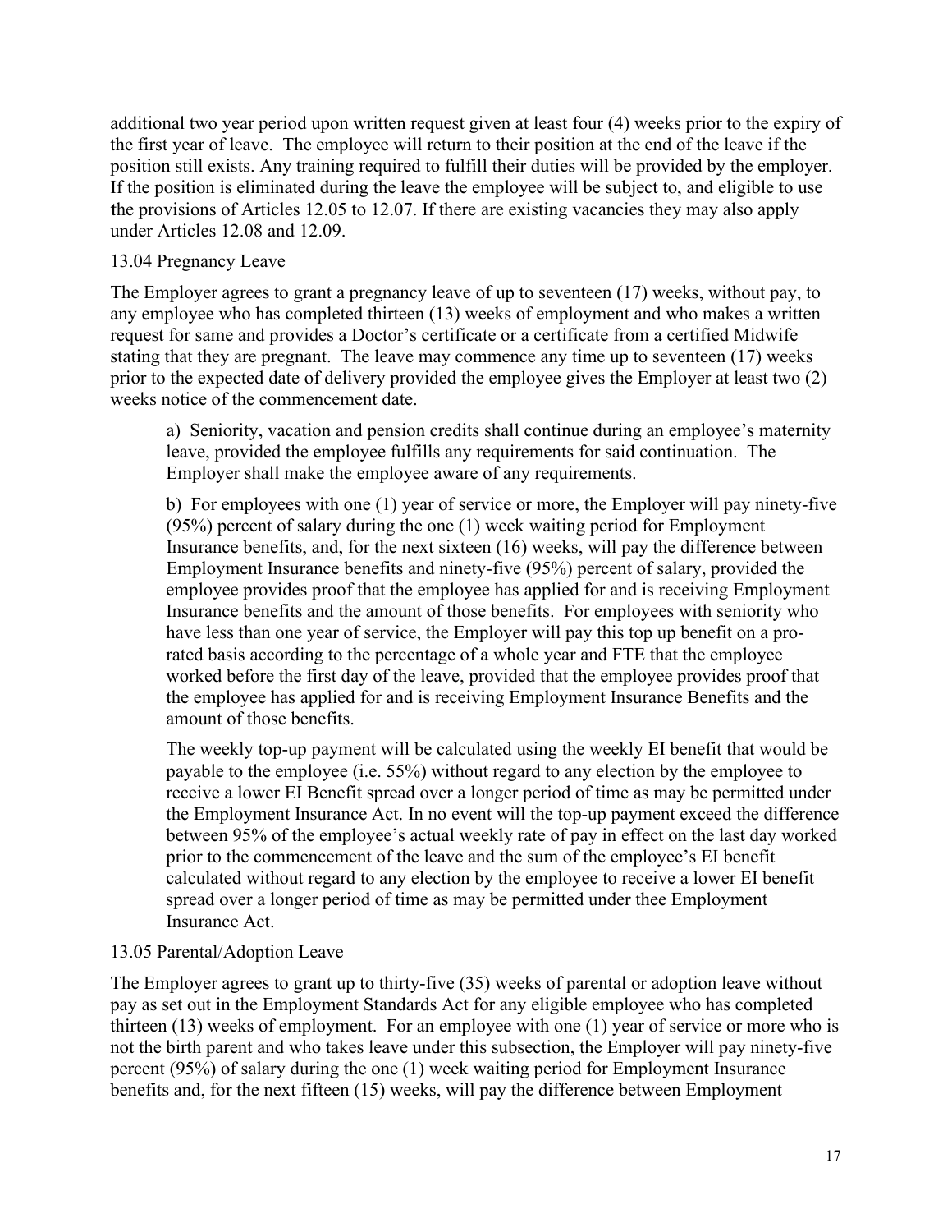additional two year period upon written request given at least four (4) weeks prior to the expiry of the first year of leave. The employee will return to their position at the end of the leave if the position still exists. Any training required to fulfill their duties will be provided by the employer. If the position is eliminated during the leave the employee will be subject to, and eligible to use the provisions of Articles 12.05 to 12.07. If there are existing vacancies they may also apply under Articles 12.08 and 12.09.

### 13.04 Pregnancy Leave

The Employer agrees to grant a pregnancy leave of up to seventeen (17) weeks, without pay, to any employee who has completed thirteen (13) weeks of employment and who makes a written request for same and provides a Doctor's certificate or a certificate from a certified Midwife stating that they are pregnant. The leave may commence any time up to seventeen (17) weeks prior to the expected date of delivery provided the employee gives the Employer at least two (2) weeks notice of the commencement date.

a) Seniority, vacation and pension credits shall continue during an employee's maternity leave, provided the employee fulfills any requirements for said continuation. The Employer shall make the employee aware of any requirements.

b) For employees with one (1) year of service or more, the Employer will pay ninety-five (95%) percent of salary during the one (1) week waiting period for Employment Insurance benefits, and, for the next sixteen (16) weeks, will pay the difference between Employment Insurance benefits and ninety-five (95%) percent of salary, provided the employee provides proof that the employee has applied for and is receiving Employment Insurance benefits and the amount of those benefits. For employees with seniority who have less than one year of service, the Employer will pay this top up benefit on a pro-rated basis according to the percentage of a whole year and FTE that the employee worked before the first day of the leave, provided that the employee provides proof that the employee has applied for and is receiving Employment Insurance Benefits and the amount of those benefits.

The weekly top-up payment will be calculated using the weekly EI benefit that would be payable to the employee (i.e. 55%) without regard to any election by the employee to receive a lower EI Benefit spread over a longer period of time as may be permitted under the Employment Insurance Act. In no event will the top-up payment exceed the difference between 95% of the employee's actual weekly rate of pay in effect on the last day worked prior to the commencement of the leave and the sum of the employee's EI benefit calculated without regard to any election by the employee to receive a lower EI benefit spread over a longer period of time as may be permitted under thee Employment Insurance Act.

### 13.05 Parental/Adoption Leave

The Employer agrees to grant up to thirty-five (35) weeks of parental or adoption leave without pay as set out in the Employment Standards Act for any eligible employee who has completed thirteen (13) weeks of employment. For an employee with one (1) year of service or more who is not the birth parent and who takes leave under this subsection, the Employer will pay ninety-five percent (95%) of salary during the one (1) week waiting period for Employment Insurance benefits and, for the next fifteen (15) weeks, will pay the difference between Employment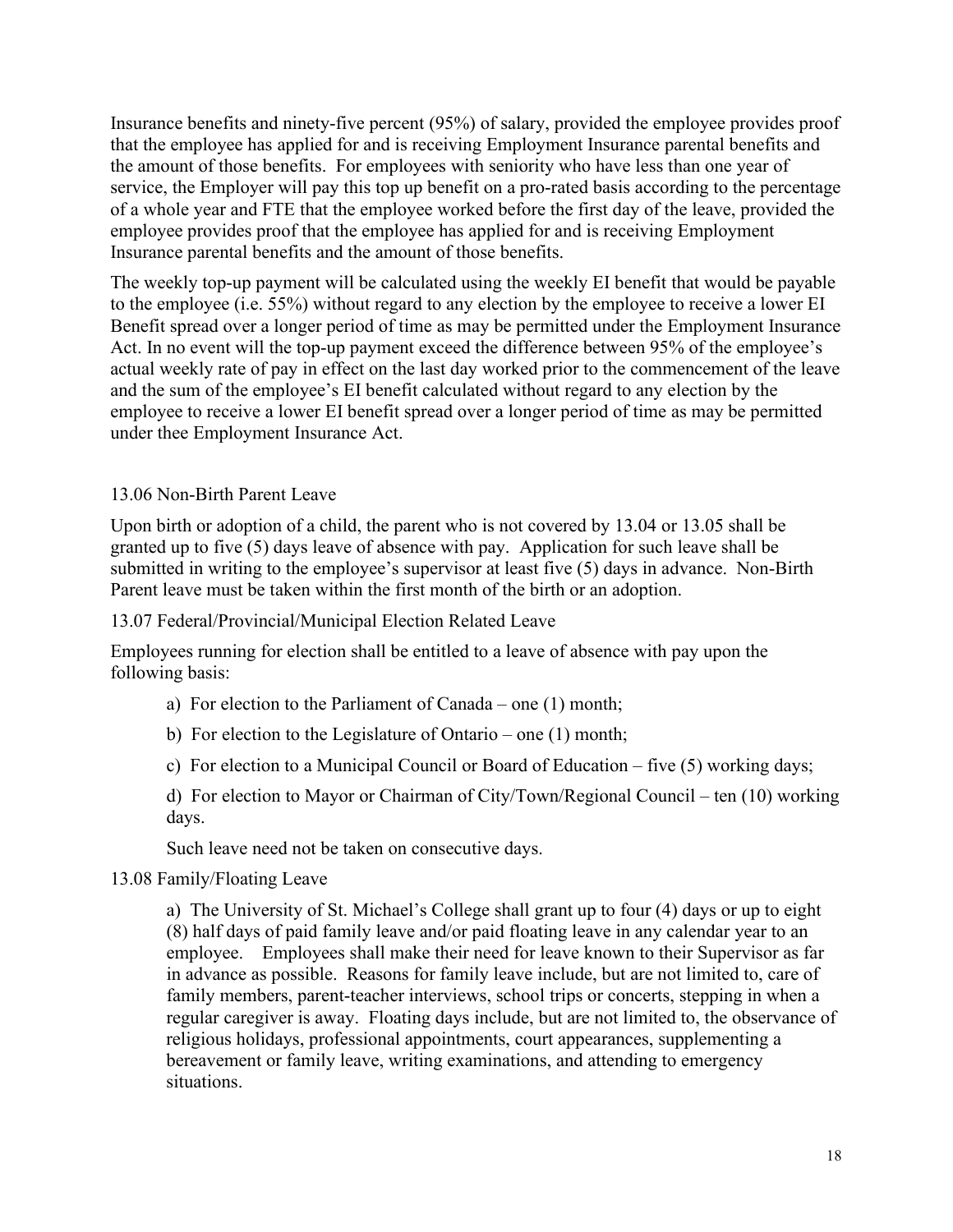Insurance benefits and ninety-five percent (95%) of salary, provided the employee provides proof that the employee has applied for and is receiving Employment Insurance parental benefits and the amount of those benefits. For employees with seniority who have less than one year of service, the Employer will pay this top up benefit on a pro-rated basis according to the percentage of a whole year and FTE that the employee worked before the first day of the leave, provided the employee provides proof that the employee has applied for and is receiving Employment Insurance parental benefits and the amount of those benefits.

The weekly top-up payment will be calculated using the weekly EI benefit that would be payable to the employee (i.e. 55%) without regard to any election by the employee to receive a lower EI Benefit spread over a longer period of time as may be permitted under the Employment Insurance Act. In no event will the top-up payment exceed the difference between 95% of the employee's actual weekly rate of pay in effect on the last day worked prior to the commencement of the leave and the sum of the employee's EI benefit calculated without regard to any election by the employee to receive a lower EI benefit spread over a longer period of time as may be permitted under thee Employment Insurance Act.

13.06 Non-Birth Parent Leave

Upon birth or adoption of a child, the parent who is not covered by 13.04 or 13.05 shall be granted up to five (5) days leave of absence with pay. Application for such leave shall be submitted in writing to the employee's supervisor at least five (5) days in advance. Non-Birth Parent leave must be taken within the first month of the birth or an adoption.

13.07 Federal/Provincial/Municipal Election Related Leave

Employees running for election shall be entitled to a leave of absence with pay upon the following basis:

a) For election to the Parliament of Canada – one (1) month;

b) For election to the Legislature of Ontario – one (1) month;

c) For election to a Municipal Council or Board of Education – five (5) working days;

d) For election to Mayor or Chairman of City/Town/Regional Council – ten (10) working days.

Such leave need not be taken on consecutive days.

13.08 Family/Floating Leave

a) The University of St. Michael's College shall grant up to four (4) days or up to eight (8) half days of paid family leave and/or paid floating leave in any calendar year to an employee. Employees shall make their need for leave known to their Supervisor as far in advance as possible. Reasons for family leave include, but are not limited to, care of family members, parent-teacher interviews, school trips or concerts, stepping in when a regular caregiver is away. Floating days include, but are not limited to, the observance of religious holidays, professional appointments, court appearances, supplementing a bereavement or family leave, writing examinations, and attending to emergency situations.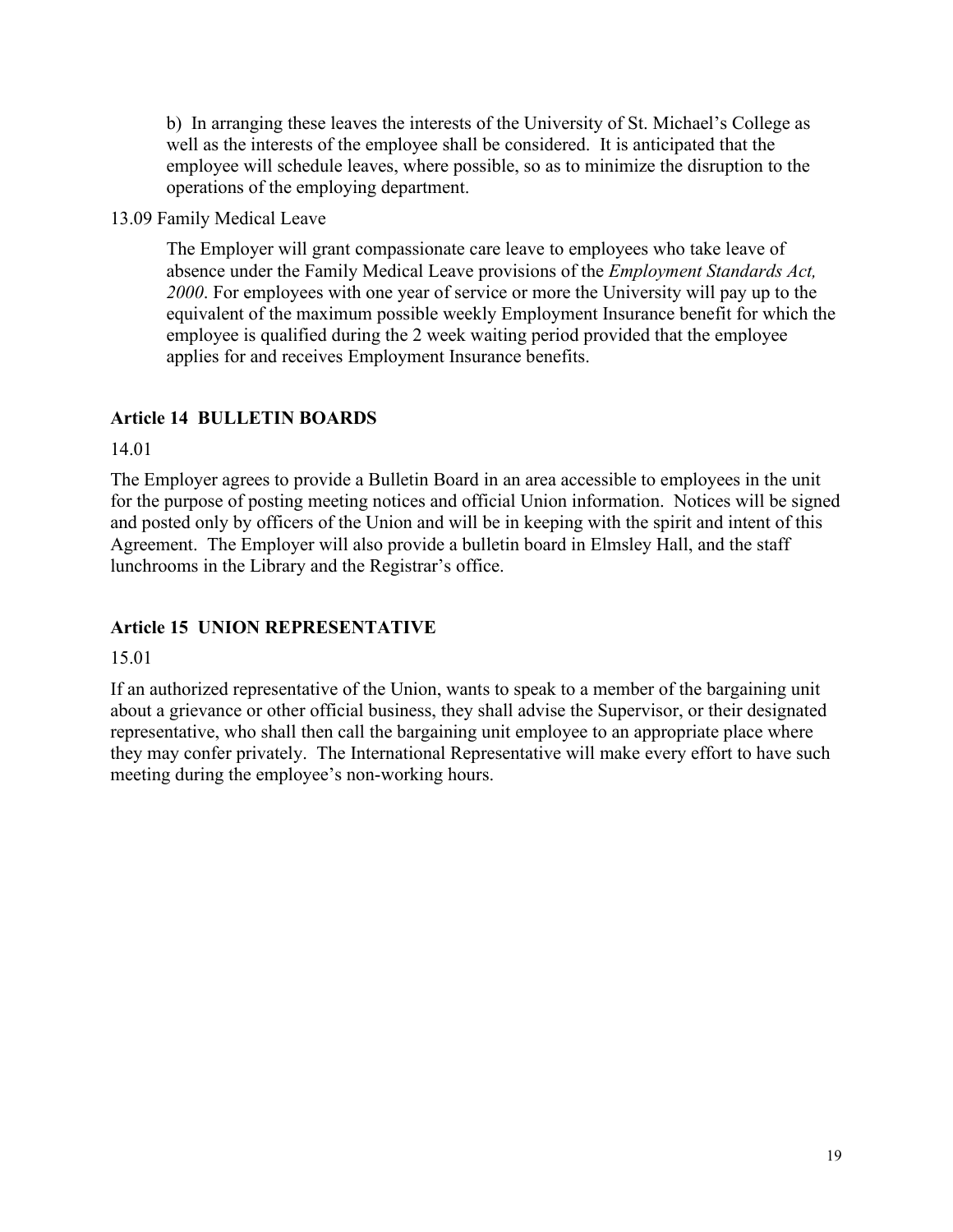b) In arranging these leaves the interests of the University of St. Michael's College as well as the interests of the employee shall be considered. It is anticipated that the employee will schedule leaves, where possible, so as to minimize the disruption to the operations of the employing department.

13.09 Family Medical Leave

The Employer will grant compassionate care leave to employees who take leave of absence under the Family Medical Leave provisions of the *Employment Standards Act, 2000*. For employees with one year of service or more the University will pay up to the equivalent of the maximum possible weekly Employment Insurance benefit for which the employee is qualified during the 2 week waiting period provided that the employee applies for and receives Employment Insurance benefits.

## Article 14 BULLETIN BOARDS

14.01

The Employer agrees to provide a Bulletin Board in an area accessible to employees in the unit for the purpose of posting meeting notices and official Union information. Notices will be signed and posted only by officers of the Union and will be in keeping with the spirit and intent of this Agreement. The Employer will also provide a bulletin board in Elmsley Hall, and the staff lunchrooms in the Library and the Registrar's office.

## Article 15 UNION REPRESENTATIVE

15.01

If an authorized representative of the Union, wants to speak to a member of the bargaining unit about a grievance or other official business, they shall advise the Supervisor, or their designated representative, who shall then call the bargaining unit employee to an appropriate place where they may confer privately. The International Representative will make every effort to have such meeting during the employee's non-working hours.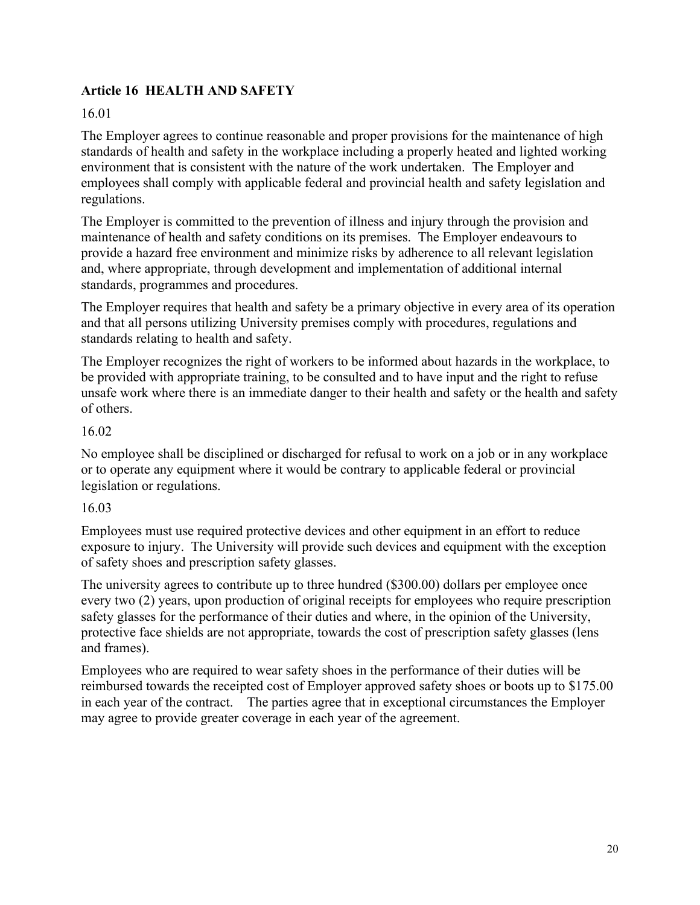## Article 16 HEALTH AND SAFETY

16.01

The Employer agrees to continue reasonable and proper provisions for the maintenance of high standards of health and safety in the workplace including a properly heated and lighted working environment that is consistent with the nature of the work undertaken. The Employer and employees shall comply with applicable federal and provincial health and safety legislation and regulations.

The Employer is committed to the prevention of illness and injury through the provision and maintenance of health and safety conditions on its premises. The Employer endeavours to provide a hazard free environment and minimize risks by adherence to all relevant legislation and, where appropriate, through development and implementation of additional internal standards, programmes and procedures.

The Employer requires that health and safety be a primary objective in every area of its operation and that all persons utilizing University premises comply with procedures, regulations and standards relating to health and safety.

The Employer recognizes the right of workers to be informed about hazards in the workplace, to be provided with appropriate training, to be consulted and to have input and the right to refuse unsafe work where there is an immediate danger to their health and safety or the health and safety of others.

16.02

No employee shall be disciplined or discharged for refusal to work on a job or in any workplace or to operate any equipment where it would be contrary to applicable federal or provincial legislation or regulations.

16.03

Employees must use required protective devices and other equipment in an effort to reduce exposure to injury. The University will provide such devices and equipment with the exception of safety shoes and prescription safety glasses.

The university agrees to contribute up to three hundred ($300.00) dollars per employee once every two (2) years, upon production of original receipts for employees who require prescription safety glasses for the performance of their duties and where, in the opinion of the University, protective face shields are not appropriate, towards the cost of prescription safety glasses (lens and frames).

Employees who are required to wear safety shoes in the performance of their duties will be reimbursed towards the receipted cost of Employer approved safety shoes or boots up to $175.00 in each year of the contract. The parties agree that in exceptional circumstances the Employer may agree to provide greater coverage in each year of the agreement.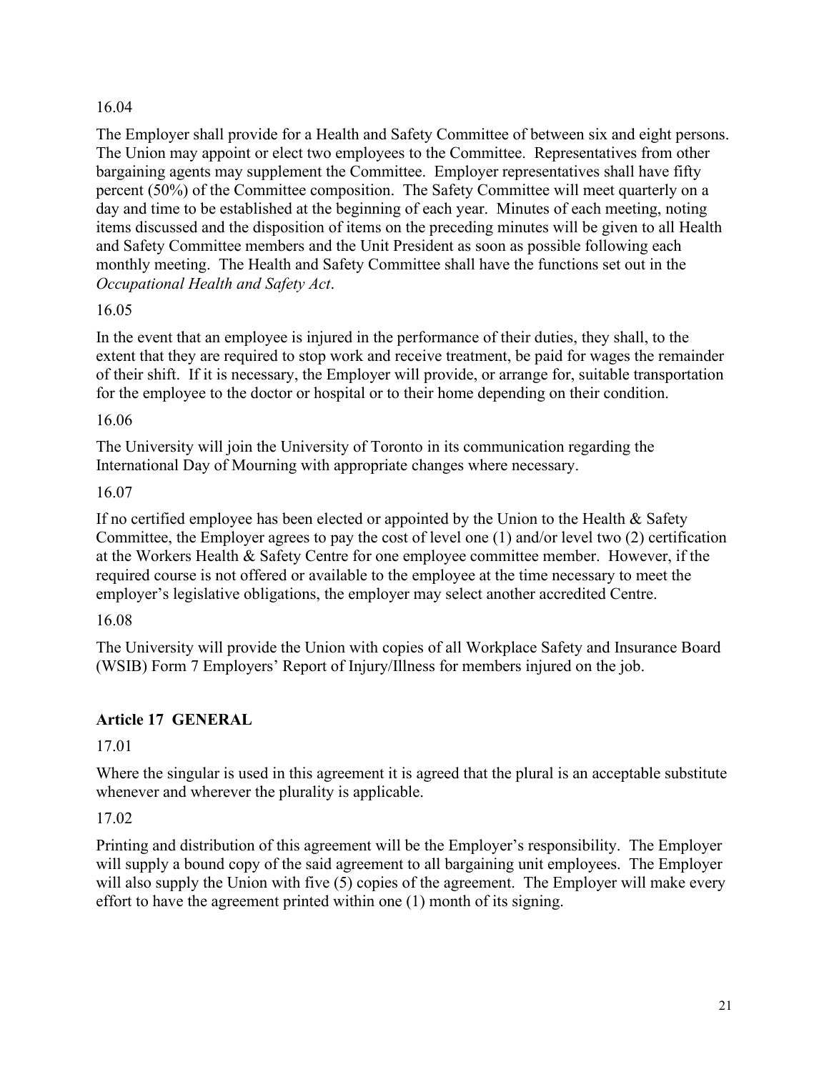16.04

The Employer shall provide for a Health and Safety Committee of between six and eight persons. The Union may appoint or elect two employees to the Committee. Representatives from other bargaining agents may supplement the Committee. Employer representatives shall have fifty percent (50%) of the Committee composition. The Safety Committee will meet quarterly on a day and time to be established at the beginning of each year. Minutes of each meeting, noting items discussed and the disposition of items on the preceding minutes will be given to all Health and Safety Committee members and the Unit President as soon as possible following each monthly meeting. The Health and Safety Committee shall have the functions set out in the *Occupational Health and Safety Act*.

16.05

In the event that an employee is injured in the performance of their duties, they shall, to the extent that they are required to stop work and receive treatment, be paid for wages the remainder of their shift. If it is necessary, the Employer will provide, or arrange for, suitable transportation for the employee to the doctor or hospital or to their home depending on their condition.

16.06

The University will join the University of Toronto in its communication regarding the International Day of Mourning with appropriate changes where necessary.

16.07

If no certified employee has been elected or appointed by the Union to the Health & Safety Committee, the Employer agrees to pay the cost of level one (1) and/or level two (2) certification at the Workers Health & Safety Centre for one employee committee member. However, if the required course is not offered or available to the employee at the time necessary to meet the employer's legislative obligations, the employer may select another accredited Centre.

16.08

The University will provide the Union with copies of all Workplace Safety and Insurance Board (WSIB) Form 7 Employers' Report of Injury/Illness for members injured on the job.

## Article 17 GENERAL

17.01

Where the singular is used in this agreement it is agreed that the plural is an acceptable substitute whenever and wherever the plurality is applicable.

17.02

Printing and distribution of this agreement will be the Employer's responsibility. The Employer will supply a bound copy of the said agreement to all bargaining unit employees. The Employer will also supply the Union with five (5) copies of the agreement. The Employer will make every effort to have the agreement printed within one (1) month of its signing.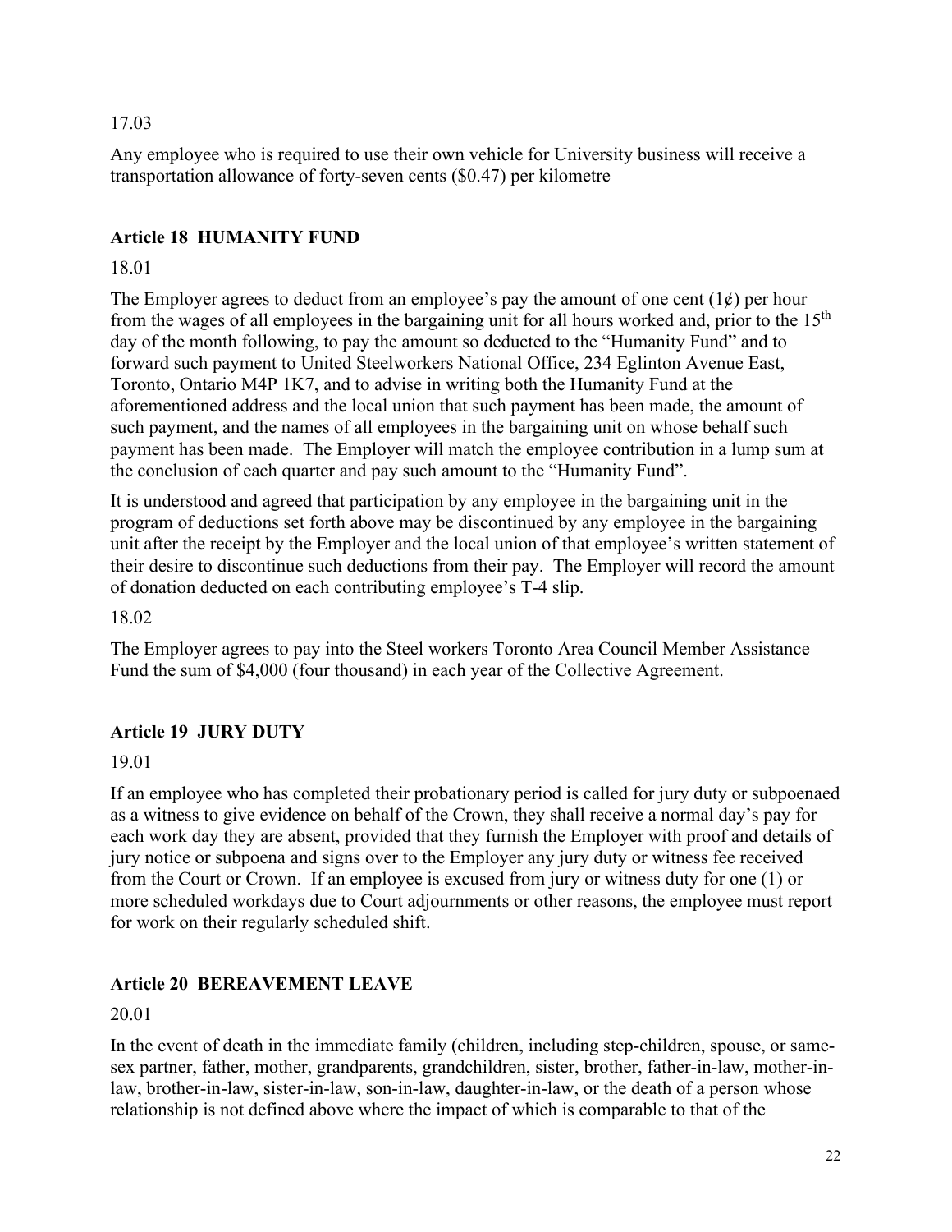17.03

Any employee who is required to use their own vehicle for University business will receive a transportation allowance of forty-seven cents ($0.47) per kilometre

## Article 18 HUMANITY FUND

18.01

The Employer agrees to deduct from an employee's pay the amount of one cent (1¢) per hour from the wages of all employees in the bargaining unit for all hours worked and, prior to the 15th day of the month following, to pay the amount so deducted to the "Humanity Fund" and to forward such payment to United Steelworkers National Office, 234 Eglinton Avenue East, Toronto, Ontario M4P 1K7, and to advise in writing both the Humanity Fund at the aforementioned address and the local union that such payment has been made, the amount of such payment, and the names of all employees in the bargaining unit on whose behalf such payment has been made. The Employer will match the employee contribution in a lump sum at the conclusion of each quarter and pay such amount to the "Humanity Fund".

It is understood and agreed that participation by any employee in the bargaining unit in the program of deductions set forth above may be discontinued by any employee in the bargaining unit after the receipt by the Employer and the local union of that employee's written statement of their desire to discontinue such deductions from their pay. The Employer will record the amount of donation deducted on each contributing employee's T-4 slip.

18.02

The Employer agrees to pay into the Steel workers Toronto Area Council Member Assistance Fund the sum of $4,000 (four thousand) in each year of the Collective Agreement.

## Article 19 JURY DUTY

19.01

If an employee who has completed their probationary period is called for jury duty or subpoenaed as a witness to give evidence on behalf of the Crown, they shall receive a normal day's pay for each work day they are absent, provided that they furnish the Employer with proof and details of jury notice or subpoena and signs over to the Employer any jury duty or witness fee received from the Court or Crown. If an employee is excused from jury or witness duty for one (1) or more scheduled workdays due to Court adjournments or other reasons, the employee must report for work on their regularly scheduled shift.

## Article 20 BEREAVEMENT LEAVE

20.01

In the event of death in the immediate family (children, including step-children, spouse, or same-sex partner, father, mother, grandparents, grandchildren, sister, brother, father-in-law, mother-in-law, brother-in-law, sister-in-law, son-in-law, daughter-in-law, or the death of a person whose relationship is not defined above where the impact of which is comparable to that of the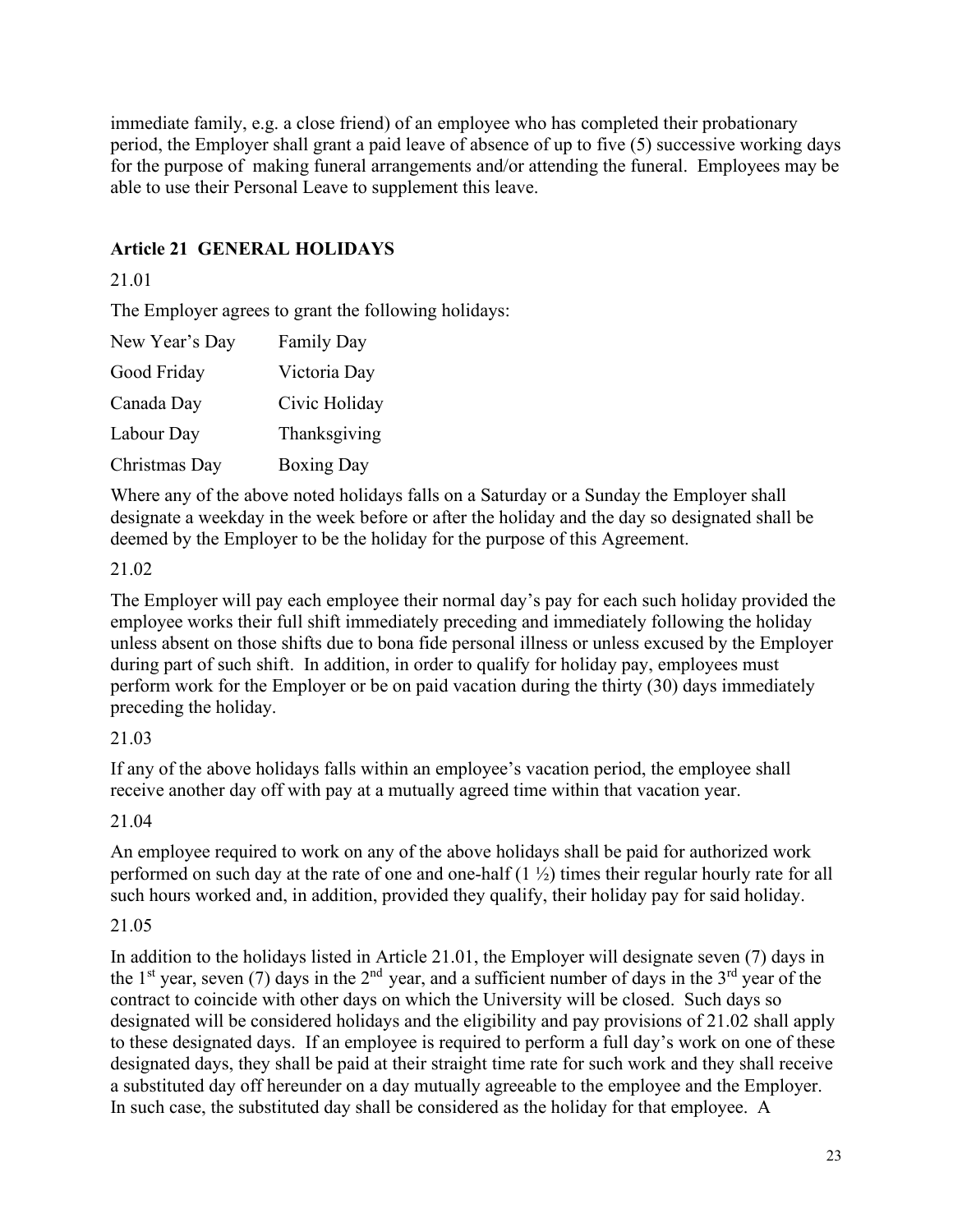immediate family, e.g. a close friend) of an employee who has completed their probationary period, the Employer shall grant a paid leave of absence of up to five (5) successive working days for the purpose of making funeral arrangements and/or attending the funeral. Employees may be able to use their Personal Leave to supplement this leave.

## Article 21 GENERAL HOLIDAYS

21.01

The Employer agrees to grant the following holidays:

| | |
|---|---|
| New Year's Day | Family Day |
| Good Friday | Victoria Day |
| Canada Day | Civic Holiday |
| Labour Day | Thanksgiving |
| Christmas Day | Boxing Day |

Where any of the above noted holidays falls on a Saturday or a Sunday the Employer shall designate a weekday in the week before or after the holiday and the day so designated shall be deemed by the Employer to be the holiday for the purpose of this Agreement.

21.02

The Employer will pay each employee their normal day's pay for each such holiday provided the employee works their full shift immediately preceding and immediately following the holiday unless absent on those shifts due to bona fide personal illness or unless excused by the Employer during part of such shift. In addition, in order to qualify for holiday pay, employees must perform work for the Employer or be on paid vacation during the thirty (30) days immediately preceding the holiday.

21.03

If any of the above holidays falls within an employee's vacation period, the employee shall receive another day off with pay at a mutually agreed time within that vacation year.

21.04

An employee required to work on any of the above holidays shall be paid for authorized work performed on such day at the rate of one and one-half (1 ½) times their regular hourly rate for all such hours worked and, in addition, provided they qualify, their holiday pay for said holiday.

21.05

In addition to the holidays listed in Article 21.01, the Employer will designate seven (7) days in the 1st year, seven (7) days in the 2nd year, and a sufficient number of days in the 3rd year of the contract to coincide with other days on which the University will be closed. Such days so designated will be considered holidays and the eligibility and pay provisions of 21.02 shall apply to these designated days. If an employee is required to perform a full day's work on one of these designated days, they shall be paid at their straight time rate for such work and they shall receive a substituted day off hereunder on a day mutually agreeable to the employee and the Employer. In such case, the substituted day shall be considered as the holiday for that employee. A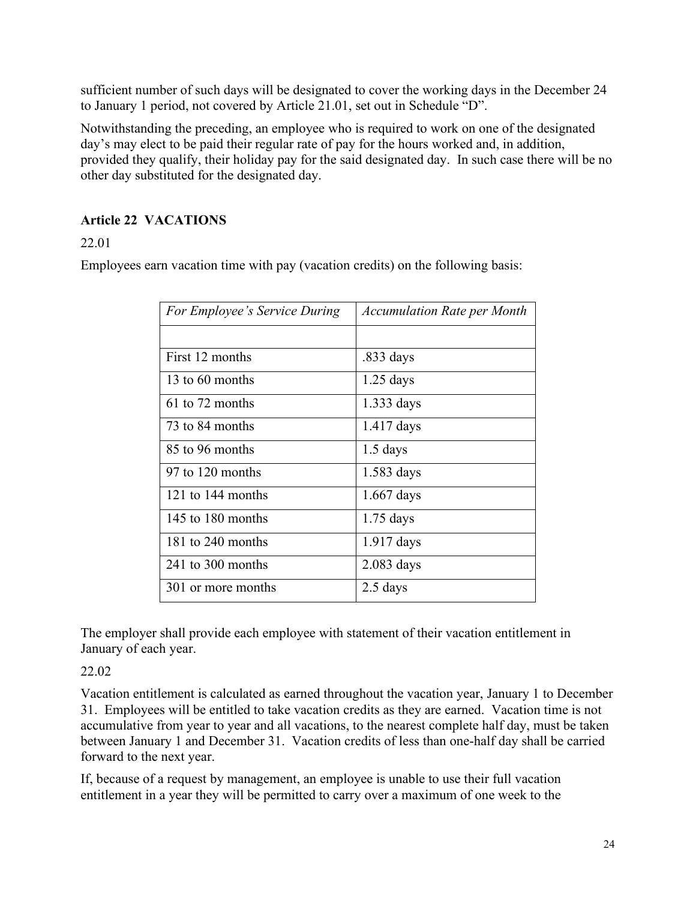sufficient number of such days will be designated to cover the working days in the December 24 to January 1 period, not covered by Article 21.01, set out in Schedule "D".

Notwithstanding the preceding, an employee who is required to work on one of the designated day's may elect to be paid their regular rate of pay for the hours worked and, in addition, provided they qualify, their holiday pay for the said designated day. In such case there will be no other day substituted for the designated day.

### Article 22 VACATIONS

22.01

Employees earn vacation time with pay (vacation credits) on the following basis:

| *For Employee's Service During* | *Accumulation Rate per Month* |
|---|---|
| | |
| First 12 months | .833 days |
| 13 to 60 months | 1.25 days |
| 61 to 72 months | 1.333 days |
| 73 to 84 months | 1.417 days |
| 85 to 96 months | 1.5 days |
| 97 to 120 months | 1.583 days |
| 121 to 144 months | 1.667 days |
| 145 to 180 months | 1.75 days |
| 181 to 240 months | 1.917 days |
| 241 to 300 months | 2.083 days |
| 301 or more months | 2.5 days |

The employer shall provide each employee with statement of their vacation entitlement in January of each year.

22.02

Vacation entitlement is calculated as earned throughout the vacation year, January 1 to December 31. Employees will be entitled to take vacation credits as they are earned. Vacation time is not accumulative from year to year and all vacations, to the nearest complete half day, must be taken between January 1 and December 31. Vacation credits of less than one-half day shall be carried forward to the next year.

If, because of a request by management, an employee is unable to use their full vacation entitlement in a year they will be permitted to carry over a maximum of one week to the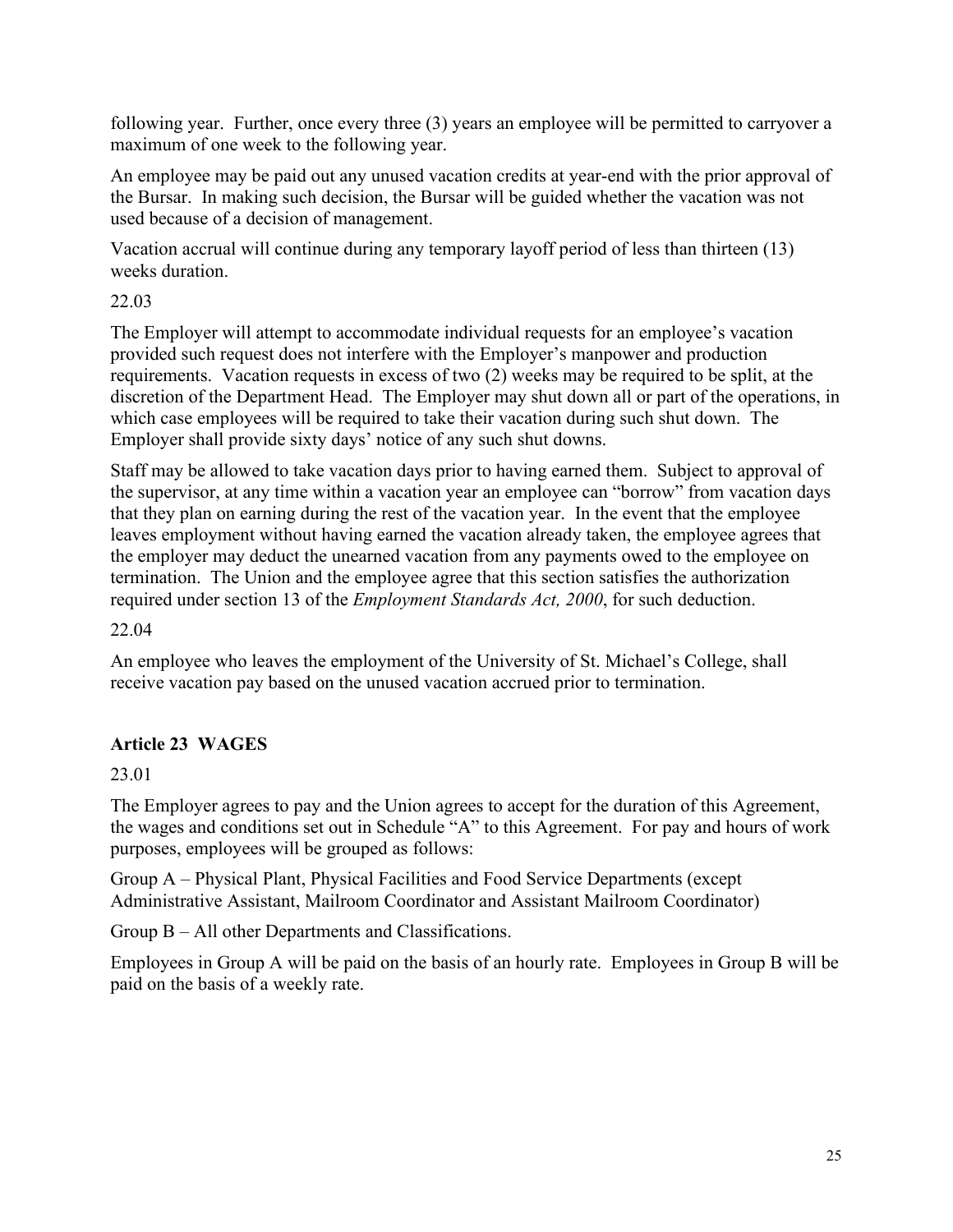following year. Further, once every three (3) years an employee will be permitted to carryover a maximum of one week to the following year.

An employee may be paid out any unused vacation credits at year-end with the prior approval of the Bursar. In making such decision, the Bursar will be guided whether the vacation was not used because of a decision of management.

Vacation accrual will continue during any temporary layoff period of less than thirteen (13) weeks duration.

22.03

The Employer will attempt to accommodate individual requests for an employee's vacation provided such request does not interfere with the Employer's manpower and production requirements. Vacation requests in excess of two (2) weeks may be required to be split, at the discretion of the Department Head. The Employer may shut down all or part of the operations, in which case employees will be required to take their vacation during such shut down. The Employer shall provide sixty days' notice of any such shut downs.

Staff may be allowed to take vacation days prior to having earned them. Subject to approval of the supervisor, at any time within a vacation year an employee can "borrow" from vacation days that they plan on earning during the rest of the vacation year. In the event that the employee leaves employment without having earned the vacation already taken, the employee agrees that the employer may deduct the unearned vacation from any payments owed to the employee on termination. The Union and the employee agree that this section satisfies the authorization required under section 13 of the *Employment Standards Act, 2000*, for such deduction.

22.04

An employee who leaves the employment of the University of St. Michael's College, shall receive vacation pay based on the unused vacation accrued prior to termination.

## Article 23 WAGES

23.01

The Employer agrees to pay and the Union agrees to accept for the duration of this Agreement, the wages and conditions set out in Schedule "A" to this Agreement. For pay and hours of work purposes, employees will be grouped as follows:

Group A – Physical Plant, Physical Facilities and Food Service Departments (except Administrative Assistant, Mailroom Coordinator and Assistant Mailroom Coordinator)

Group B – All other Departments and Classifications.

Employees in Group A will be paid on the basis of an hourly rate. Employees in Group B will be paid on the basis of a weekly rate.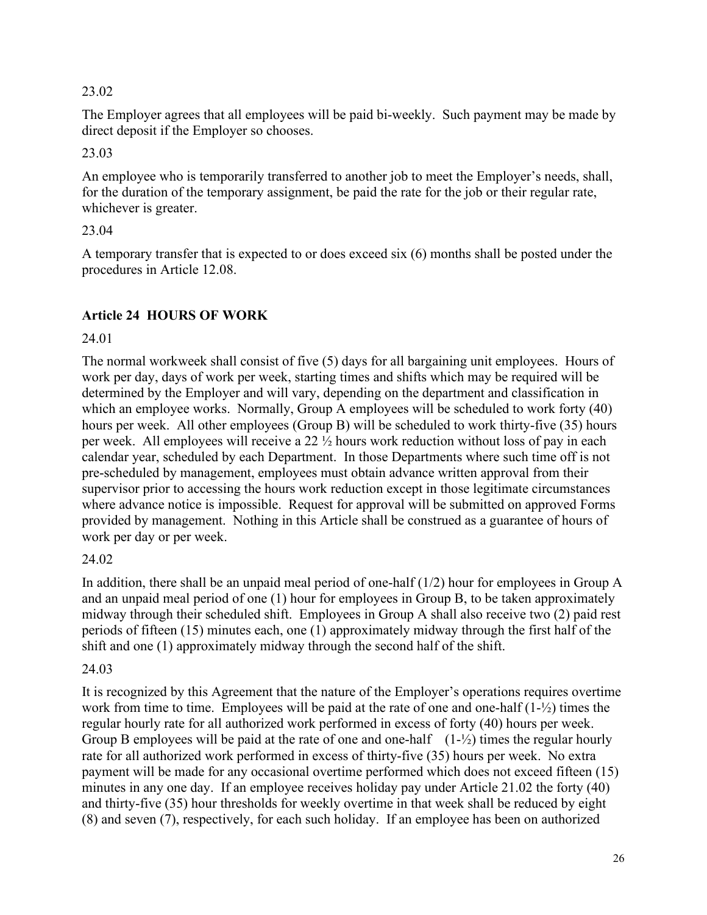23.02

The Employer agrees that all employees will be paid bi-weekly. Such payment may be made by direct deposit if the Employer so chooses.

23.03

An employee who is temporarily transferred to another job to meet the Employer's needs, shall, for the duration of the temporary assignment, be paid the rate for the job or their regular rate, whichever is greater.

23.04

A temporary transfer that is expected to or does exceed six (6) months shall be posted under the procedures in Article 12.08.

## Article 24 HOURS OF WORK

24.01

The normal workweek shall consist of five (5) days for all bargaining unit employees. Hours of work per day, days of work per week, starting times and shifts which may be required will be determined by the Employer and will vary, depending on the department and classification in which an employee works. Normally, Group A employees will be scheduled to work forty (40) hours per week. All other employees (Group B) will be scheduled to work thirty-five (35) hours per week. All employees will receive a 22 ½ hours work reduction without loss of pay in each calendar year, scheduled by each Department. In those Departments where such time off is not pre-scheduled by management, employees must obtain advance written approval from their supervisor prior to accessing the hours work reduction except in those legitimate circumstances where advance notice is impossible. Request for approval will be submitted on approved Forms provided by management. Nothing in this Article shall be construed as a guarantee of hours of work per day or per week.

24.02

In addition, there shall be an unpaid meal period of one-half (1/2) hour for employees in Group A and an unpaid meal period of one (1) hour for employees in Group B, to be taken approximately midway through their scheduled shift. Employees in Group A shall also receive two (2) paid rest periods of fifteen (15) minutes each, one (1) approximately midway through the first half of the shift and one (1) approximately midway through the second half of the shift.

24.03

It is recognized by this Agreement that the nature of the Employer's operations requires overtime work from time to time. Employees will be paid at the rate of one and one-half (1-½) times the regular hourly rate for all authorized work performed in excess of forty (40) hours per week. Group B employees will be paid at the rate of one and one-half (1-½) times the regular hourly rate for all authorized work performed in excess of thirty-five (35) hours per week. No extra payment will be made for any occasional overtime performed which does not exceed fifteen (15) minutes in any one day. If an employee receives holiday pay under Article 21.02 the forty (40) and thirty-five (35) hour thresholds for weekly overtime in that week shall be reduced by eight (8) and seven (7), respectively, for each such holiday. If an employee has been on authorized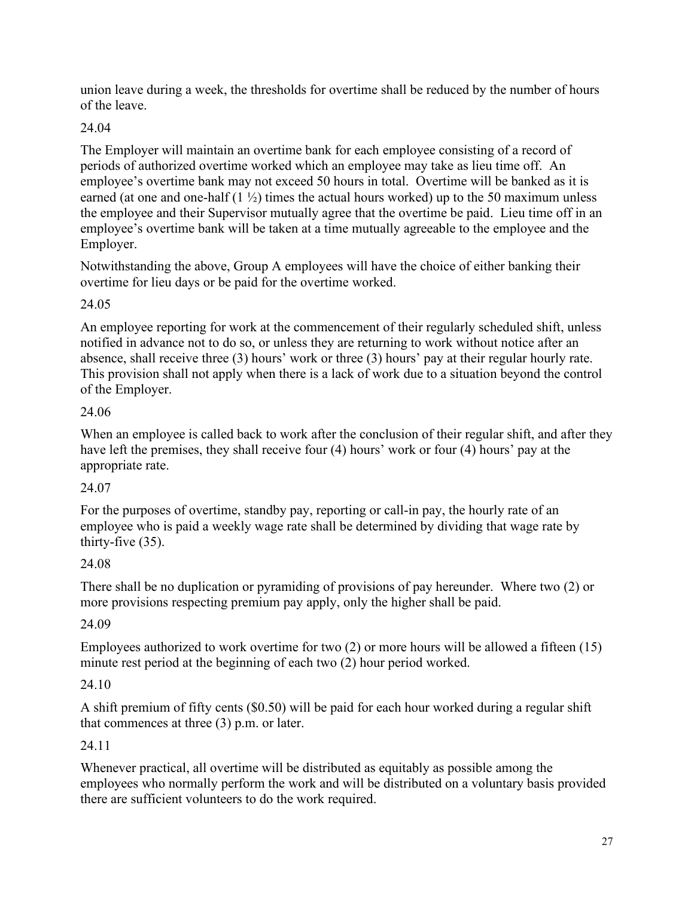union leave during a week, the thresholds for overtime shall be reduced by the number of hours of the leave.

24.04

The Employer will maintain an overtime bank for each employee consisting of a record of periods of authorized overtime worked which an employee may take as lieu time off. An employee's overtime bank may not exceed 50 hours in total. Overtime will be banked as it is earned (at one and one-half (1 ½) times the actual hours worked) up to the 50 maximum unless the employee and their Supervisor mutually agree that the overtime be paid. Lieu time off in an employee's overtime bank will be taken at a time mutually agreeable to the employee and the Employer.

Notwithstanding the above, Group A employees will have the choice of either banking their overtime for lieu days or be paid for the overtime worked.

24.05

An employee reporting for work at the commencement of their regularly scheduled shift, unless notified in advance not to do so, or unless they are returning to work without notice after an absence, shall receive three (3) hours' work or three (3) hours' pay at their regular hourly rate. This provision shall not apply when there is a lack of work due to a situation beyond the control of the Employer.

24.06

When an employee is called back to work after the conclusion of their regular shift, and after they have left the premises, they shall receive four (4) hours' work or four (4) hours' pay at the appropriate rate.

24.07

For the purposes of overtime, standby pay, reporting or call-in pay, the hourly rate of an employee who is paid a weekly wage rate shall be determined by dividing that wage rate by thirty-five (35).

24.08

There shall be no duplication or pyramiding of provisions of pay hereunder. Where two (2) or more provisions respecting premium pay apply, only the higher shall be paid.

24.09

Employees authorized to work overtime for two (2) or more hours will be allowed a fifteen (15) minute rest period at the beginning of each two (2) hour period worked.

24.10

A shift premium of fifty cents ($0.50) will be paid for each hour worked during a regular shift that commences at three (3) p.m. or later.

24.11

Whenever practical, all overtime will be distributed as equitably as possible among the employees who normally perform the work and will be distributed on a voluntary basis provided there are sufficient volunteers to do the work required.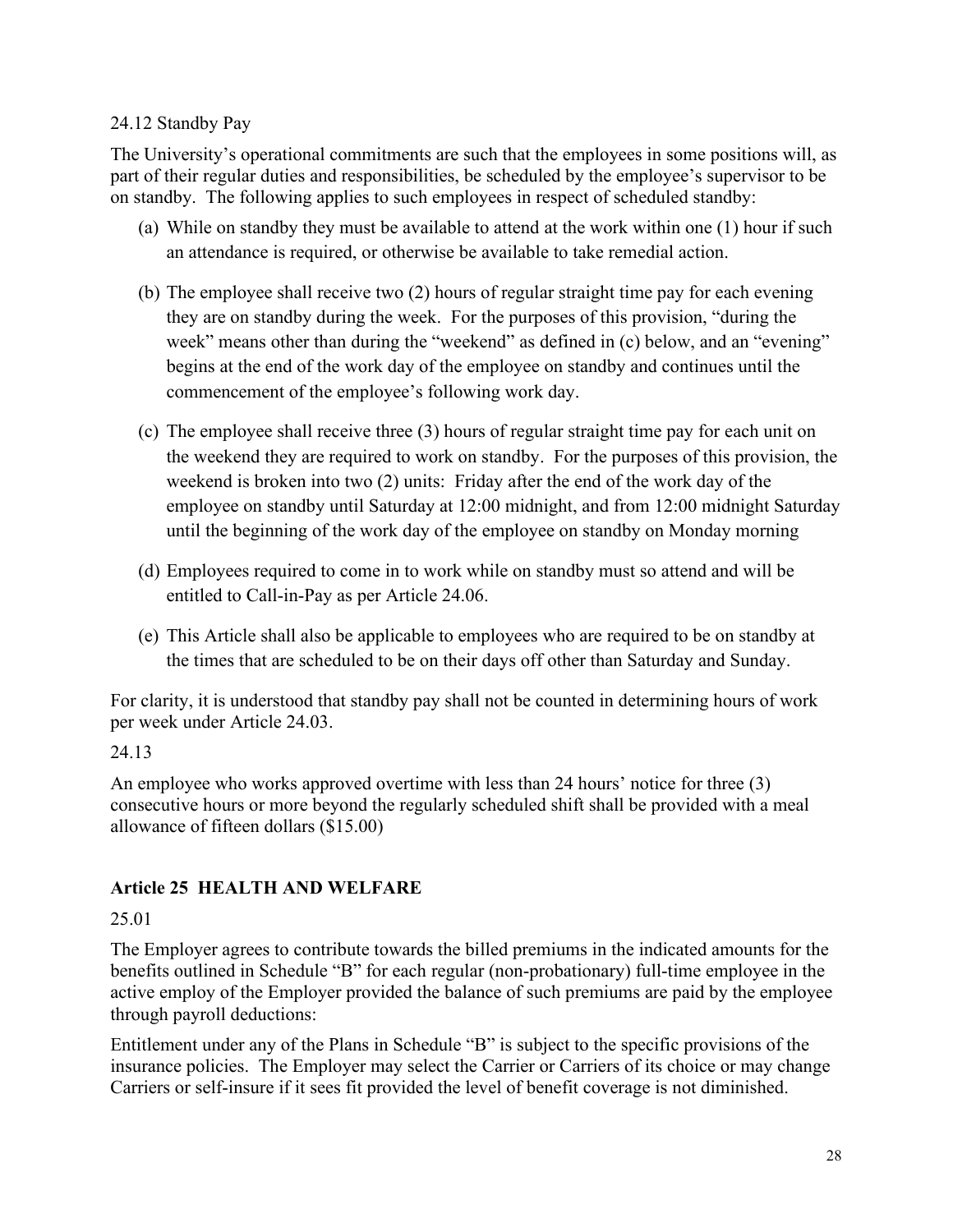24.12 Standby Pay

The University's operational commitments are such that the employees in some positions will, as part of their regular duties and responsibilities, be scheduled by the employee's supervisor to be on standby. The following applies to such employees in respect of scheduled standby:

(a) While on standby they must be available to attend at the work within one (1) hour if such an attendance is required, or otherwise be available to take remedial action.

(b) The employee shall receive two (2) hours of regular straight time pay for each evening they are on standby during the week. For the purposes of this provision, "during the week" means other than during the "weekend" as defined in (c) below, and an "evening" begins at the end of the work day of the employee on standby and continues until the commencement of the employee's following work day.

(c) The employee shall receive three (3) hours of regular straight time pay for each unit on the weekend they are required to work on standby. For the purposes of this provision, the weekend is broken into two (2) units: Friday after the end of the work day of the employee on standby until Saturday at 12:00 midnight, and from 12:00 midnight Saturday until the beginning of the work day of the employee on standby on Monday morning

(d) Employees required to come in to work while on standby must so attend and will be entitled to Call-in-Pay as per Article 24.06.

(e) This Article shall also be applicable to employees who are required to be on standby at the times that are scheduled to be on their days off other than Saturday and Sunday.

For clarity, it is understood that standby pay shall not be counted in determining hours of work per week under Article 24.03.

24.13

An employee who works approved overtime with less than 24 hours' notice for three (3) consecutive hours or more beyond the regularly scheduled shift shall be provided with a meal allowance of fifteen dollars ($15.00)

## Article 25 HEALTH AND WELFARE

25.01

The Employer agrees to contribute towards the billed premiums in the indicated amounts for the benefits outlined in Schedule "B" for each regular (non-probationary) full-time employee in the active employ of the Employer provided the balance of such premiums are paid by the employee through payroll deductions:

Entitlement under any of the Plans in Schedule "B" is subject to the specific provisions of the insurance policies. The Employer may select the Carrier or Carriers of its choice or may change Carriers or self-insure if it sees fit provided the level of benefit coverage is not diminished.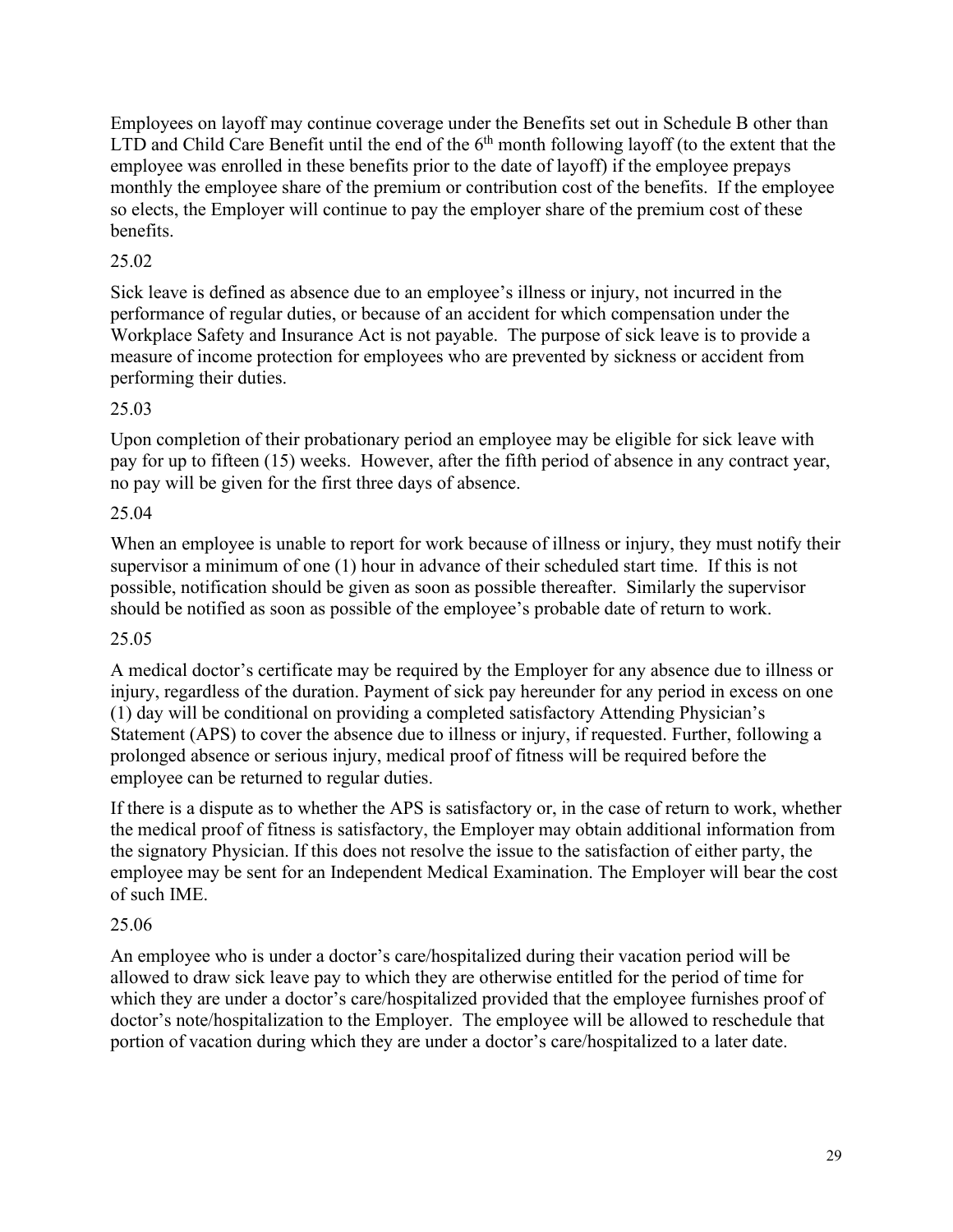Employees on layoff may continue coverage under the Benefits set out in Schedule B other than LTD and Child Care Benefit until the end of the 6th month following layoff (to the extent that the employee was enrolled in these benefits prior to the date of layoff) if the employee prepays monthly the employee share of the premium or contribution cost of the benefits. If the employee so elects, the Employer will continue to pay the employer share of the premium cost of these benefits.

25.02

Sick leave is defined as absence due to an employee's illness or injury, not incurred in the performance of regular duties, or because of an accident for which compensation under the Workplace Safety and Insurance Act is not payable. The purpose of sick leave is to provide a measure of income protection for employees who are prevented by sickness or accident from performing their duties.

25.03

Upon completion of their probationary period an employee may be eligible for sick leave with pay for up to fifteen (15) weeks. However, after the fifth period of absence in any contract year, no pay will be given for the first three days of absence.

25.04

When an employee is unable to report for work because of illness or injury, they must notify their supervisor a minimum of one (1) hour in advance of their scheduled start time. If this is not possible, notification should be given as soon as possible thereafter. Similarly the supervisor should be notified as soon as possible of the employee's probable date of return to work.

25.05

A medical doctor's certificate may be required by the Employer for any absence due to illness or injury, regardless of the duration. Payment of sick pay hereunder for any period in excess on one (1) day will be conditional on providing a completed satisfactory Attending Physician's Statement (APS) to cover the absence due to illness or injury, if requested. Further, following a prolonged absence or serious injury, medical proof of fitness will be required before the employee can be returned to regular duties.

If there is a dispute as to whether the APS is satisfactory or, in the case of return to work, whether the medical proof of fitness is satisfactory, the Employer may obtain additional information from the signatory Physician. If this does not resolve the issue to the satisfaction of either party, the employee may be sent for an Independent Medical Examination. The Employer will bear the cost of such IME.

25.06

An employee who is under a doctor's care/hospitalized during their vacation period will be allowed to draw sick leave pay to which they are otherwise entitled for the period of time for which they are under a doctor's care/hospitalized provided that the employee furnishes proof of doctor's note/hospitalization to the Employer. The employee will be allowed to reschedule that portion of vacation during which they are under a doctor's care/hospitalized to a later date.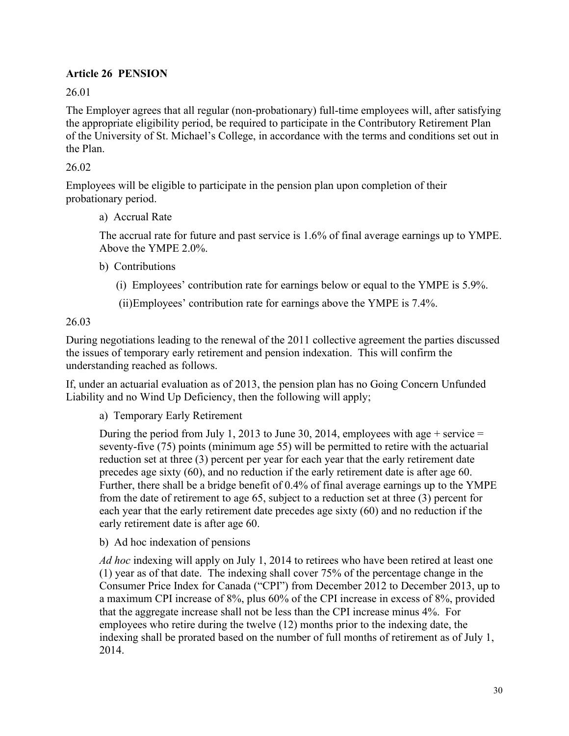### Article 26 PENSION

26.01

The Employer agrees that all regular (non-probationary) full-time employees will, after satisfying the appropriate eligibility period, be required to participate in the Contributory Retirement Plan of the University of St. Michael's College, in accordance with the terms and conditions set out in the Plan.

26.02

Employees will be eligible to participate in the pension plan upon completion of their probationary period.

a) Accrual Rate

The accrual rate for future and past service is 1.6% of final average earnings up to YMPE. Above the YMPE 2.0%.

b) Contributions

(i) Employees' contribution rate for earnings below or equal to the YMPE is 5.9%.

(ii)Employees' contribution rate for earnings above the YMPE is 7.4%.

26.03

During negotiations leading to the renewal of the 2011 collective agreement the parties discussed the issues of temporary early retirement and pension indexation. This will confirm the understanding reached as follows.

If, under an actuarial evaluation as of 2013, the pension plan has no Going Concern Unfunded Liability and no Wind Up Deficiency, then the following will apply;

a) Temporary Early Retirement

During the period from July 1, 2013 to June 30, 2014, employees with age + service = seventy-five (75) points (minimum age 55) will be permitted to retire with the actuarial reduction set at three (3) percent per year for each year that the early retirement date precedes age sixty (60), and no reduction if the early retirement date is after age 60. Further, there shall be a bridge benefit of 0.4% of final average earnings up to the YMPE from the date of retirement to age 65, subject to a reduction set at three (3) percent for each year that the early retirement date precedes age sixty (60) and no reduction if the early retirement date is after age 60.

b) Ad hoc indexation of pensions

*Ad hoc* indexing will apply on July 1, 2014 to retirees who have been retired at least one (1) year as of that date. The indexing shall cover 75% of the percentage change in the Consumer Price Index for Canada ("CPI") from December 2012 to December 2013, up to a maximum CPI increase of 8%, plus 60% of the CPI increase in excess of 8%, provided that the aggregate increase shall not be less than the CPI increase minus 4%. For employees who retire during the twelve (12) months prior to the indexing date, the indexing shall be prorated based on the number of full months of retirement as of July 1, 2014.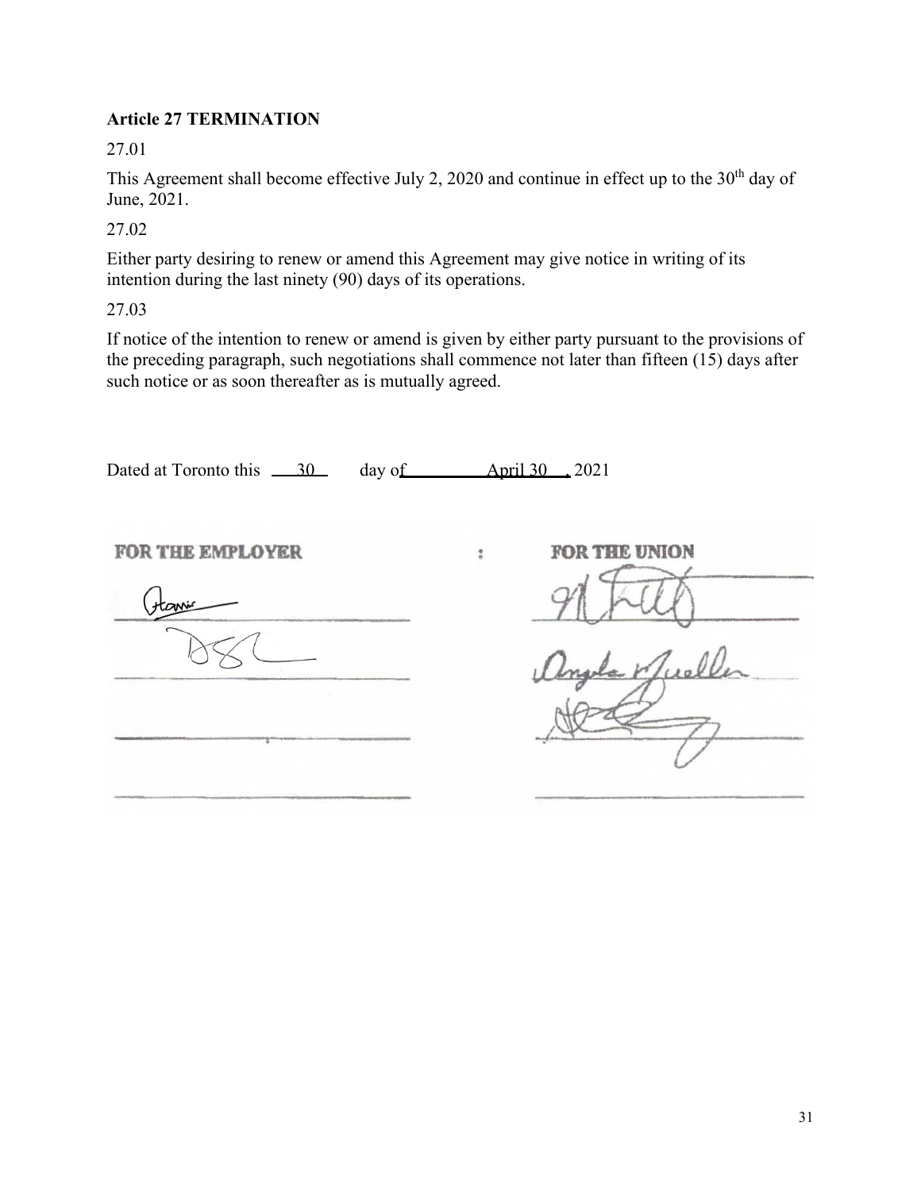**Article 27 TERMINATION**

27.01

This Agreement shall become effective July 2, 2020 and continue in effect up to the 30th day of June, 2021.

27.02

Either party desiring to renew or amend this Agreement may give notice in writing of its intention during the last ninety (90) days of its operations.

27.03

If notice of the intention to renew or amend is given by either party pursuant to the provisions of the preceding paragraph, such negotiations shall commence not later than fifteen (15) days after such notice or as soon thereafter as is mutually agreed.

Dated at Toronto this 30 day of April 30 , 2021

| FOR THE EMPLOYER | : | FOR THE UNION |
|---|---|---|
| ______________________ | | ______________________ |
| ______________________ | | ______________________ |
| ______________________ | | ______________________ |
| ______________________ | | ______________________ |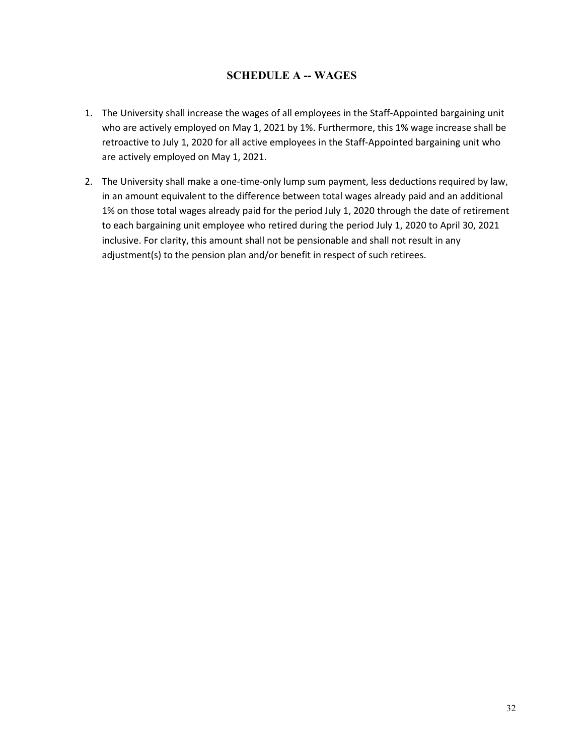## SCHEDULE A -- WAGES

1. The University shall increase the wages of all employees in the Staff-Appointed bargaining unit who are actively employed on May 1, 2021 by 1%. Furthermore, this 1% wage increase shall be retroactive to July 1, 2020 for all active employees in the Staff-Appointed bargaining unit who are actively employed on May 1, 2021.

2. The University shall make a one-time-only lump sum payment, less deductions required by law, in an amount equivalent to the difference between total wages already paid and an additional 1% on those total wages already paid for the period July 1, 2020 through the date of retirement to each bargaining unit employee who retired during the period July 1, 2020 to April 30, 2021 inclusive. For clarity, this amount shall not be pensionable and shall not result in any adjustment(s) to the pension plan and/or benefit in respect of such retirees.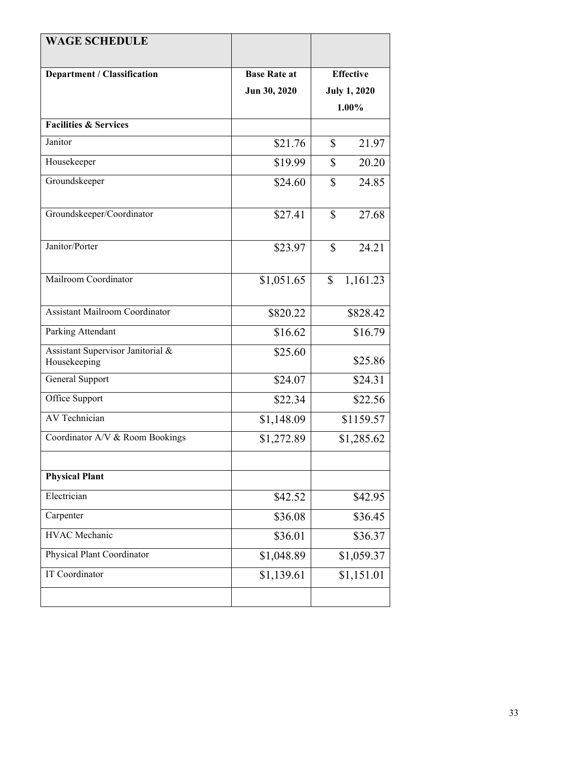| WAGE SCHEDULE | | |
|---|---|---|
| **Department / Classification** | **Base Rate at Jun 30, 2020** | **Effective July 1, 2020 1.00%** |
| **Facilities & Services** | | |
| Janitor | $21.76 | $ 21.97 |
| Housekeeper | $19.99 | $ 20.20 |
| Groundskeeper | $24.60 | $ 24.85 |
| Groundskeeper/Coordinator | $27.41 | $ 27.68 |
| Janitor/Porter | $23.97 | $ 24.21 |
| Mailroom Coordinator | $1,051.65 | $ 1,161.23 |
| Assistant Mailroom Coordinator | $820.22 | $828.42 |
| Parking Attendant | $16.62 | $16.79 |
| Assistant Supervisor Janitorial & Housekeeping | $25.60 | $25.86 |
| General Support | $24.07 | $24.31 |
| Office Support | $22.34 | $22.56 |
| AV Technician | $1,148.09 | $1159.57 |
| Coordinator A/V & Room Bookings | $1,272.89 | $1,285.62 |
| | | |
| **Physical Plant** | | |
| Electrician | $42.52 | $42.95 |
| Carpenter | $36.08 | $36.45 |
| HVAC Mechanic | $36.01 | $36.37 |
| Physical Plant Coordinator | $1,048.89 | $1,059.37 |
| IT Coordinator | $1,139.61 | $1,151.01 |
| | | |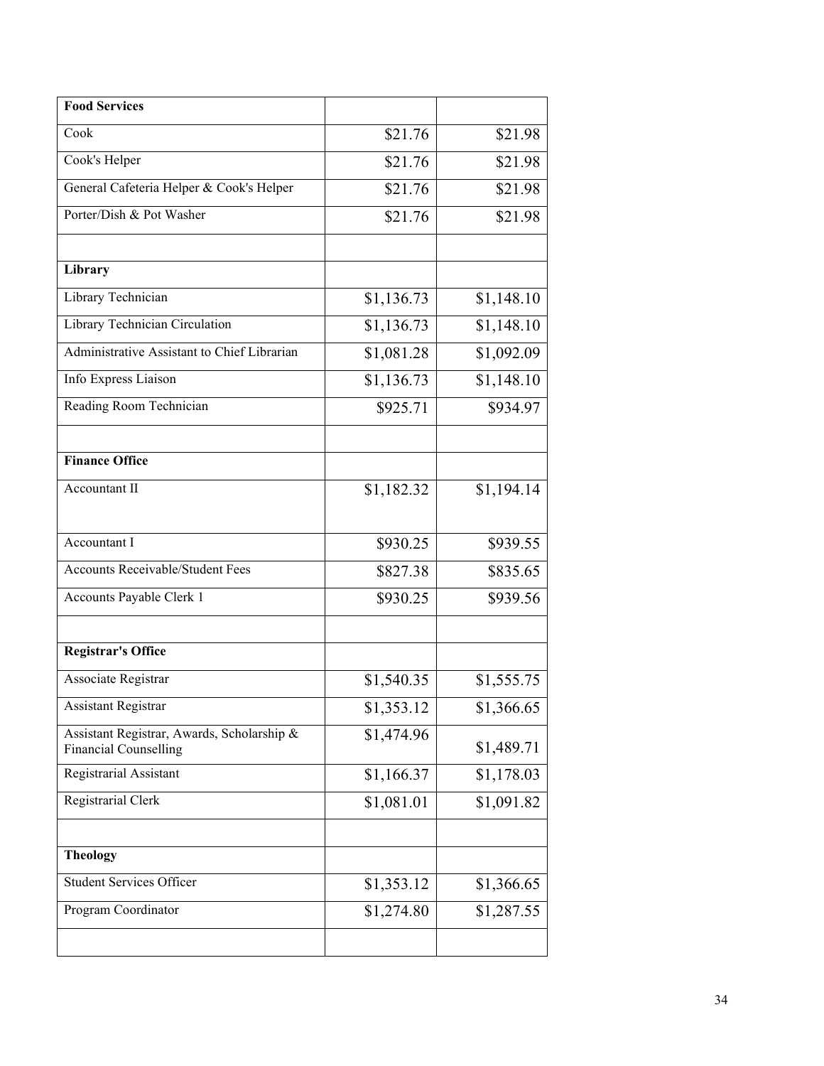| **Food Services** | | |
|---|---|---|
| Cook | $21.76 | $21.98 |
| Cook's Helper | $21.76 | $21.98 |
| General Cafeteria Helper & Cook's Helper | $21.76 | $21.98 |
| Porter/Dish & Pot Washer | $21.76 | $21.98 |
| | | |
| **Library** | | |
| Library Technician | $1,136.73 | $1,148.10 |
| Library Technician Circulation | $1,136.73 | $1,148.10 |
| Administrative Assistant to Chief Librarian | $1,081.28 | $1,092.09 |
| Info Express Liaison | $1,136.73 | $1,148.10 |
| Reading Room Technician | $925.71 | $934.97 |
| | | |
| **Finance Office** | | |
| Accountant II | $1,182.32 | $1,194.14 |
| Accountant I | $930.25 | $939.55 |
| Accounts Receivable/Student Fees | $827.38 | $835.65 |
| Accounts Payable Clerk 1 | $930.25 | $939.56 |
| | | |
| **Registrar's Office** | | |
| Associate Registrar | $1,540.35 | $1,555.75 |
| Assistant Registrar | $1,353.12 | $1,366.65 |
| Assistant Registrar, Awards, Scholarship & Financial Counselling | $1,474.96 | $1,489.71 |
| Registrarial Assistant | $1,166.37 | $1,178.03 |
| Registrarial Clerk | $1,081.01 | $1,091.82 |
| | | |
| **Theology** | | |
| Student Services Officer | $1,353.12 | $1,366.65 |
| Program Coordinator | $1,274.80 | $1,287.55 |
| | | |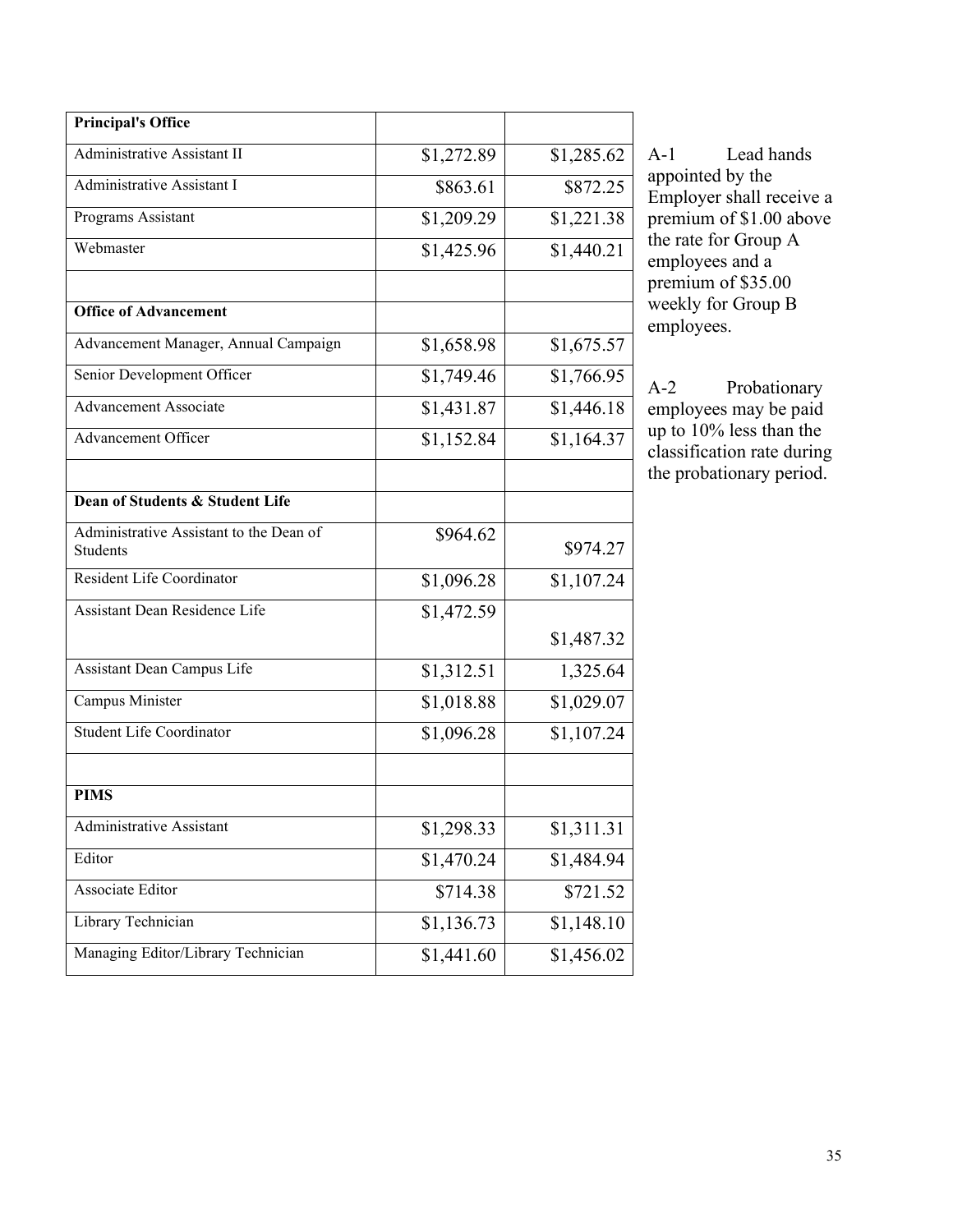| Principal's Office | | |
|---|---|---|
| Administrative Assistant II | $1,272.89 | $1,285.62 |
| Administrative Assistant I | $863.61 | $872.25 |
| Programs Assistant | $1,209.29 | $1,221.38 |
| Webmaster | $1,425.96 | $1,440.21 |
| | | |
| **Office of Advancement** | | |
| Advancement Manager, Annual Campaign | $1,658.98 | $1,675.57 |
| Senior Development Officer | $1,749.46 | $1,766.95 |
| Advancement Associate | $1,431.87 | $1,446.18 |
| Advancement Officer | $1,152.84 | $1,164.37 |
| | | |
| **Dean of Students & Student Life** | | |
| Administrative Assistant to the Dean of Students | $964.62 | $974.27 |
| Resident Life Coordinator | $1,096.28 | $1,107.24 |
| Assistant Dean Residence Life | $1,472.59 | $1,487.32 |
| Assistant Dean Campus Life | $1,312.51 | 1,325.64 |
| Campus Minister | $1,018.88 | $1,029.07 |
| Student Life Coordinator | $1,096.28 | $1,107.24 |
| | | |
| **PIMS** | | |
| Administrative Assistant | $1,298.33 | $1,311.31 |
| Editor | $1,470.24 | $1,484.94 |
| Associate Editor | $714.38 | $721.52 |
| Library Technician | $1,136.73 | $1,148.10 |
| Managing Editor/Library Technician | $1,441.60 | $1,456.02 |

A-1 Lead hands appointed by the Employer shall receive a premium of $1.00 above the rate for Group A employees and a premium of $35.00 weekly for Group B employees.

A-2 Probationary employees may be paid up to 10% less than the classification rate during the probationary period.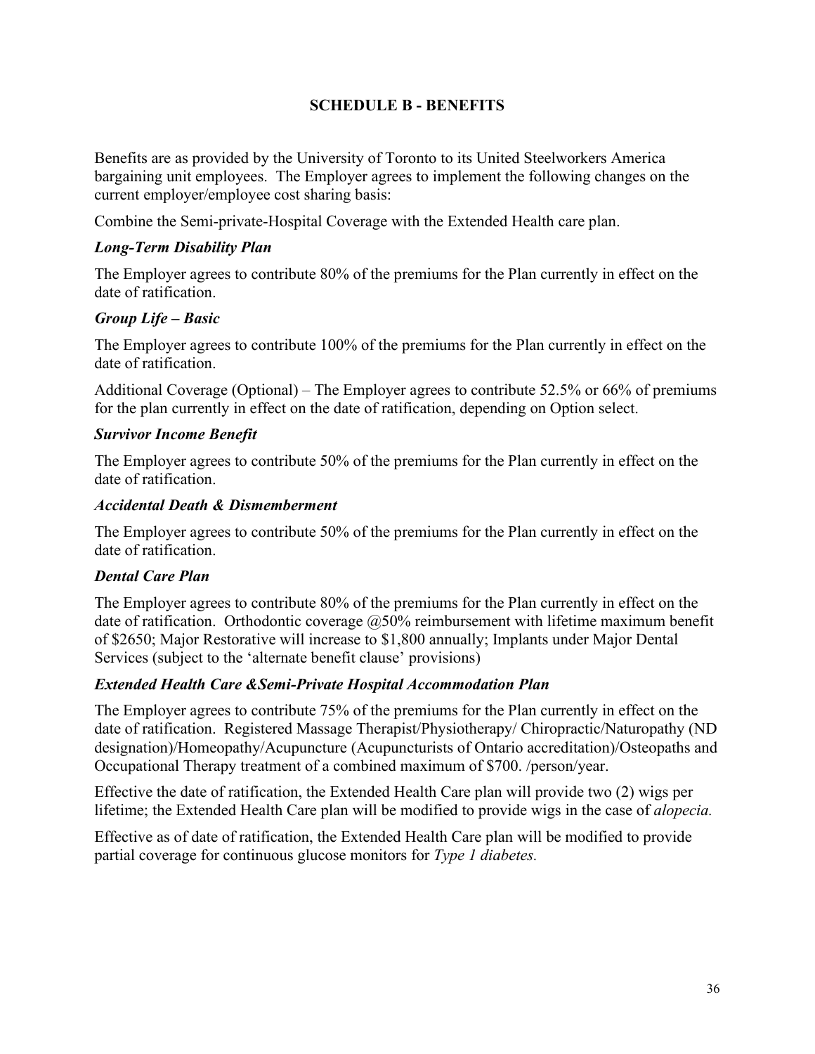## SCHEDULE B - BENEFITS

Benefits are as provided by the University of Toronto to its United Steelworkers America bargaining unit employees. The Employer agrees to implement the following changes on the current employer/employee cost sharing basis:

Combine the Semi-private-Hospital Coverage with the Extended Health care plan.

### *Long-Term Disability Plan*

The Employer agrees to contribute 80% of the premiums for the Plan currently in effect on the date of ratification.

### *Group Life – Basic*

The Employer agrees to contribute 100% of the premiums for the Plan currently in effect on the date of ratification.

Additional Coverage (Optional) – The Employer agrees to contribute 52.5% or 66% of premiums for the plan currently in effect on the date of ratification, depending on Option select.

### *Survivor Income Benefit*

The Employer agrees to contribute 50% of the premiums for the Plan currently in effect on the date of ratification.

### *Accidental Death & Dismemberment*

The Employer agrees to contribute 50% of the premiums for the Plan currently in effect on the date of ratification.

### *Dental Care Plan*

The Employer agrees to contribute 80% of the premiums for the Plan currently in effect on the date of ratification. Orthodontic coverage @50% reimbursement with lifetime maximum benefit of $2650; Major Restorative will increase to $1,800 annually; Implants under Major Dental Services (subject to the 'alternate benefit clause' provisions)

### *Extended Health Care &Semi-Private Hospital Accommodation Plan*

The Employer agrees to contribute 75% of the premiums for the Plan currently in effect on the date of ratification. Registered Massage Therapist/Physiotherapy/ Chiropractic/Naturopathy (ND designation)/Homeopathy/Acupuncture (Acupuncturists of Ontario accreditation)/Osteopaths and Occupational Therapy treatment of a combined maximum of $700. /person/year.

Effective the date of ratification, the Extended Health Care plan will provide two (2) wigs per lifetime; the Extended Health Care plan will be modified to provide wigs in the case of *alopecia.*

Effective as of date of ratification, the Extended Health Care plan will be modified to provide partial coverage for continuous glucose monitors for *Type 1 diabetes.*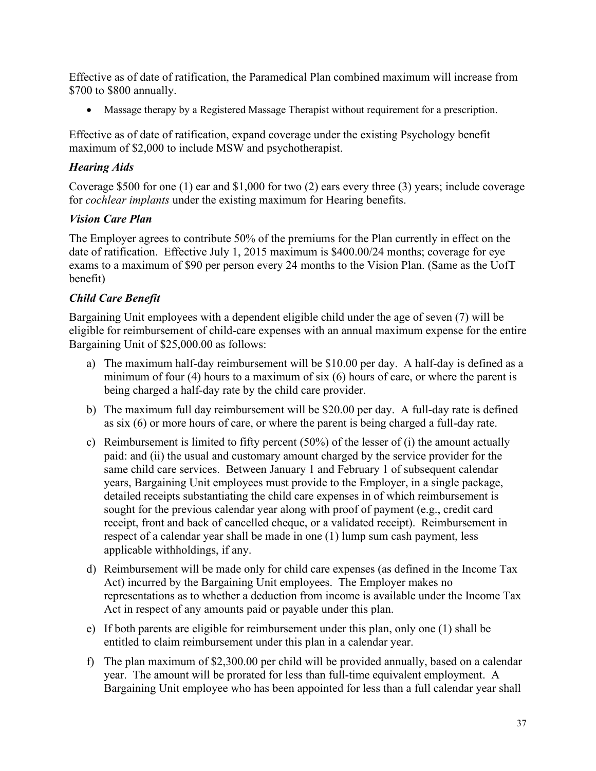Effective as of date of ratification, the Paramedical Plan combined maximum will increase from $700 to $800 annually.

- Massage therapy by a Registered Massage Therapist without requirement for a prescription.

Effective as of date of ratification, expand coverage under the existing Psychology benefit maximum of $2,000 to include MSW and psychotherapist.

### *Hearing Aids*

Coverage $500 for one (1) ear and $1,000 for two (2) ears every three (3) years; include coverage for *cochlear implants* under the existing maximum for Hearing benefits.

### *Vision Care Plan*

The Employer agrees to contribute 50% of the premiums for the Plan currently in effect on the date of ratification. Effective July 1, 2015 maximum is $400.00/24 months; coverage for eye exams to a maximum of $90 per person every 24 months to the Vision Plan. (Same as the UofT benefit)

### *Child Care Benefit*

Bargaining Unit employees with a dependent eligible child under the age of seven (7) will be eligible for reimbursement of child-care expenses with an annual maximum expense for the entire Bargaining Unit of $25,000.00 as follows:

a) The maximum half-day reimbursement will be $10.00 per day. A half-day is defined as a minimum of four (4) hours to a maximum of six (6) hours of care, or where the parent is being charged a half-day rate by the child care provider.

b) The maximum full day reimbursement will be $20.00 per day. A full-day rate is defined as six (6) or more hours of care, or where the parent is being charged a full-day rate.

c) Reimbursement is limited to fifty percent (50%) of the lesser of (i) the amount actually paid: and (ii) the usual and customary amount charged by the service provider for the same child care services. Between January 1 and February 1 of subsequent calendar years, Bargaining Unit employees must provide to the Employer, in a single package, detailed receipts substantiating the child care expenses in of which reimbursement is sought for the previous calendar year along with proof of payment (e.g., credit card receipt, front and back of cancelled cheque, or a validated receipt). Reimbursement in respect of a calendar year shall be made in one (1) lump sum cash payment, less applicable withholdings, if any.

d) Reimbursement will be made only for child care expenses (as defined in the Income Tax Act) incurred by the Bargaining Unit employees. The Employer makes no representations as to whether a deduction from income is available under the Income Tax Act in respect of any amounts paid or payable under this plan.

e) If both parents are eligible for reimbursement under this plan, only one (1) shall be entitled to claim reimbursement under this plan in a calendar year.

f) The plan maximum of $2,300.00 per child will be provided annually, based on a calendar year. The amount will be prorated for less than full-time equivalent employment. A Bargaining Unit employee who has been appointed for less than a full calendar year shall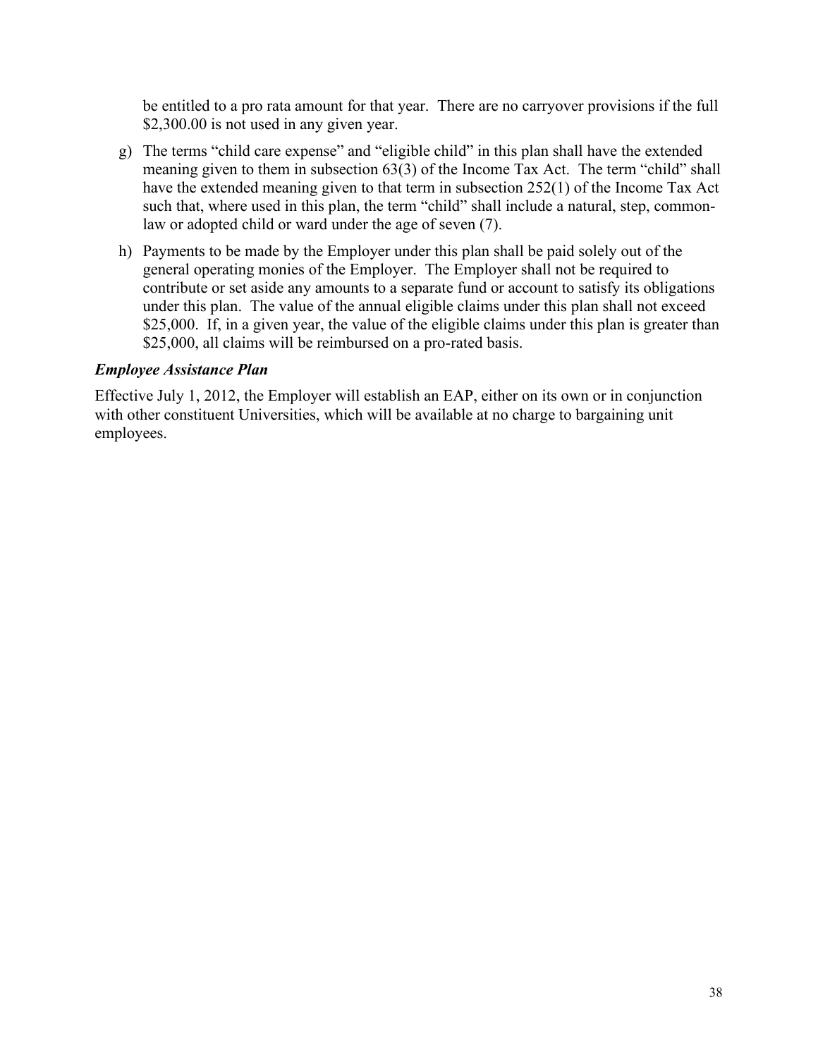be entitled to a pro rata amount for that year. There are no carryover provisions if the full $2,300.00 is not used in any given year.

g) The terms "child care expense" and "eligible child" in this plan shall have the extended meaning given to them in subsection 63(3) of the Income Tax Act. The term "child" shall have the extended meaning given to that term in subsection 252(1) of the Income Tax Act such that, where used in this plan, the term "child" shall include a natural, step, common-law or adopted child or ward under the age of seven (7).

h) Payments to be made by the Employer under this plan shall be paid solely out of the general operating monies of the Employer. The Employer shall not be required to contribute or set aside any amounts to a separate fund or account to satisfy its obligations under this plan. The value of the annual eligible claims under this plan shall not exceed $25,000. If, in a given year, the value of the eligible claims under this plan is greater than $25,000, all claims will be reimbursed on a pro-rated basis.

***Employee Assistance Plan***

Effective July 1, 2012, the Employer will establish an EAP, either on its own or in conjunction with other constituent Universities, which will be available at no charge to bargaining unit employees.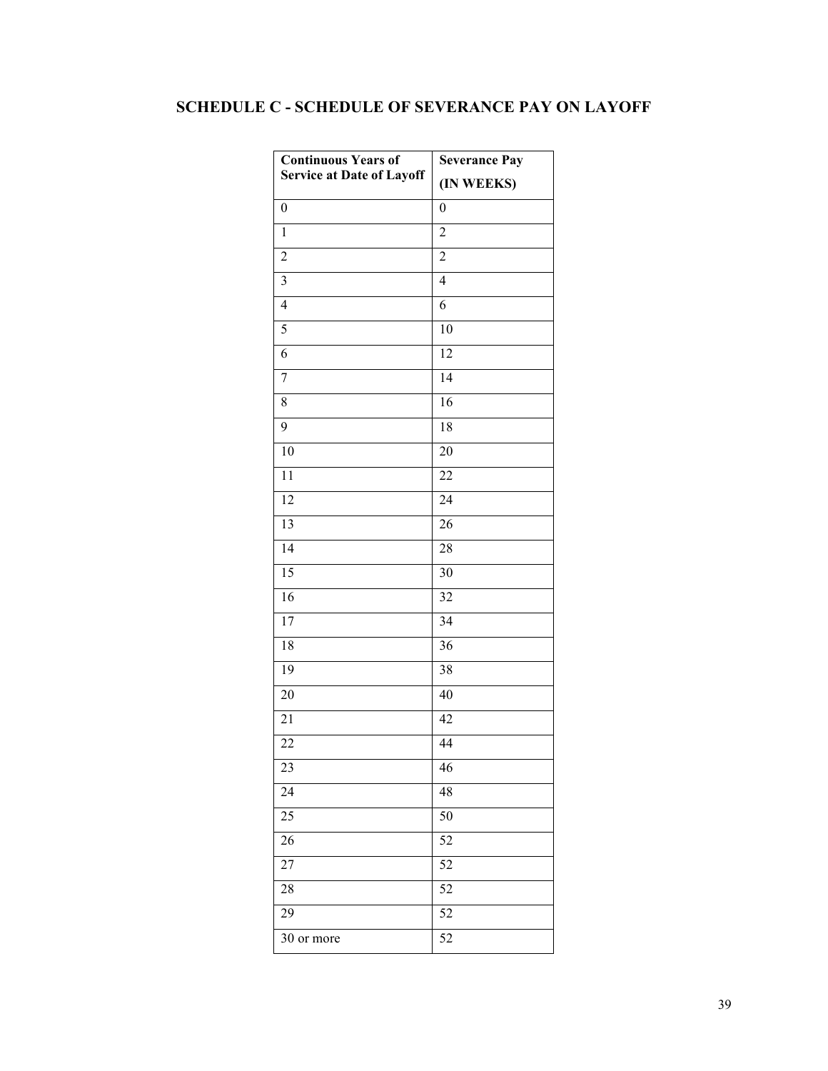## SCHEDULE C - SCHEDULE OF SEVERANCE PAY ON LAYOFF

| Continuous Years of Service at Date of Layoff | Severance Pay (IN WEEKS) |
|---|---|
| 0 | 0 |
| 1 | 2 |
| 2 | 2 |
| 3 | 4 |
| 4 | 6 |
| 5 | 10 |
| 6 | 12 |
| 7 | 14 |
| 8 | 16 |
| 9 | 18 |
| 10 | 20 |
| 11 | 22 |
| 12 | 24 |
| 13 | 26 |
| 14 | 28 |
| 15 | 30 |
| 16 | 32 |
| 17 | 34 |
| 18 | 36 |
| 19 | 38 |
| 20 | 40 |
| 21 | 42 |
| 22 | 44 |
| 23 | 46 |
| 24 | 48 |
| 25 | 50 |
| 26 | 52 |
| 27 | 52 |
| 28 | 52 |
| 29 | 52 |
| 30 or more | 52 |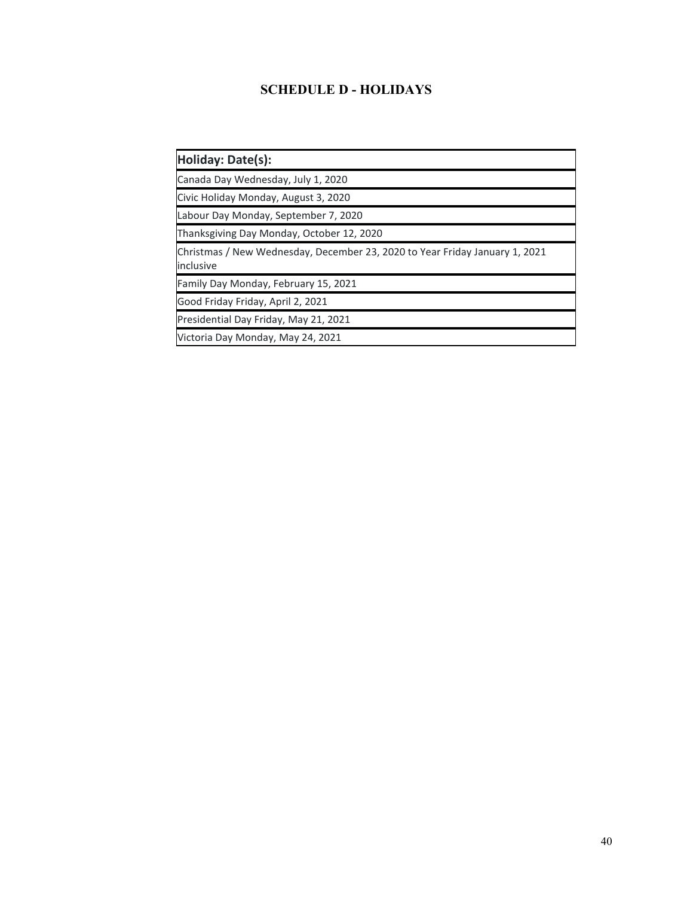# SCHEDULE D - HOLIDAYS

| Holiday: Date(s): |
|---|
| Canada Day Wednesday, July 1, 2020 |
| Civic Holiday Monday, August 3, 2020 |
| Labour Day Monday, September 7, 2020 |
| Thanksgiving Day Monday, October 12, 2020 |
| Christmas / New Wednesday, December 23, 2020 to Year Friday January 1, 2021 inclusive |
| Family Day Monday, February 15, 2021 |
| Good Friday Friday, April 2, 2021 |
| Presidential Day Friday, May 21, 2021 |
| Victoria Day Monday, May 24, 2021 |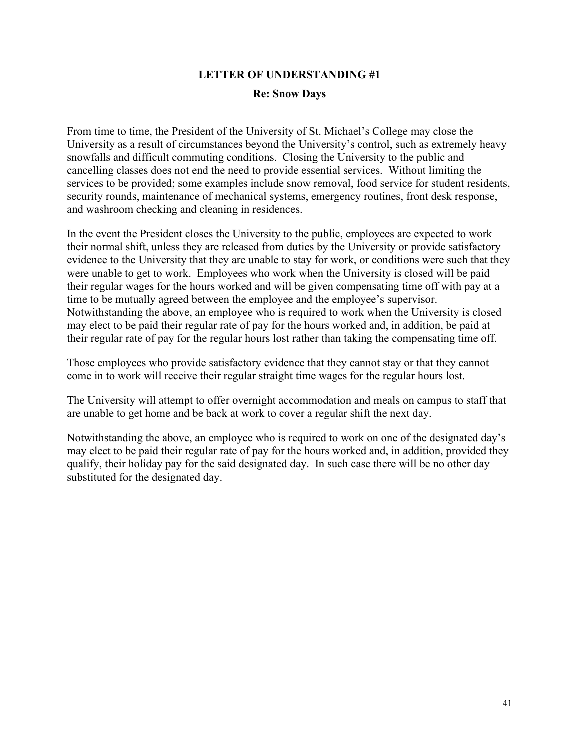## LETTER OF UNDERSTANDING #1

### Re: Snow Days

From time to time, the President of the University of St. Michael's College may close the University as a result of circumstances beyond the University's control, such as extremely heavy snowfalls and difficult commuting conditions. Closing the University to the public and cancelling classes does not end the need to provide essential services. Without limiting the services to be provided; some examples include snow removal, food service for student residents, security rounds, maintenance of mechanical systems, emergency routines, front desk response, and washroom checking and cleaning in residences.

In the event the President closes the University to the public, employees are expected to work their normal shift, unless they are released from duties by the University or provide satisfactory evidence to the University that they are unable to stay for work, or conditions were such that they were unable to get to work. Employees who work when the University is closed will be paid their regular wages for the hours worked and will be given compensating time off with pay at a time to be mutually agreed between the employee and the employee's supervisor. Notwithstanding the above, an employee who is required to work when the University is closed may elect to be paid their regular rate of pay for the hours worked and, in addition, be paid at their regular rate of pay for the regular hours lost rather than taking the compensating time off.

Those employees who provide satisfactory evidence that they cannot stay or that they cannot come in to work will receive their regular straight time wages for the regular hours lost.

The University will attempt to offer overnight accommodation and meals on campus to staff that are unable to get home and be back at work to cover a regular shift the next day.

Notwithstanding the above, an employee who is required to work on one of the designated day's may elect to be paid their regular rate of pay for the hours worked and, in addition, provided they qualify, their holiday pay for the said designated day. In such case there will be no other day substituted for the designated day.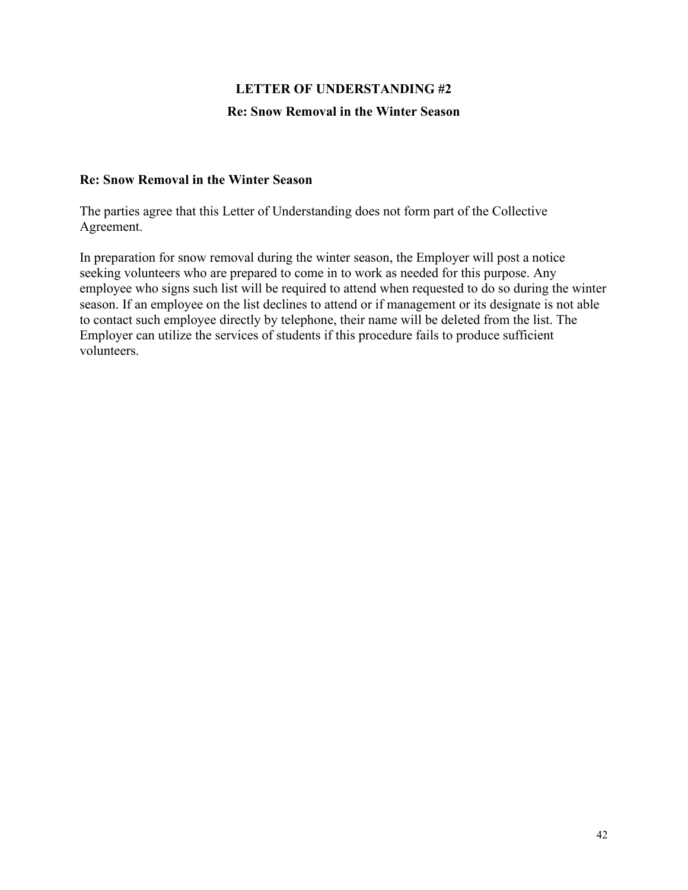# LETTER OF UNDERSTANDING #2

## Re: Snow Removal in the Winter Season

**Re: Snow Removal in the Winter Season**

The parties agree that this Letter of Understanding does not form part of the Collective Agreement.

In preparation for snow removal during the winter season, the Employer will post a notice seeking volunteers who are prepared to come in to work as needed for this purpose. Any employee who signs such list will be required to attend when requested to do so during the winter season. If an employee on the list declines to attend or if management or its designate is not able to contact such employee directly by telephone, their name will be deleted from the list. The Employer can utilize the services of students if this procedure fails to produce sufficient volunteers.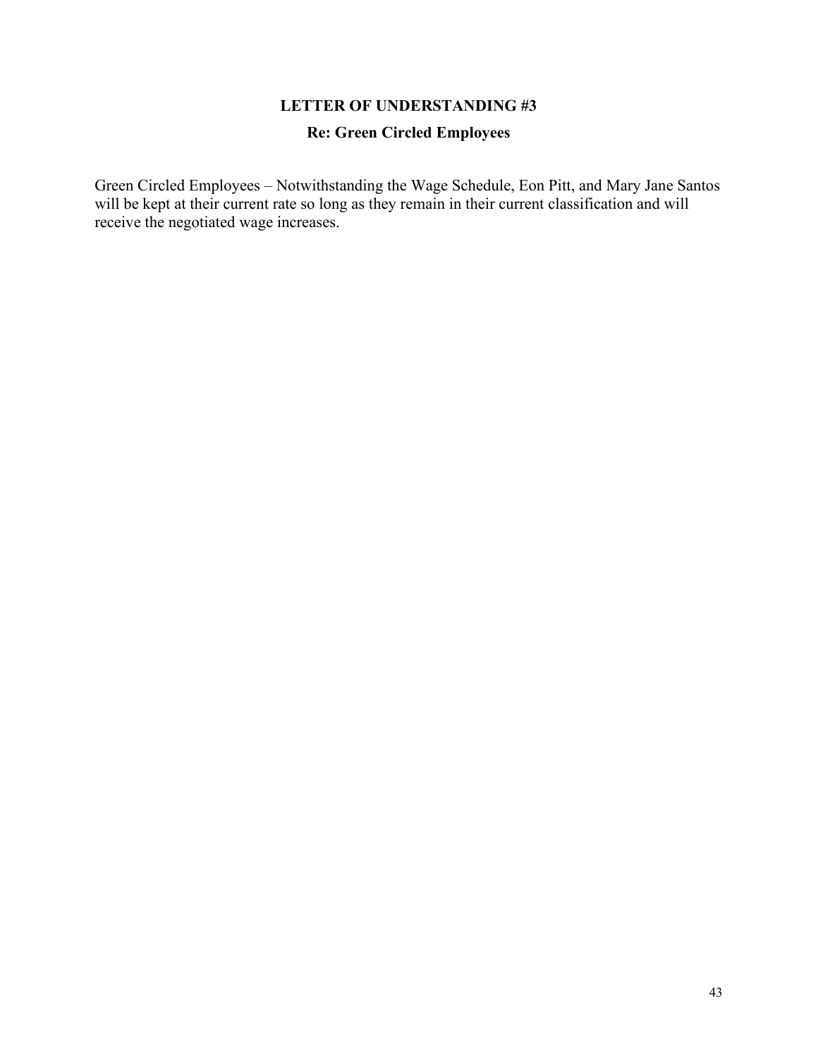## LETTER OF UNDERSTANDING #3

### Re: Green Circled Employees

Green Circled Employees – Notwithstanding the Wage Schedule, Eon Pitt, and Mary Jane Santos will be kept at their current rate so long as they remain in their current classification and will receive the negotiated wage increases.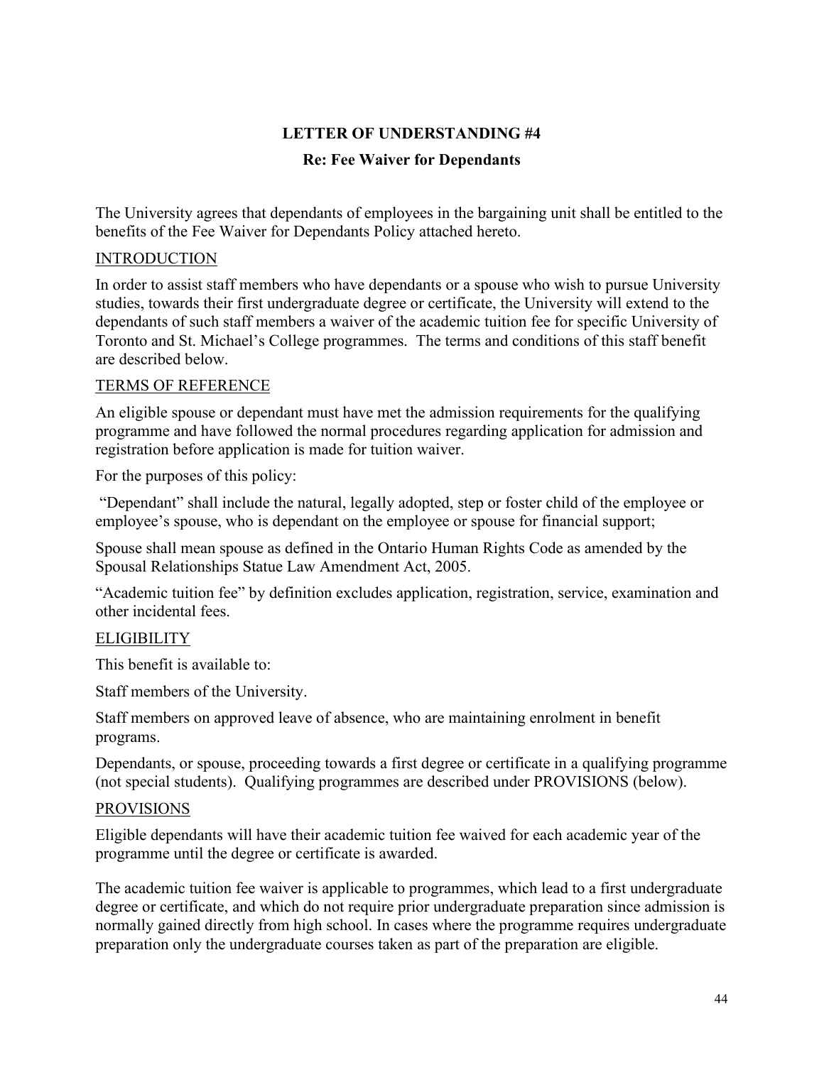## LETTER OF UNDERSTANDING #4

### Re: Fee Waiver for Dependants

The University agrees that dependants of employees in the bargaining unit shall be entitled to the benefits of the Fee Waiver for Dependants Policy attached hereto.

<u>INTRODUCTION</u>

In order to assist staff members who have dependants or a spouse who wish to pursue University studies, towards their first undergraduate degree or certificate, the University will extend to the dependants of such staff members a waiver of the academic tuition fee for specific University of Toronto and St. Michael's College programmes. The terms and conditions of this staff benefit are described below.

<u>TERMS OF REFERENCE</u>

An eligible spouse or dependant must have met the admission requirements for the qualifying programme and have followed the normal procedures regarding application for admission and registration before application is made for tuition waiver.

For the purposes of this policy:

"Dependant" shall include the natural, legally adopted, step or foster child of the employee or employee's spouse, who is dependant on the employee or spouse for financial support;

Spouse shall mean spouse as defined in the Ontario Human Rights Code as amended by the Spousal Relationships Statue Law Amendment Act, 2005.

"Academic tuition fee" by definition excludes application, registration, service, examination and other incidental fees.

<u>ELIGIBILITY</u>

This benefit is available to:

Staff members of the University.

Staff members on approved leave of absence, who are maintaining enrolment in benefit programs.

Dependants, or spouse, proceeding towards a first degree or certificate in a qualifying programme (not special students). Qualifying programmes are described under PROVISIONS (below).

<u>PROVISIONS</u>

Eligible dependants will have their academic tuition fee waived for each academic year of the programme until the degree or certificate is awarded.

The academic tuition fee waiver is applicable to programmes, which lead to a first undergraduate degree or certificate, and which do not require prior undergraduate preparation since admission is normally gained directly from high school. In cases where the programme requires undergraduate preparation only the undergraduate courses taken as part of the preparation are eligible.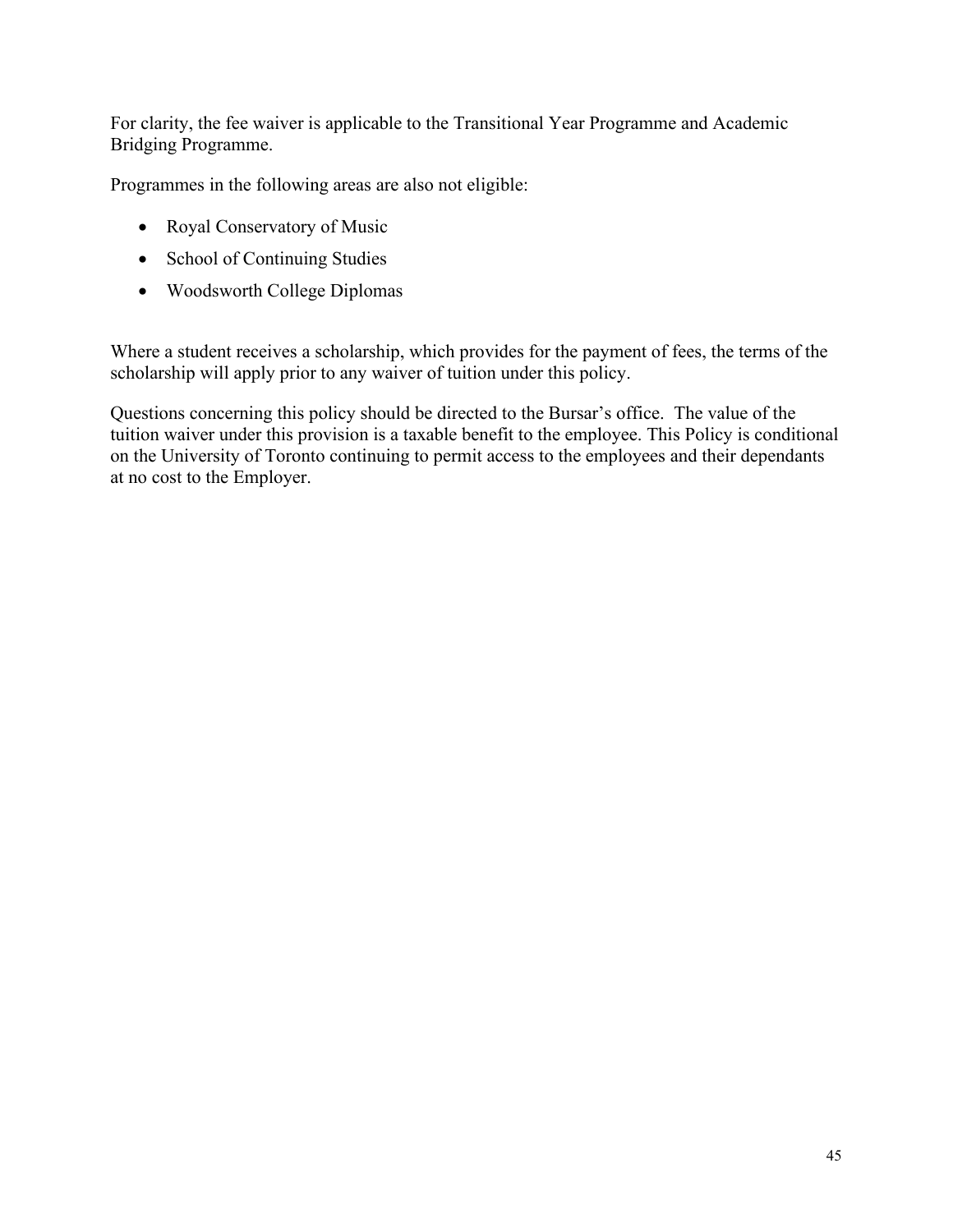For clarity, the fee waiver is applicable to the Transitional Year Programme and Academic Bridging Programme.

Programmes in the following areas are also not eligible:

- Royal Conservatory of Music
- School of Continuing Studies
- Woodsworth College Diplomas

Where a student receives a scholarship, which provides for the payment of fees, the terms of the scholarship will apply prior to any waiver of tuition under this policy.

Questions concerning this policy should be directed to the Bursar's office. The value of the tuition waiver under this provision is a taxable benefit to the employee. This Policy is conditional on the University of Toronto continuing to permit access to the employees and their dependants at no cost to the Employer.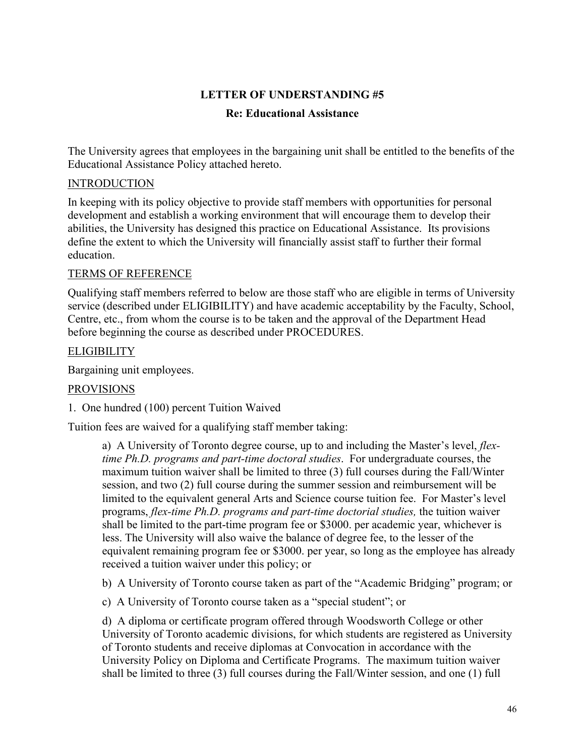## LETTER OF UNDERSTANDING #5

### Re: Educational Assistance

The University agrees that employees in the bargaining unit shall be entitled to the benefits of the Educational Assistance Policy attached hereto.

INTRODUCTION

In keeping with its policy objective to provide staff members with opportunities for personal development and establish a working environment that will encourage them to develop their abilities, the University has designed this practice on Educational Assistance. Its provisions define the extent to which the University will financially assist staff to further their formal education.

TERMS OF REFERENCE

Qualifying staff members referred to below are those staff who are eligible in terms of University service (described under ELIGIBILITY) and have academic acceptability by the Faculty, School, Centre, etc., from whom the course is to be taken and the approval of the Department Head before beginning the course as described under PROCEDURES.

ELIGIBILITY

Bargaining unit employees.

PROVISIONS

1. One hundred (100) percent Tuition Waived

Tuition fees are waived for a qualifying staff member taking:

> a) A University of Toronto degree course, up to and including the Master's level, *flex-time Ph.D. programs and part-time doctoral studies*. For undergraduate courses, the maximum tuition waiver shall be limited to three (3) full courses during the Fall/Winter session, and two (2) full course during the summer session and reimbursement will be limited to the equivalent general Arts and Science course tuition fee. For Master's level programs, *flex-time Ph.D. programs and part-time doctorial studies,* the tuition waiver shall be limited to the part-time program fee or $3000. per academic year, whichever is less. The University will also waive the balance of degree fee, to the lesser of the equivalent remaining program fee or $3000. per year, so long as the employee has already received a tuition waiver under this policy; or
>
> b) A University of Toronto course taken as part of the "Academic Bridging" program; or
>
> c) A University of Toronto course taken as a "special student"; or
>
> d) A diploma or certificate program offered through Woodsworth College or other University of Toronto academic divisions, for which students are registered as University of Toronto students and receive diplomas at Convocation in accordance with the University Policy on Diploma and Certificate Programs. The maximum tuition waiver shall be limited to three (3) full courses during the Fall/Winter session, and one (1) full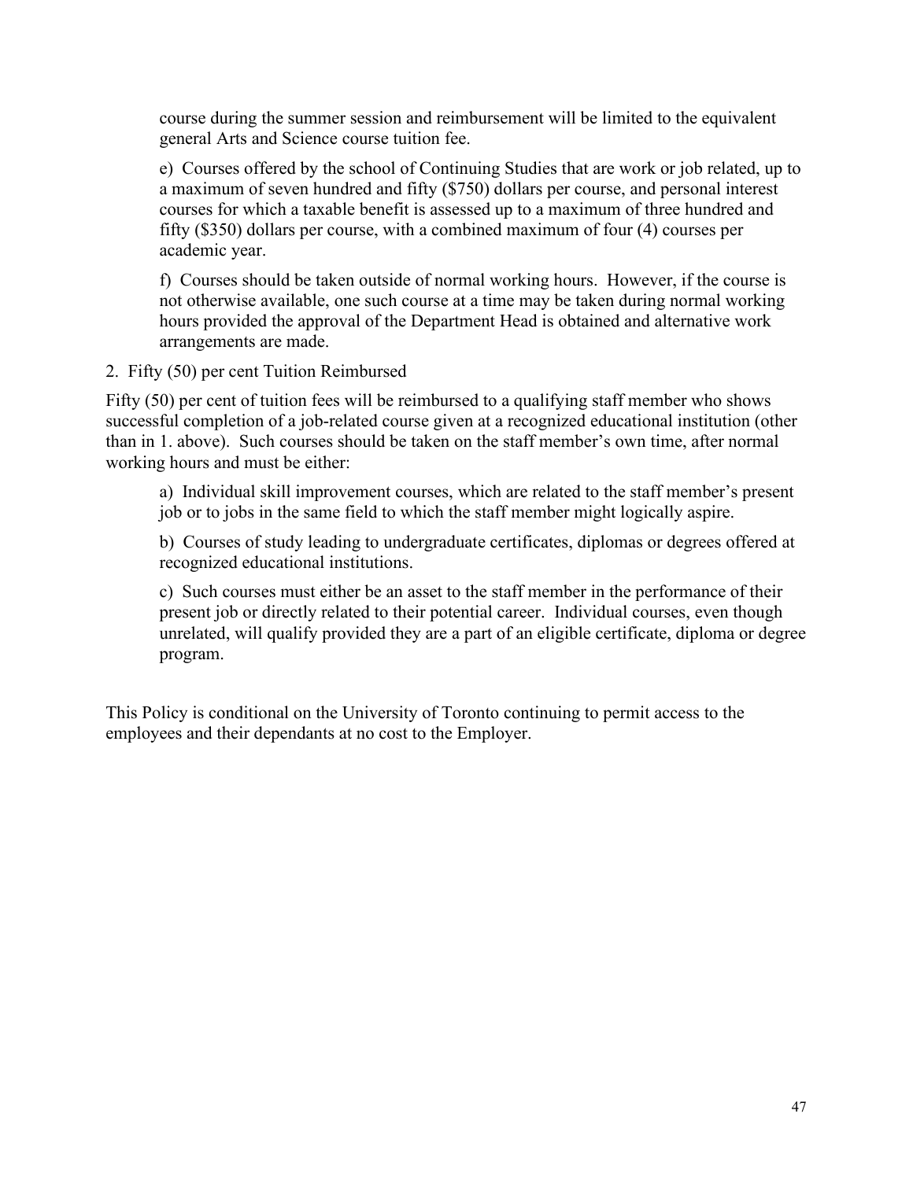course during the summer session and reimbursement will be limited to the equivalent general Arts and Science course tuition fee.

e) Courses offered by the school of Continuing Studies that are work or job related, up to a maximum of seven hundred and fifty ($750) dollars per course, and personal interest courses for which a taxable benefit is assessed up to a maximum of three hundred and fifty ($350) dollars per course, with a combined maximum of four (4) courses per academic year.

f) Courses should be taken outside of normal working hours. However, if the course is not otherwise available, one such course at a time may be taken during normal working hours provided the approval of the Department Head is obtained and alternative work arrangements are made.

2. Fifty (50) per cent Tuition Reimbursed

Fifty (50) per cent of tuition fees will be reimbursed to a qualifying staff member who shows successful completion of a job-related course given at a recognized educational institution (other than in 1. above). Such courses should be taken on the staff member's own time, after normal working hours and must be either:

a) Individual skill improvement courses, which are related to the staff member's present job or to jobs in the same field to which the staff member might logically aspire.

b) Courses of study leading to undergraduate certificates, diplomas or degrees offered at recognized educational institutions.

c) Such courses must either be an asset to the staff member in the performance of their present job or directly related to their potential career. Individual courses, even though unrelated, will qualify provided they are a part of an eligible certificate, diploma or degree program.

This Policy is conditional on the University of Toronto continuing to permit access to the employees and their dependants at no cost to the Employer.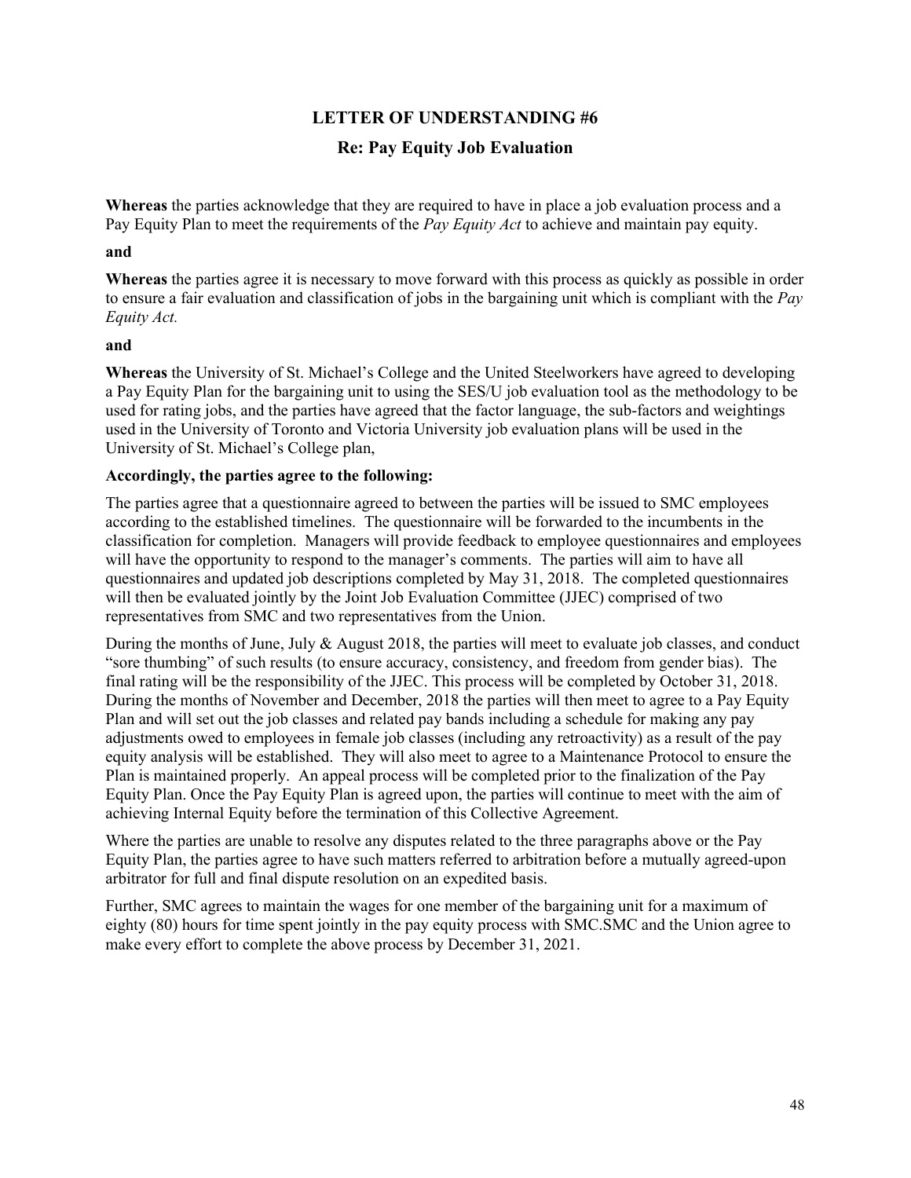# LETTER OF UNDERSTANDING #6

## Re: Pay Equity Job Evaluation

**Whereas** the parties acknowledge that they are required to have in place a job evaluation process and a Pay Equity Plan to meet the requirements of the *Pay Equity Act* to achieve and maintain pay equity.

**and**

**Whereas** the parties agree it is necessary to move forward with this process as quickly as possible in order to ensure a fair evaluation and classification of jobs in the bargaining unit which is compliant with the *Pay Equity Act.*

**and**

**Whereas** the University of St. Michael's College and the United Steelworkers have agreed to developing a Pay Equity Plan for the bargaining unit to using the SES/U job evaluation tool as the methodology to be used for rating jobs, and the parties have agreed that the factor language, the sub-factors and weightings used in the University of Toronto and Victoria University job evaluation plans will be used in the University of St. Michael's College plan,

**Accordingly, the parties agree to the following:**

The parties agree that a questionnaire agreed to between the parties will be issued to SMC employees according to the established timelines. The questionnaire will be forwarded to the incumbents in the classification for completion. Managers will provide feedback to employee questionnaires and employees will have the opportunity to respond to the manager's comments. The parties will aim to have all questionnaires and updated job descriptions completed by May 31, 2018. The completed questionnaires will then be evaluated jointly by the Joint Job Evaluation Committee (JJEC) comprised of two representatives from SMC and two representatives from the Union.

During the months of June, July & August 2018, the parties will meet to evaluate job classes, and conduct "sore thumbing" of such results (to ensure accuracy, consistency, and freedom from gender bias). The final rating will be the responsibility of the JJEC. This process will be completed by October 31, 2018. During the months of November and December, 2018 the parties will then meet to agree to a Pay Equity Plan and will set out the job classes and related pay bands including a schedule for making any pay adjustments owed to employees in female job classes (including any retroactivity) as a result of the pay equity analysis will be established. They will also meet to agree to a Maintenance Protocol to ensure the Plan is maintained properly. An appeal process will be completed prior to the finalization of the Pay Equity Plan. Once the Pay Equity Plan is agreed upon, the parties will continue to meet with the aim of achieving Internal Equity before the termination of this Collective Agreement.

Where the parties are unable to resolve any disputes related to the three paragraphs above or the Pay Equity Plan, the parties agree to have such matters referred to arbitration before a mutually agreed-upon arbitrator for full and final dispute resolution on an expedited basis.

Further, SMC agrees to maintain the wages for one member of the bargaining unit for a maximum of eighty (80) hours for time spent jointly in the pay equity process with SMC.SMC and the Union agree to make every effort to complete the above process by December 31, 2021.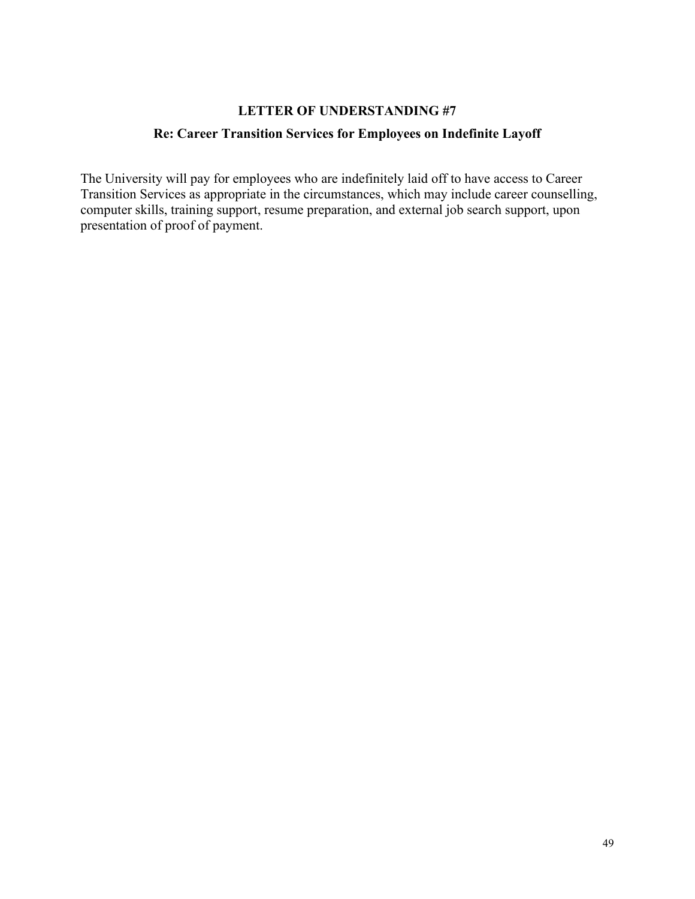## LETTER OF UNDERSTANDING #7

### Re: Career Transition Services for Employees on Indefinite Layoff

The University will pay for employees who are indefinitely laid off to have access to Career Transition Services as appropriate in the circumstances, which may include career counselling, computer skills, training support, resume preparation, and external job search support, upon presentation of proof of payment.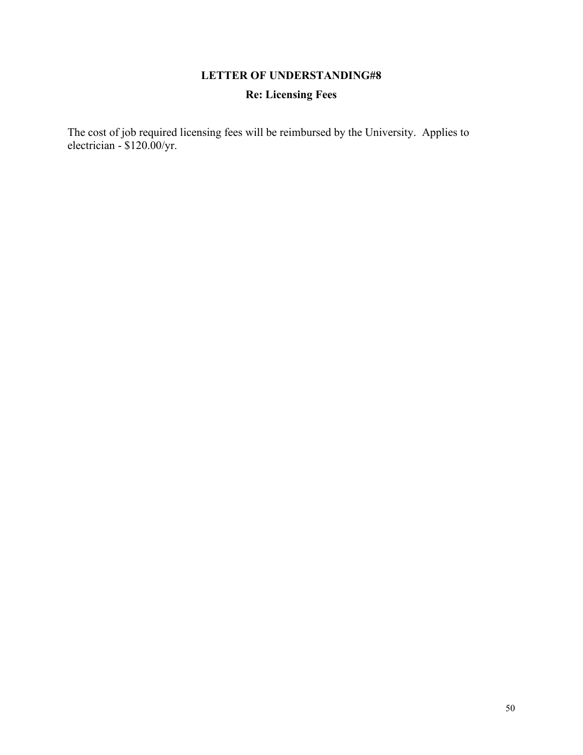## LETTER OF UNDERSTANDING#8

### Re: Licensing Fees

The cost of job required licensing fees will be reimbursed by the University. Applies to electrician - $120.00/yr.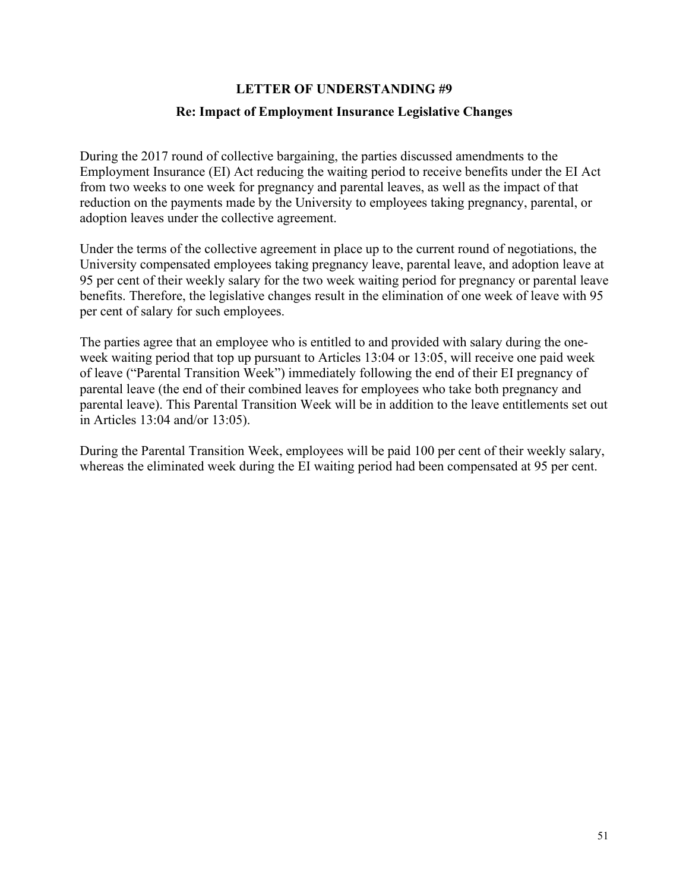## LETTER OF UNDERSTANDING #9

### Re: Impact of Employment Insurance Legislative Changes

During the 2017 round of collective bargaining, the parties discussed amendments to the Employment Insurance (EI) Act reducing the waiting period to receive benefits under the EI Act from two weeks to one week for pregnancy and parental leaves, as well as the impact of that reduction on the payments made by the University to employees taking pregnancy, parental, or adoption leaves under the collective agreement.

Under the terms of the collective agreement in place up to the current round of negotiations, the University compensated employees taking pregnancy leave, parental leave, and adoption leave at 95 per cent of their weekly salary for the two week waiting period for pregnancy or parental leave benefits. Therefore, the legislative changes result in the elimination of one week of leave with 95 per cent of salary for such employees.

The parties agree that an employee who is entitled to and provided with salary during the one-week waiting period that top up pursuant to Articles 13:04 or 13:05, will receive one paid week of leave ("Parental Transition Week") immediately following the end of their EI pregnancy of parental leave (the end of their combined leaves for employees who take both pregnancy and parental leave). This Parental Transition Week will be in addition to the leave entitlements set out in Articles 13:04 and/or 13:05).

During the Parental Transition Week, employees will be paid 100 per cent of their weekly salary, whereas the eliminated week during the EI waiting period had been compensated at 95 per cent.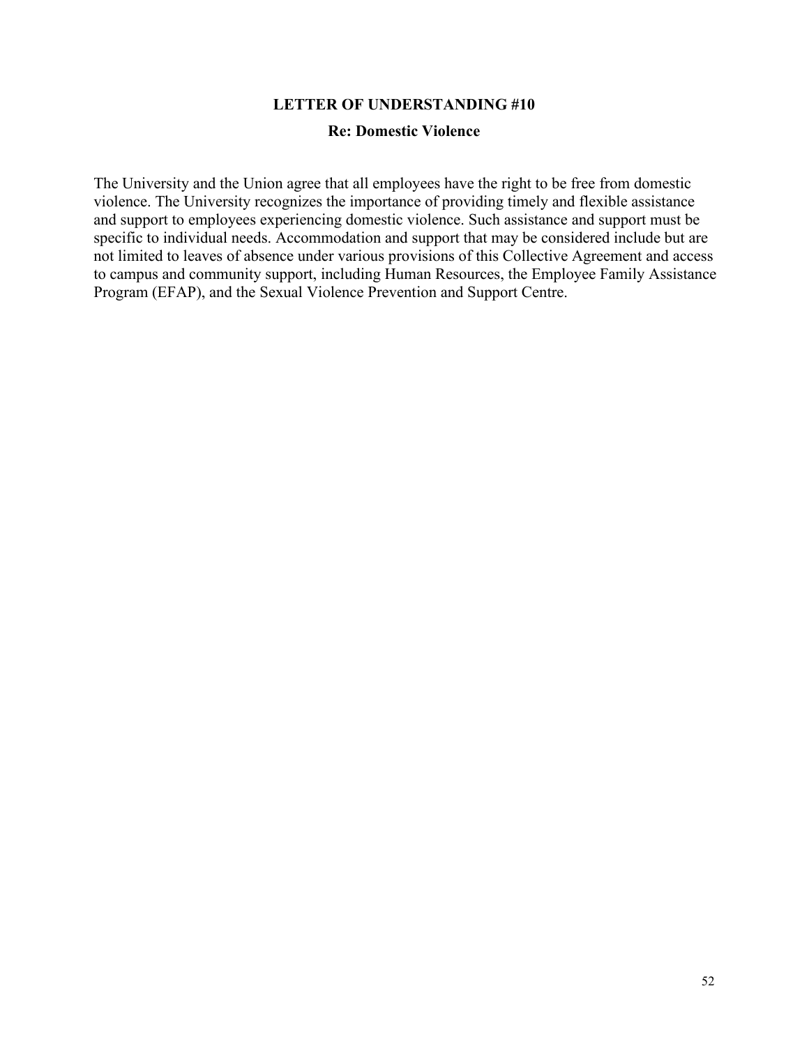## LETTER OF UNDERSTANDING #10

### Re: Domestic Violence

The University and the Union agree that all employees have the right to be free from domestic violence. The University recognizes the importance of providing timely and flexible assistance and support to employees experiencing domestic violence. Such assistance and support must be specific to individual needs. Accommodation and support that may be considered include but are not limited to leaves of absence under various provisions of this Collective Agreement and access to campus and community support, including Human Resources, the Employee Family Assistance Program (EFAP), and the Sexual Violence Prevention and Support Centre.